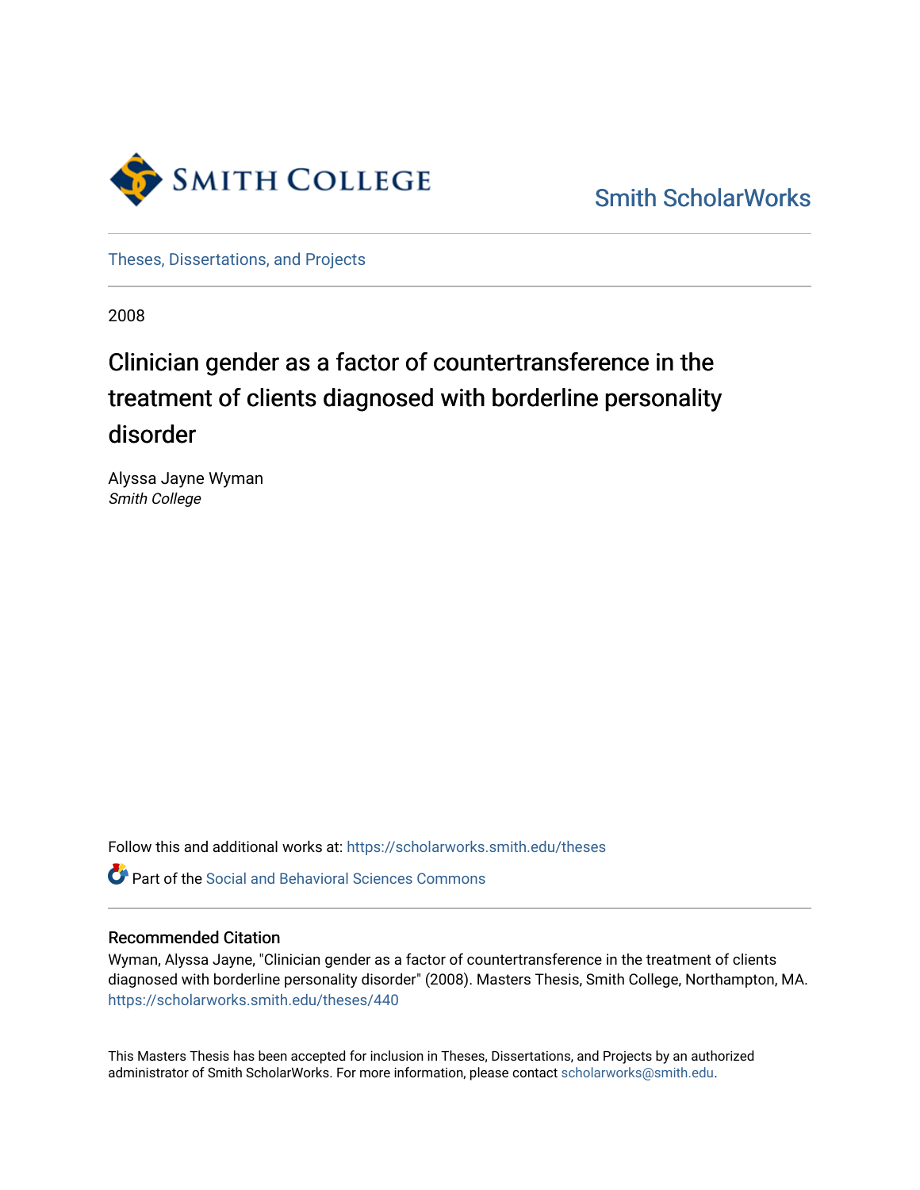Smith College

Smith ScholarWorks

Theses, Dissertations, and Projects

2008

# Clinician gender as a factor of countertransference in the treatment of clients diagnosed with borderline personality disorder

Alyssa Jayne Wyman
*Smith College*

Follow this and additional works at: https://scholarworks.smith.edu/theses

Part of the Social and Behavioral Sciences Commons

## Recommended Citation

Wyman, Alyssa Jayne, "Clinician gender as a factor of countertransference in the treatment of clients diagnosed with borderline personality disorder" (2008). Masters Thesis, Smith College, Northampton, MA.
https://scholarworks.smith.edu/theses/440

This Masters Thesis has been accepted for inclusion in Theses, Dissertations, and Projects by an authorized administrator of Smith ScholarWorks. For more information, please contact scholarworks@smith.edu.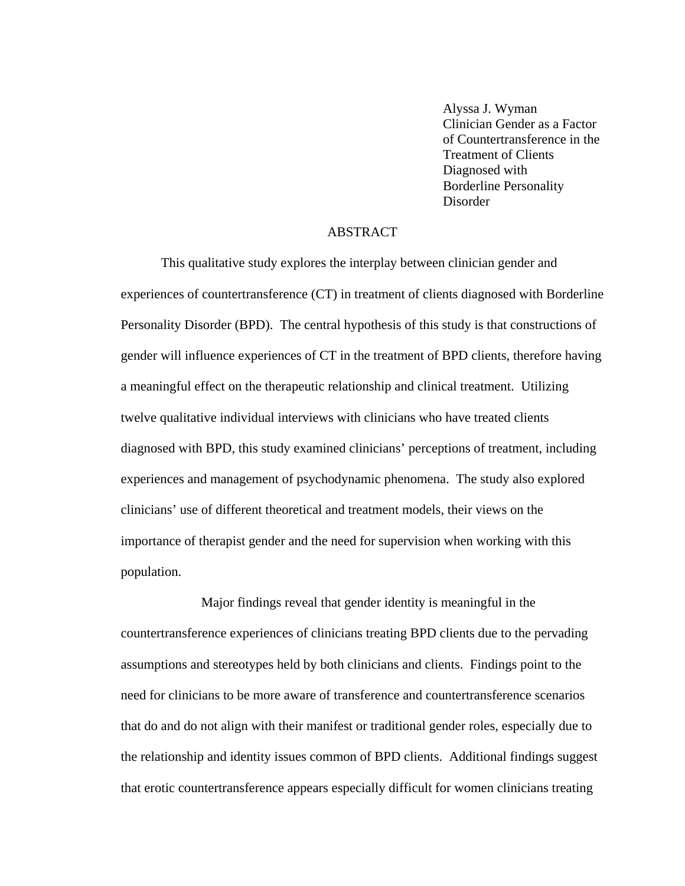Alyssa J. Wyman
Clinician Gender as a Factor of Countertransference in the Treatment of Clients Diagnosed with Borderline Personality Disorder

## ABSTRACT

This qualitative study explores the interplay between clinician gender and experiences of countertransference (CT) in treatment of clients diagnosed with Borderline Personality Disorder (BPD). The central hypothesis of this study is that constructions of gender will influence experiences of CT in the treatment of BPD clients, therefore having a meaningful effect on the therapeutic relationship and clinical treatment. Utilizing twelve qualitative individual interviews with clinicians who have treated clients diagnosed with BPD, this study examined clinicians' perceptions of treatment, including experiences and management of psychodynamic phenomena. The study also explored clinicians' use of different theoretical and treatment models, their views on the importance of therapist gender and the need for supervision when working with this population.

Major findings reveal that gender identity is meaningful in the countertransference experiences of clinicians treating BPD clients due to the pervading assumptions and stereotypes held by both clinicians and clients. Findings point to the need for clinicians to be more aware of transference and countertransference scenarios that do and do not align with their manifest or traditional gender roles, especially due to the relationship and identity issues common of BPD clients. Additional findings suggest that erotic countertransference appears especially difficult for women clinicians treating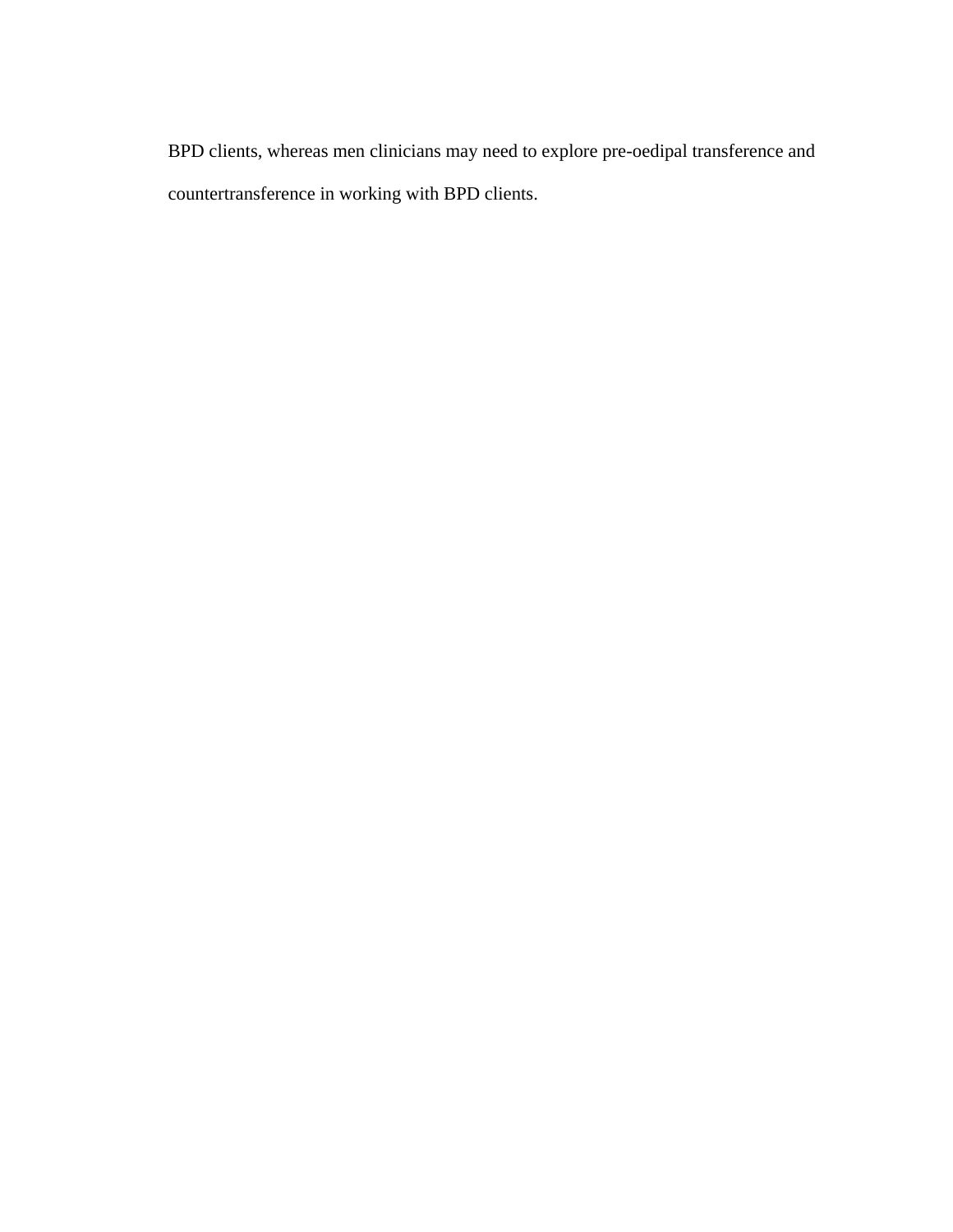BPD clients, whereas men clinicians may need to explore pre-oedipal transference and countertransference in working with BPD clients.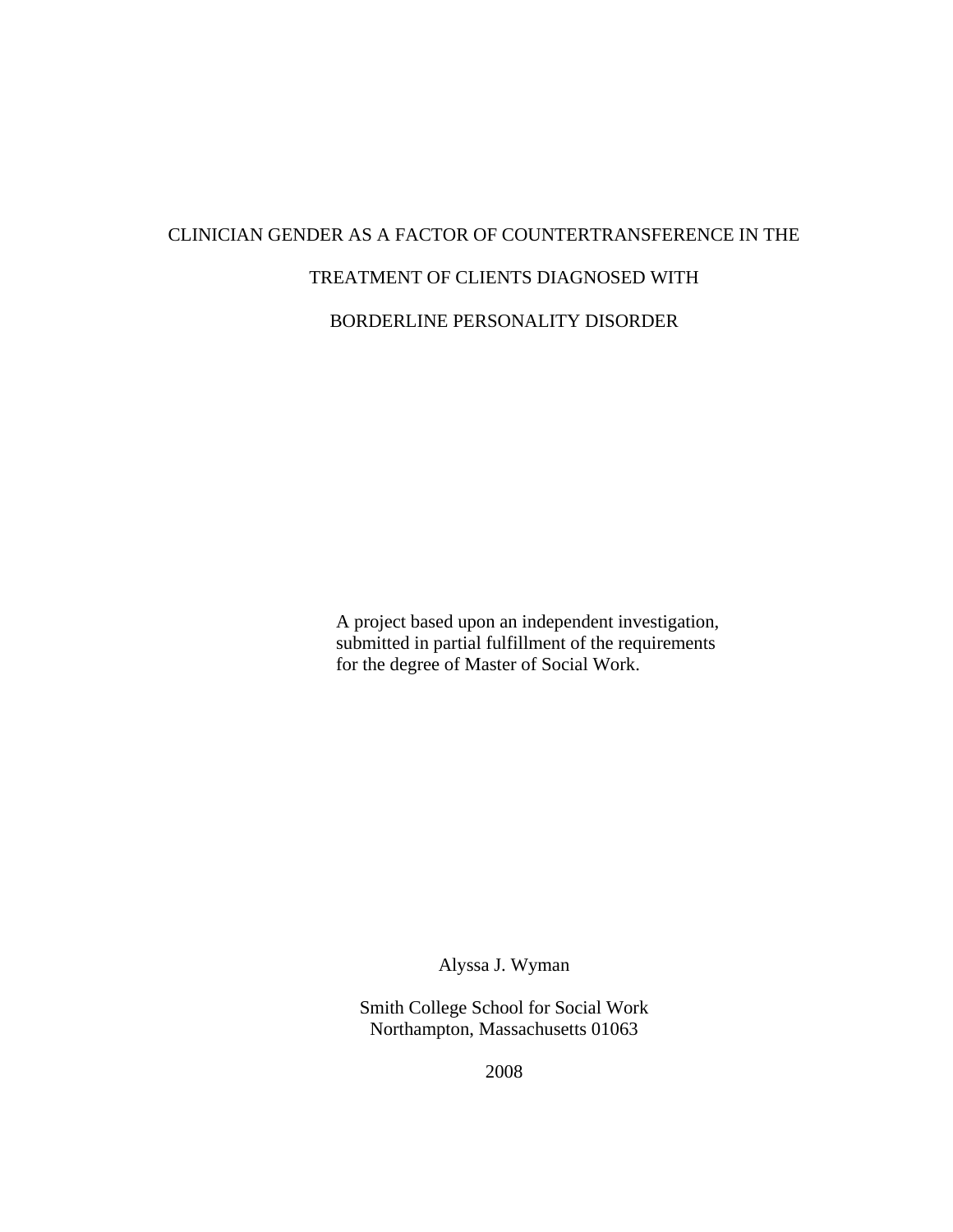# CLINICIAN GENDER AS A FACTOR OF COUNTERTRANSFERENCE IN THE TREATMENT OF CLIENTS DIAGNOSED WITH BORDERLINE PERSONALITY DISORDER

A project based upon an independent investigation, submitted in partial fulfillment of the requirements for the degree of Master of Social Work.

Alyssa J. Wyman

Smith College School for Social Work
Northampton, Massachusetts 01063

2008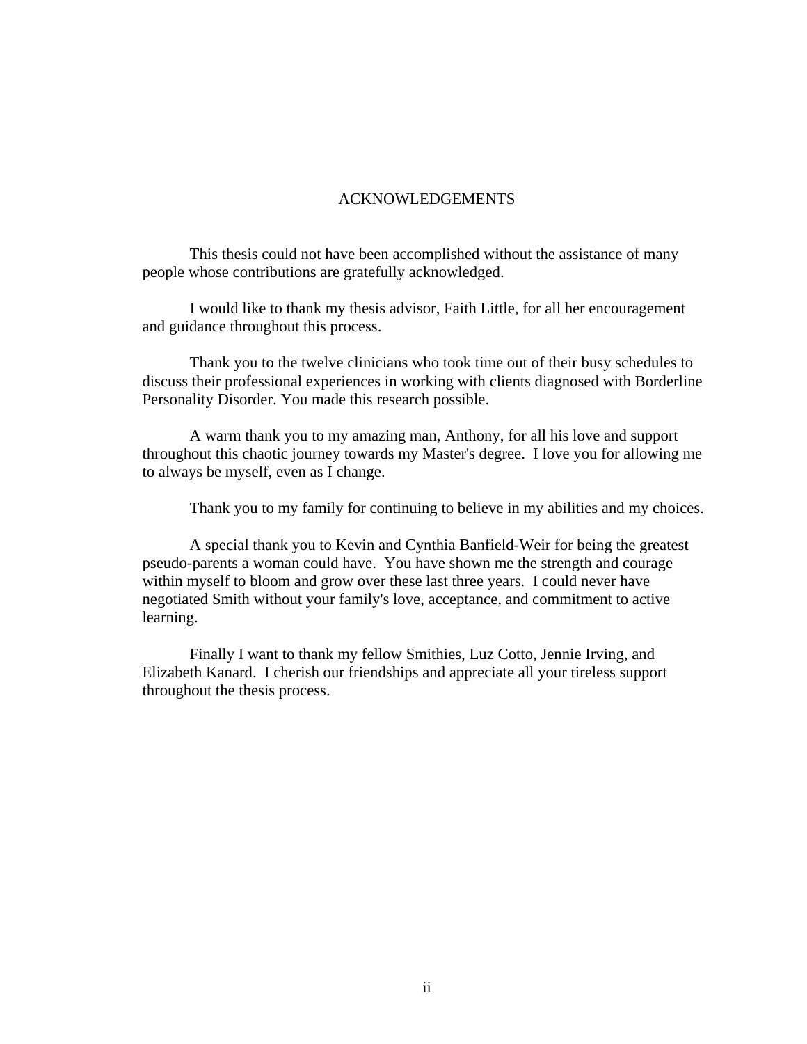# ACKNOWLEDGEMENTS

This thesis could not have been accomplished without the assistance of many people whose contributions are gratefully acknowledged.

I would like to thank my thesis advisor, Faith Little, for all her encouragement and guidance throughout this process.

Thank you to the twelve clinicians who took time out of their busy schedules to discuss their professional experiences in working with clients diagnosed with Borderline Personality Disorder. You made this research possible.

A warm thank you to my amazing man, Anthony, for all his love and support throughout this chaotic journey towards my Master's degree. I love you for allowing me to always be myself, even as I change.

Thank you to my family for continuing to believe in my abilities and my choices.

A special thank you to Kevin and Cynthia Banfield-Weir for being the greatest pseudo-parents a woman could have. You have shown me the strength and courage within myself to bloom and grow over these last three years. I could never have negotiated Smith without your family's love, acceptance, and commitment to active learning.

Finally I want to thank my fellow Smithies, Luz Cotto, Jennie Irving, and Elizabeth Kanard. I cherish our friendships and appreciate all your tireless support throughout the thesis process.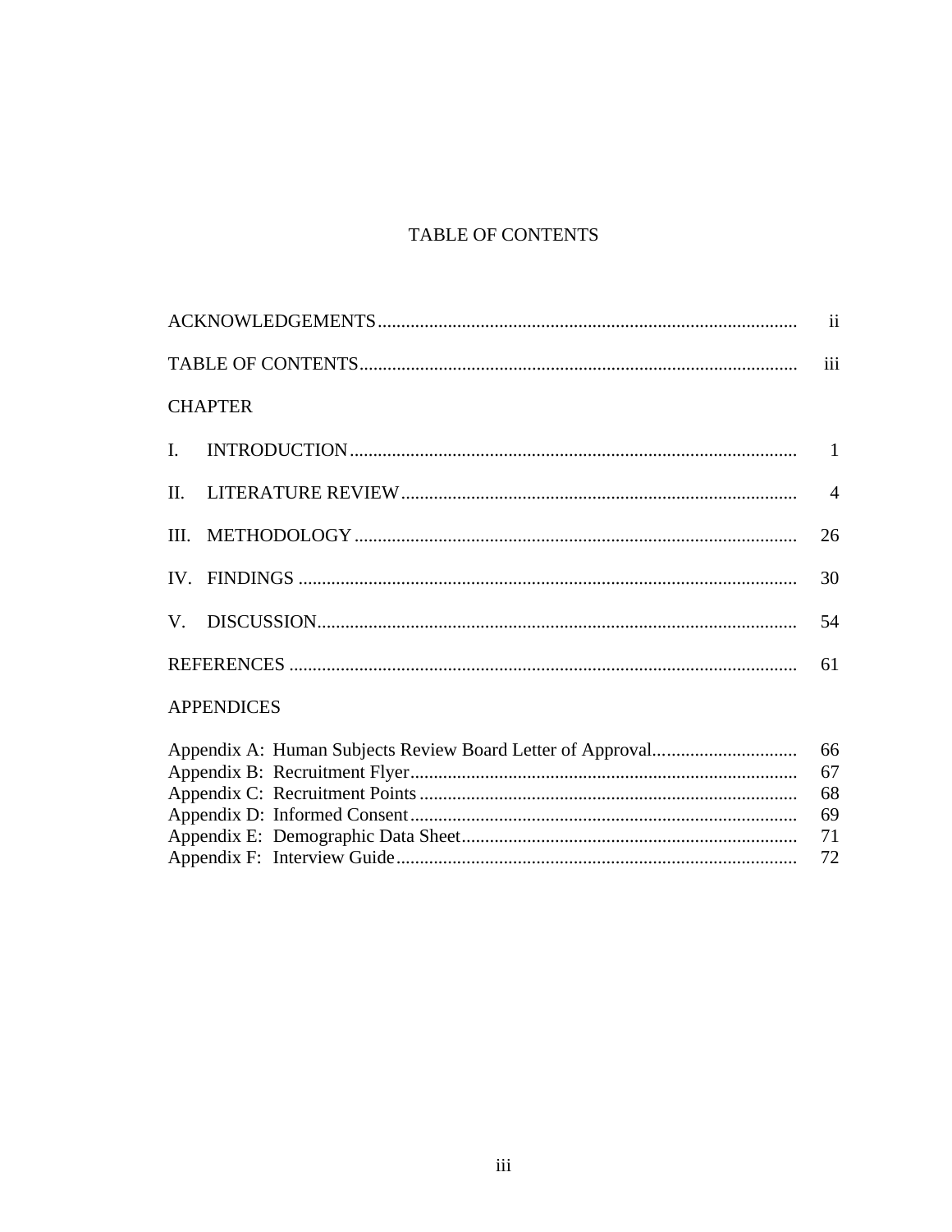# TABLE OF CONTENTS

| | |
|---|---|
| ACKNOWLEDGEMENTS | ii |
| TABLE OF CONTENTS | iii |
| **CHAPTER** | |
| I. INTRODUCTION | 1 |
| II. LITERATURE REVIEW | 4 |
| III. METHODOLOGY | 26 |
| IV. FINDINGS | 30 |
| V. DISCUSSION | 54 |
| REFERENCES | 61 |
| **APPENDICES** | |
| Appendix A: Human Subjects Review Board Letter of Approval | 66 |
| Appendix B: Recruitment Flyer | 67 |
| Appendix C: Recruitment Points | 68 |
| Appendix D: Informed Consent | 69 |
| Appendix E: Demographic Data Sheet | 71 |
| Appendix F: Interview Guide | 72 |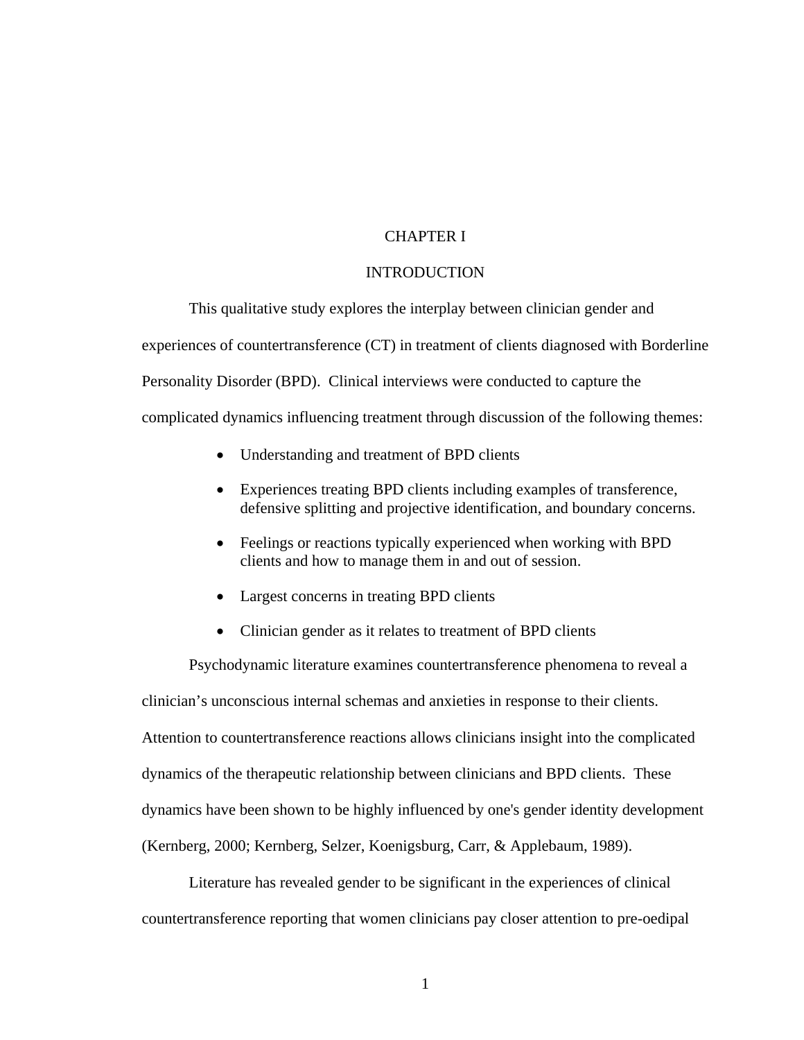# CHAPTER I

# INTRODUCTION

This qualitative study explores the interplay between clinician gender and experiences of countertransference (CT) in treatment of clients diagnosed with Borderline Personality Disorder (BPD). Clinical interviews were conducted to capture the complicated dynamics influencing treatment through discussion of the following themes:

- Understanding and treatment of BPD clients
- Experiences treating BPD clients including examples of transference, defensive splitting and projective identification, and boundary concerns.
- Feelings or reactions typically experienced when working with BPD clients and how to manage them in and out of session.
- Largest concerns in treating BPD clients
- Clinician gender as it relates to treatment of BPD clients

Psychodynamic literature examines countertransference phenomena to reveal a clinician's unconscious internal schemas and anxieties in response to their clients. Attention to countertransference reactions allows clinicians insight into the complicated dynamics of the therapeutic relationship between clinicians and BPD clients. These dynamics have been shown to be highly influenced by one's gender identity development (Kernberg, 2000; Kernberg, Selzer, Koenigsburg, Carr, & Applebaum, 1989).

Literature has revealed gender to be significant in the experiences of clinical countertransference reporting that women clinicians pay closer attention to pre-oedipal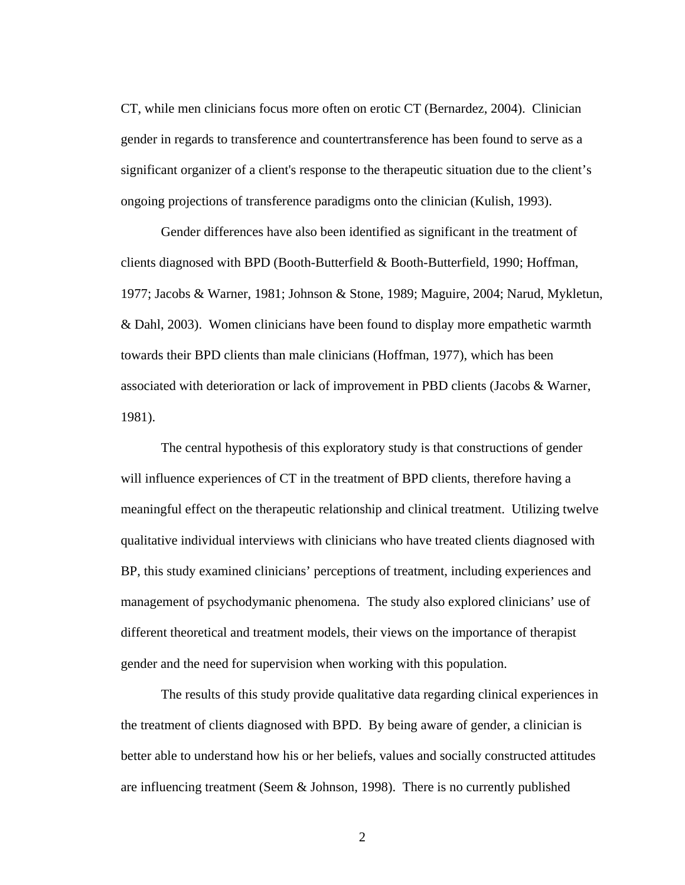CT, while men clinicians focus more often on erotic CT (Bernardez, 2004). Clinician gender in regards to transference and countertransference has been found to serve as a significant organizer of a client's response to the therapeutic situation due to the client's ongoing projections of transference paradigms onto the clinician (Kulish, 1993).

Gender differences have also been identified as significant in the treatment of clients diagnosed with BPD (Booth-Butterfield & Booth-Butterfield, 1990; Hoffman, 1977; Jacobs & Warner, 1981; Johnson & Stone, 1989; Maguire, 2004; Narud, Mykletun, & Dahl, 2003). Women clinicians have been found to display more empathetic warmth towards their BPD clients than male clinicians (Hoffman, 1977), which has been associated with deterioration or lack of improvement in PBD clients (Jacobs & Warner, 1981).

The central hypothesis of this exploratory study is that constructions of gender will influence experiences of CT in the treatment of BPD clients, therefore having a meaningful effect on the therapeutic relationship and clinical treatment. Utilizing twelve qualitative individual interviews with clinicians who have treated clients diagnosed with BP, this study examined clinicians' perceptions of treatment, including experiences and management of psychodymanic phenomena. The study also explored clinicians' use of different theoretical and treatment models, their views on the importance of therapist gender and the need for supervision when working with this population.

The results of this study provide qualitative data regarding clinical experiences in the treatment of clients diagnosed with BPD. By being aware of gender, a clinician is better able to understand how his or her beliefs, values and socially constructed attitudes are influencing treatment (Seem & Johnson, 1998). There is no currently published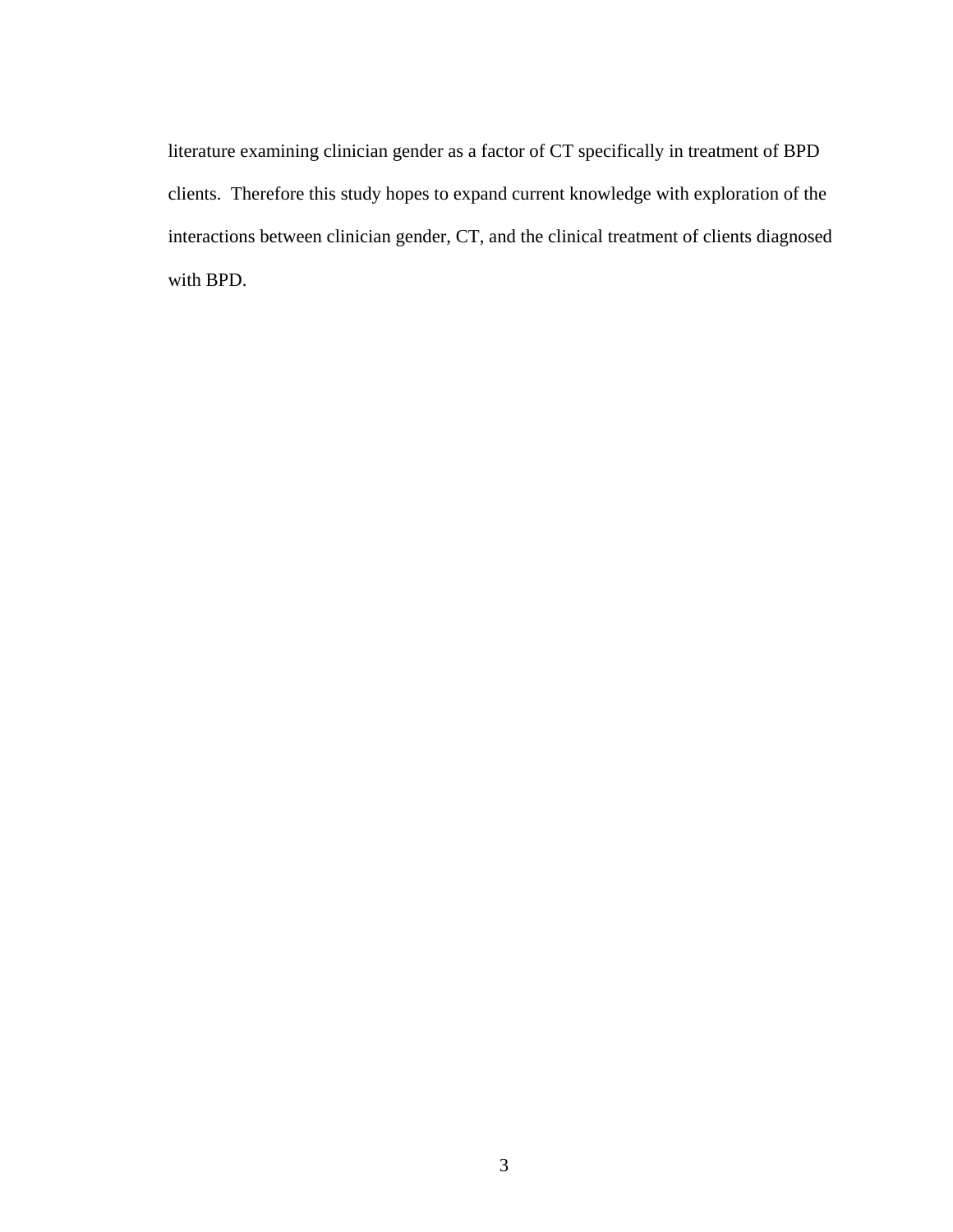literature examining clinician gender as a factor of CT specifically in treatment of BPD clients.  Therefore this study hopes to expand current knowledge with exploration of the interactions between clinician gender, CT, and the clinical treatment of clients diagnosed with BPD.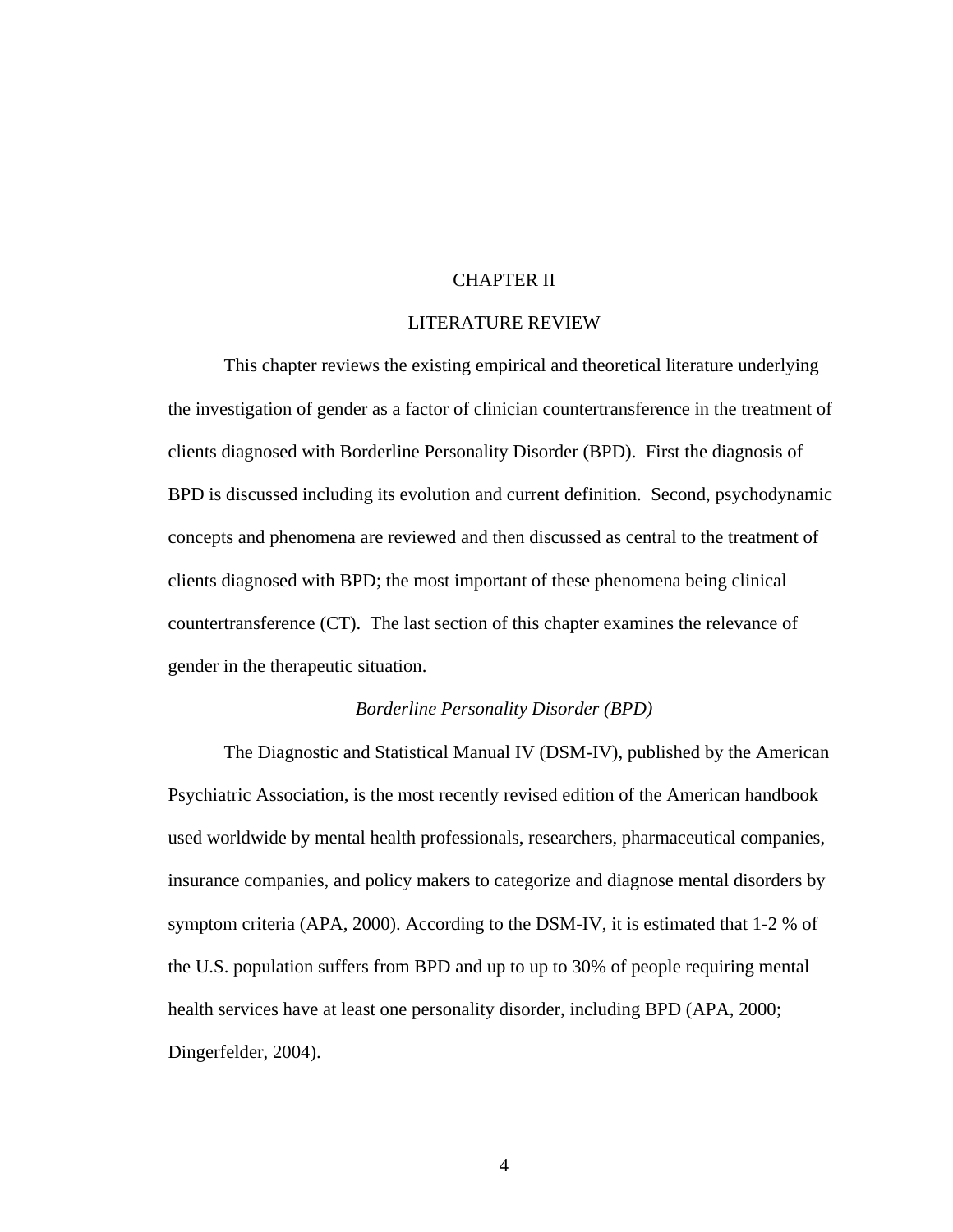# CHAPTER II

# LITERATURE REVIEW

This chapter reviews the existing empirical and theoretical literature underlying the investigation of gender as a factor of clinician countertransference in the treatment of clients diagnosed with Borderline Personality Disorder (BPD). First the diagnosis of BPD is discussed including its evolution and current definition. Second, psychodynamic concepts and phenomena are reviewed and then discussed as central to the treatment of clients diagnosed with BPD; the most important of these phenomena being clinical countertransference (CT). The last section of this chapter examines the relevance of gender in the therapeutic situation.

## *Borderline Personality Disorder (BPD)*

The Diagnostic and Statistical Manual IV (DSM-IV), published by the American Psychiatric Association, is the most recently revised edition of the American handbook used worldwide by mental health professionals, researchers, pharmaceutical companies, insurance companies, and policy makers to categorize and diagnose mental disorders by symptom criteria (APA, 2000). According to the DSM-IV, it is estimated that 1-2 % of the U.S. population suffers from BPD and up to up to 30% of people requiring mental health services have at least one personality disorder, including BPD (APA, 2000; Dingerfelder, 2004).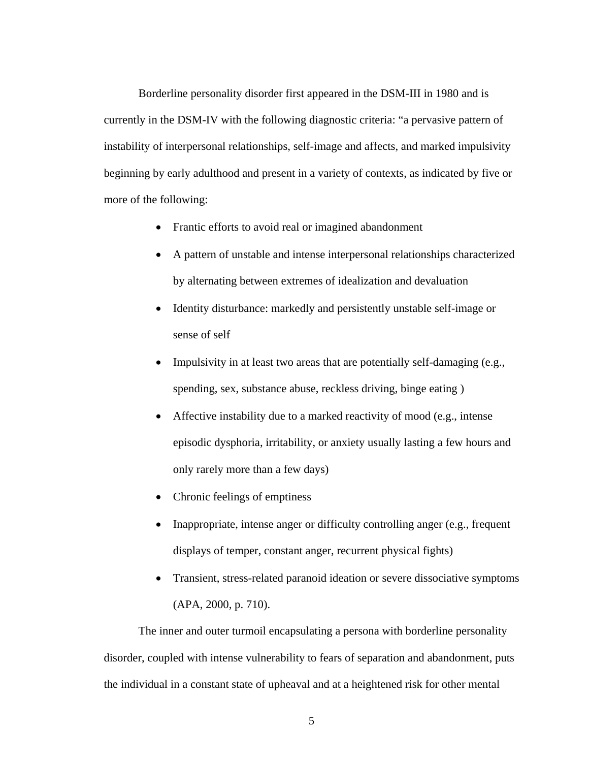Borderline personality disorder first appeared in the DSM-III in 1980 and is currently in the DSM-IV with the following diagnostic criteria: "a pervasive pattern of instability of interpersonal relationships, self-image and affects, and marked impulsivity beginning by early adulthood and present in a variety of contexts, as indicated by five or more of the following:

- Frantic efforts to avoid real or imagined abandonment
- A pattern of unstable and intense interpersonal relationships characterized by alternating between extremes of idealization and devaluation
- Identity disturbance: markedly and persistently unstable self-image or sense of self
- Impulsivity in at least two areas that are potentially self-damaging (e.g., spending, sex, substance abuse, reckless driving, binge eating )
- Affective instability due to a marked reactivity of mood (e.g., intense episodic dysphoria, irritability, or anxiety usually lasting a few hours and only rarely more than a few days)
- Chronic feelings of emptiness
- Inappropriate, intense anger or difficulty controlling anger (e.g., frequent displays of temper, constant anger, recurrent physical fights)
- Transient, stress-related paranoid ideation or severe dissociative symptoms (APA, 2000, p. 710).

The inner and outer turmoil encapsulating a persona with borderline personality disorder, coupled with intense vulnerability to fears of separation and abandonment, puts the individual in a constant state of upheaval and at a heightened risk for other mental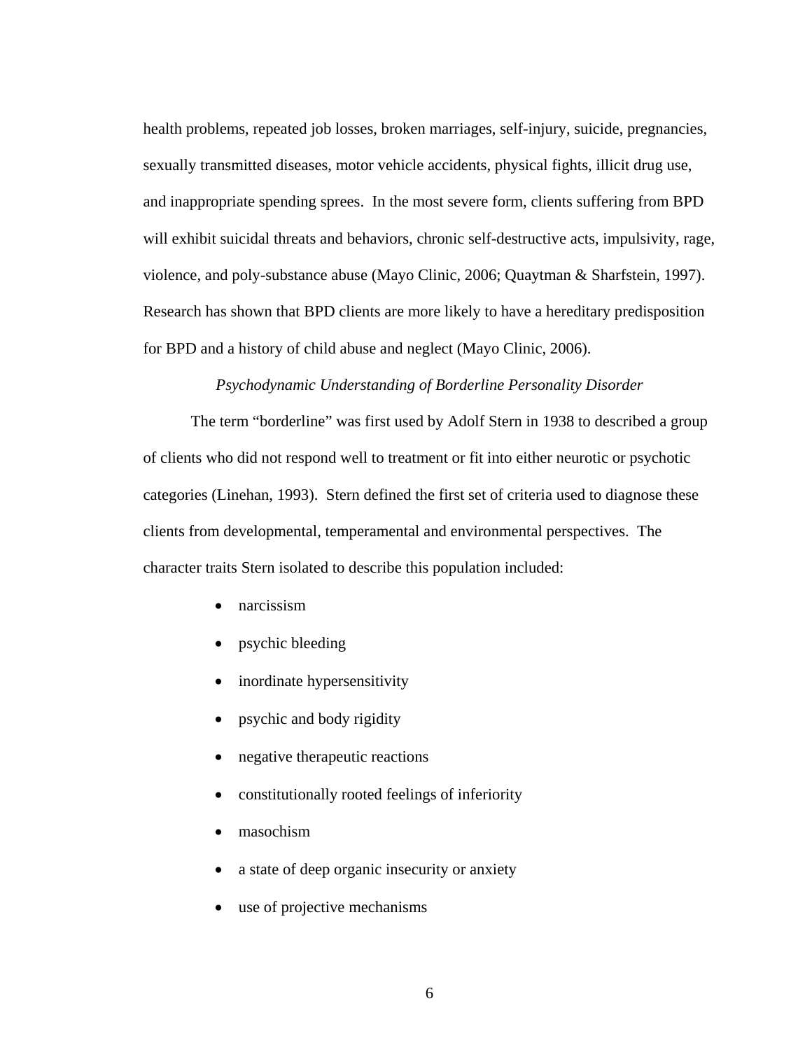health problems, repeated job losses, broken marriages, self-injury, suicide, pregnancies, sexually transmitted diseases, motor vehicle accidents, physical fights, illicit drug use, and inappropriate spending sprees. In the most severe form, clients suffering from BPD will exhibit suicidal threats and behaviors, chronic self-destructive acts, impulsivity, rage, violence, and poly-substance abuse (Mayo Clinic, 2006; Quaytman & Sharfstein, 1997). Research has shown that BPD clients are more likely to have a hereditary predisposition for BPD and a history of child abuse and neglect (Mayo Clinic, 2006).

### *Psychodynamic Understanding of Borderline Personality Disorder*

The term "borderline" was first used by Adolf Stern in 1938 to described a group of clients who did not respond well to treatment or fit into either neurotic or psychotic categories (Linehan, 1993). Stern defined the first set of criteria used to diagnose these clients from developmental, temperamental and environmental perspectives. The character traits Stern isolated to describe this population included:

- narcissism
- psychic bleeding
- inordinate hypersensitivity
- psychic and body rigidity
- negative therapeutic reactions
- constitutionally rooted feelings of inferiority
- masochism
- a state of deep organic insecurity or anxiety
- use of projective mechanisms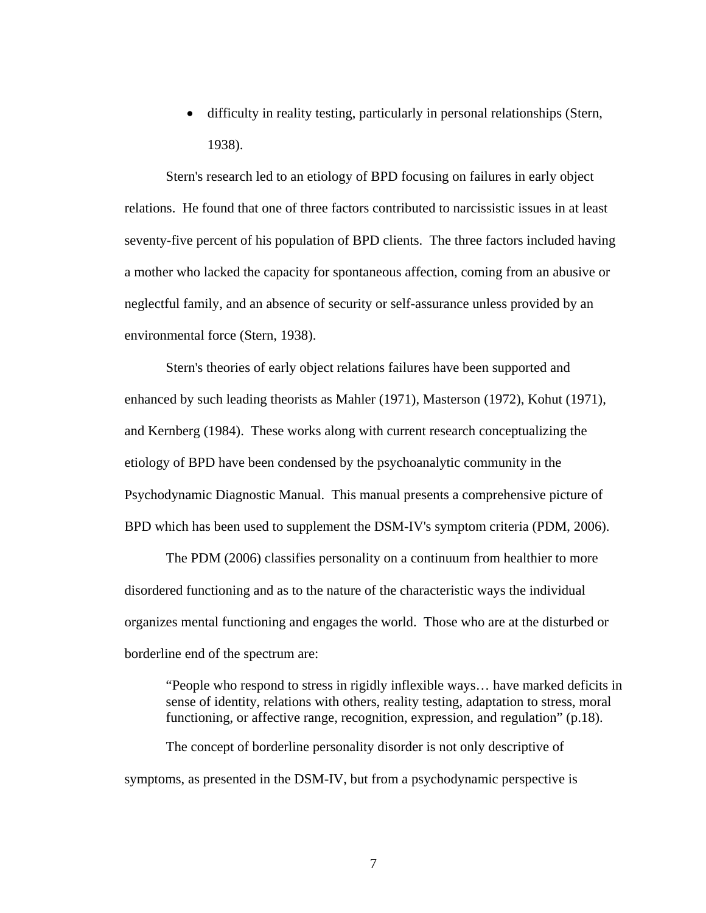- difficulty in reality testing, particularly in personal relationships (Stern, 1938).

Stern's research led to an etiology of BPD focusing on failures in early object relations. He found that one of three factors contributed to narcissistic issues in at least seventy-five percent of his population of BPD clients. The three factors included having a mother who lacked the capacity for spontaneous affection, coming from an abusive or neglectful family, and an absence of security or self-assurance unless provided by an environmental force (Stern, 1938).

Stern's theories of early object relations failures have been supported and enhanced by such leading theorists as Mahler (1971), Masterson (1972), Kohut (1971), and Kernberg (1984). These works along with current research conceptualizing the etiology of BPD have been condensed by the psychoanalytic community in the Psychodynamic Diagnostic Manual. This manual presents a comprehensive picture of BPD which has been used to supplement the DSM-IV's symptom criteria (PDM, 2006).

The PDM (2006) classifies personality on a continuum from healthier to more disordered functioning and as to the nature of the characteristic ways the individual organizes mental functioning and engages the world. Those who are at the disturbed or borderline end of the spectrum are:

> "People who respond to stress in rigidly inflexible ways… have marked deficits in sense of identity, relations with others, reality testing, adaptation to stress, moral functioning, or affective range, recognition, expression, and regulation" (p.18).

The concept of borderline personality disorder is not only descriptive of symptoms, as presented in the DSM-IV, but from a psychodynamic perspective is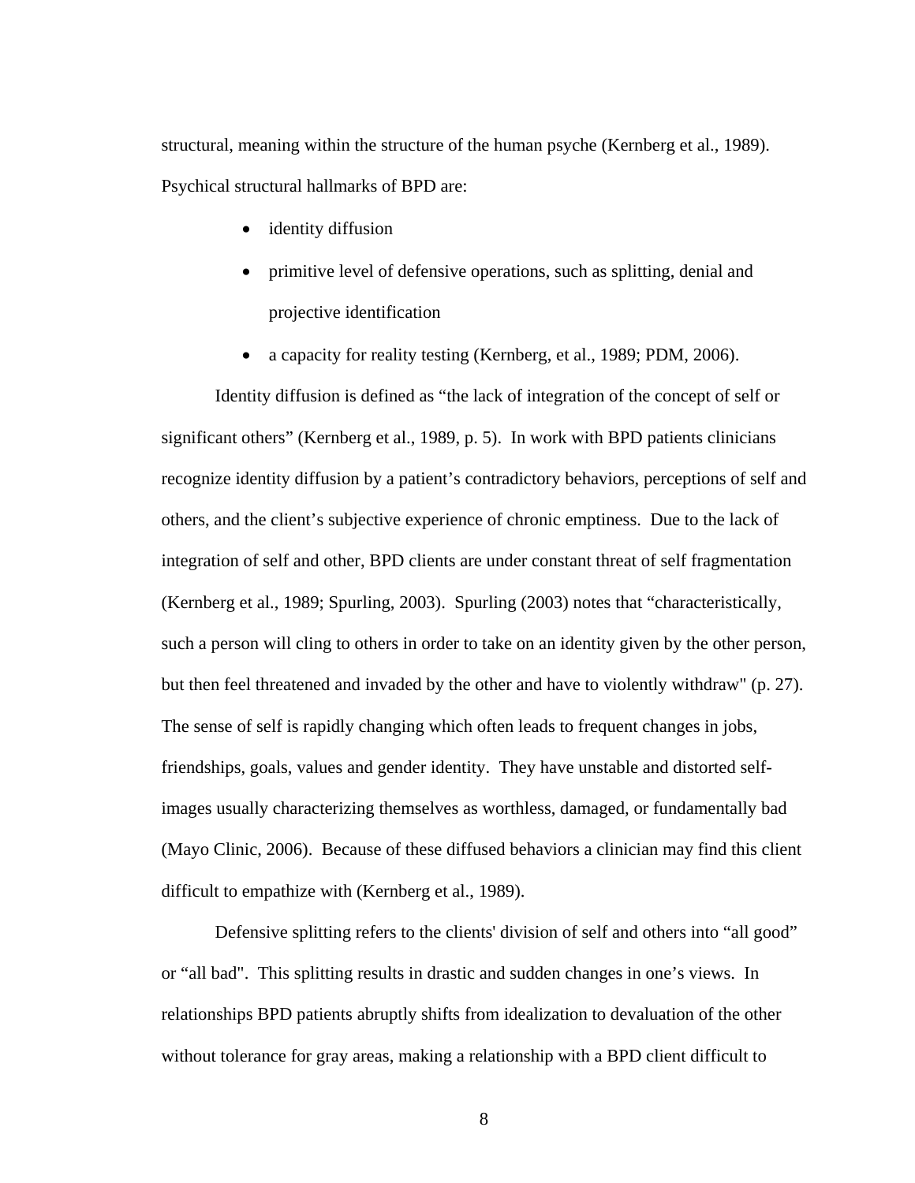structural, meaning within the structure of the human psyche (Kernberg et al., 1989). Psychical structural hallmarks of BPD are:

- identity diffusion
- primitive level of defensive operations, such as splitting, denial and projective identification
- a capacity for reality testing (Kernberg, et al., 1989; PDM, 2006).

Identity diffusion is defined as "the lack of integration of the concept of self or significant others" (Kernberg et al., 1989, p. 5). In work with BPD patients clinicians recognize identity diffusion by a patient's contradictory behaviors, perceptions of self and others, and the client's subjective experience of chronic emptiness. Due to the lack of integration of self and other, BPD clients are under constant threat of self fragmentation (Kernberg et al., 1989; Spurling, 2003). Spurling (2003) notes that "characteristically, such a person will cling to others in order to take on an identity given by the other person, but then feel threatened and invaded by the other and have to violently withdraw" (p. 27). The sense of self is rapidly changing which often leads to frequent changes in jobs, friendships, goals, values and gender identity. They have unstable and distorted self-images usually characterizing themselves as worthless, damaged, or fundamentally bad (Mayo Clinic, 2006). Because of these diffused behaviors a clinician may find this client difficult to empathize with (Kernberg et al., 1989).

Defensive splitting refers to the clients' division of self and others into "all good" or "all bad". This splitting results in drastic and sudden changes in one's views. In relationships BPD patients abruptly shifts from idealization to devaluation of the other without tolerance for gray areas, making a relationship with a BPD client difficult to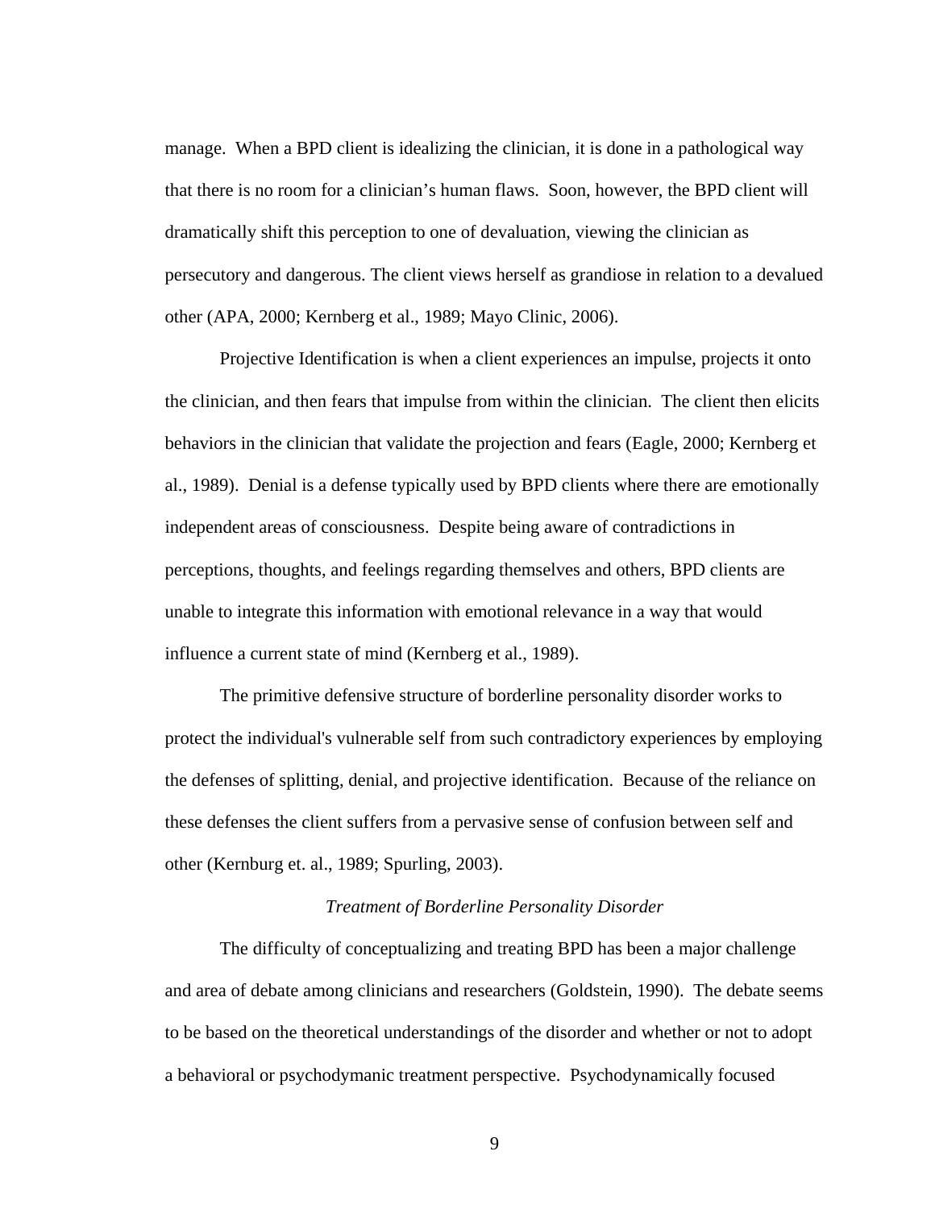manage. When a BPD client is idealizing the clinician, it is done in a pathological way that there is no room for a clinician's human flaws. Soon, however, the BPD client will dramatically shift this perception to one of devaluation, viewing the clinician as persecutory and dangerous. The client views herself as grandiose in relation to a devalued other (APA, 2000; Kernberg et al., 1989; Mayo Clinic, 2006).

Projective Identification is when a client experiences an impulse, projects it onto the clinician, and then fears that impulse from within the clinician. The client then elicits behaviors in the clinician that validate the projection and fears (Eagle, 2000; Kernberg et al., 1989). Denial is a defense typically used by BPD clients where there are emotionally independent areas of consciousness. Despite being aware of contradictions in perceptions, thoughts, and feelings regarding themselves and others, BPD clients are unable to integrate this information with emotional relevance in a way that would influence a current state of mind (Kernberg et al., 1989).

The primitive defensive structure of borderline personality disorder works to protect the individual's vulnerable self from such contradictory experiences by employing the defenses of splitting, denial, and projective identification. Because of the reliance on these defenses the client suffers from a pervasive sense of confusion between self and other (Kernburg et. al., 1989; Spurling, 2003).

### *Treatment of Borderline Personality Disorder*

The difficulty of conceptualizing and treating BPD has been a major challenge and area of debate among clinicians and researchers (Goldstein, 1990). The debate seems to be based on the theoretical understandings of the disorder and whether or not to adopt a behavioral or psychodymanic treatment perspective. Psychodynamically focused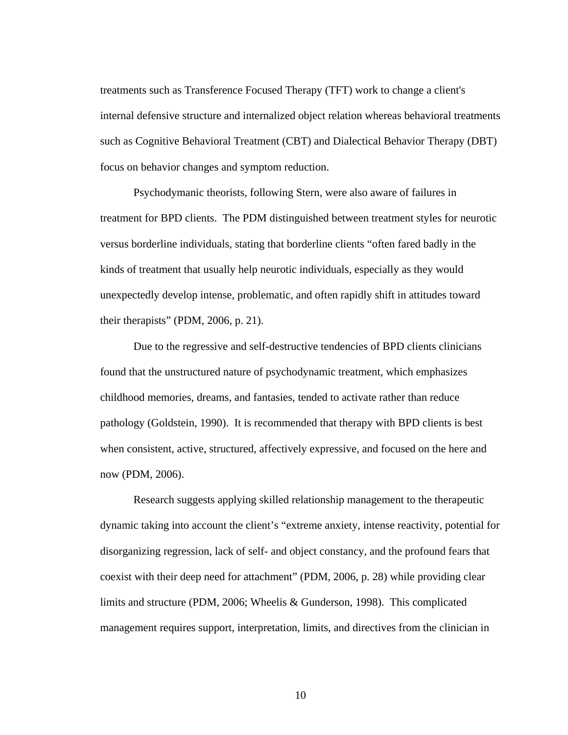treatments such as Transference Focused Therapy (TFT) work to change a client's internal defensive structure and internalized object relation whereas behavioral treatments such as Cognitive Behavioral Treatment (CBT) and Dialectical Behavior Therapy (DBT) focus on behavior changes and symptom reduction.

Psychodymanic theorists, following Stern, were also aware of failures in treatment for BPD clients. The PDM distinguished between treatment styles for neurotic versus borderline individuals, stating that borderline clients "often fared badly in the kinds of treatment that usually help neurotic individuals, especially as they would unexpectedly develop intense, problematic, and often rapidly shift in attitudes toward their therapists" (PDM, 2006, p. 21).

Due to the regressive and self-destructive tendencies of BPD clients clinicians found that the unstructured nature of psychodynamic treatment, which emphasizes childhood memories, dreams, and fantasies, tended to activate rather than reduce pathology (Goldstein, 1990). It is recommended that therapy with BPD clients is best when consistent, active, structured, affectively expressive, and focused on the here and now (PDM, 2006).

Research suggests applying skilled relationship management to the therapeutic dynamic taking into account the client's "extreme anxiety, intense reactivity, potential for disorganizing regression, lack of self- and object constancy, and the profound fears that coexist with their deep need for attachment" (PDM, 2006, p. 28) while providing clear limits and structure (PDM, 2006; Wheelis & Gunderson, 1998). This complicated management requires support, interpretation, limits, and directives from the clinician in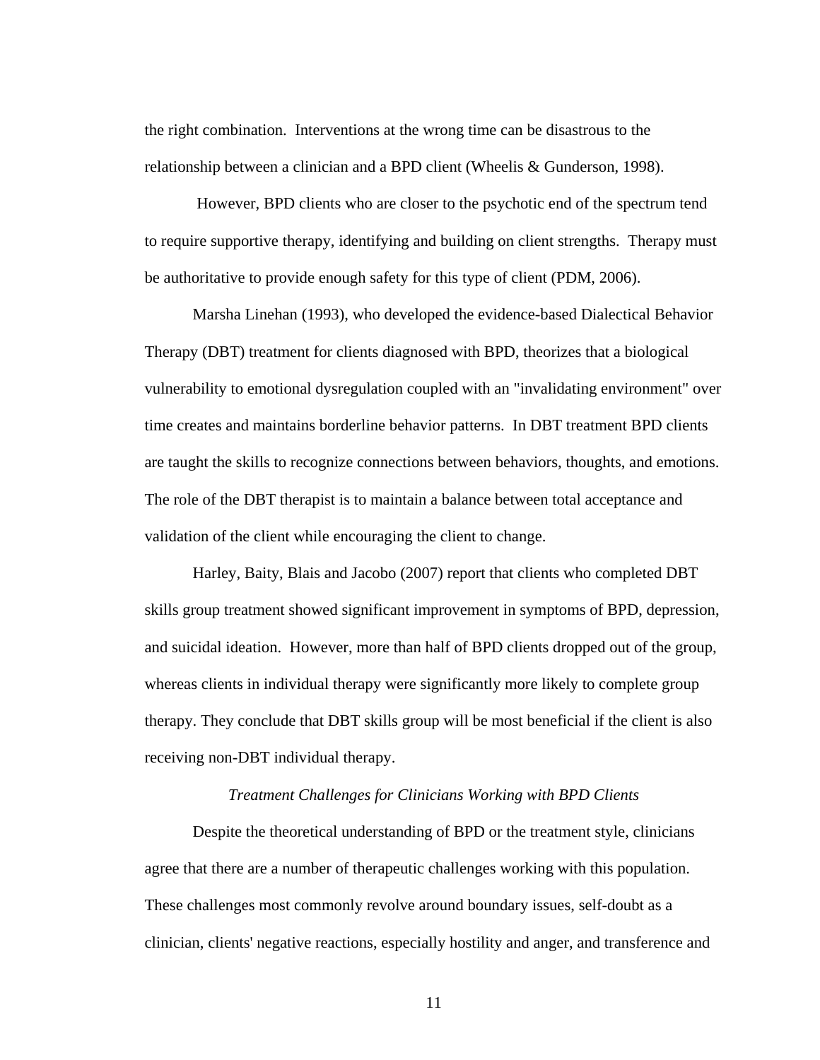the right combination.  Interventions at the wrong time can be disastrous to the relationship between a clinician and a BPD client (Wheelis & Gunderson, 1998).

However, BPD clients who are closer to the psychotic end of the spectrum tend to require supportive therapy, identifying and building on client strengths.  Therapy must be authoritative to provide enough safety for this type of client (PDM, 2006).

Marsha Linehan (1993), who developed the evidence-based Dialectical Behavior Therapy (DBT) treatment for clients diagnosed with BPD, theorizes that a biological vulnerability to emotional dysregulation coupled with an "invalidating environment" over time creates and maintains borderline behavior patterns.  In DBT treatment BPD clients are taught the skills to recognize connections between behaviors, thoughts, and emotions. The role of the DBT therapist is to maintain a balance between total acceptance and validation of the client while encouraging the client to change.

Harley, Baity, Blais and Jacobo (2007) report that clients who completed DBT skills group treatment showed significant improvement in symptoms of BPD, depression, and suicidal ideation.  However, more than half of BPD clients dropped out of the group, whereas clients in individual therapy were significantly more likely to complete group therapy. They conclude that DBT skills group will be most beneficial if the client is also receiving non-DBT individual therapy.

*Treatment Challenges for Clinicians Working with BPD Clients*

Despite the theoretical understanding of BPD or the treatment style, clinicians agree that there are a number of therapeutic challenges working with this population. These challenges most commonly revolve around boundary issues, self-doubt as a clinician, clients' negative reactions, especially hostility and anger, and transference and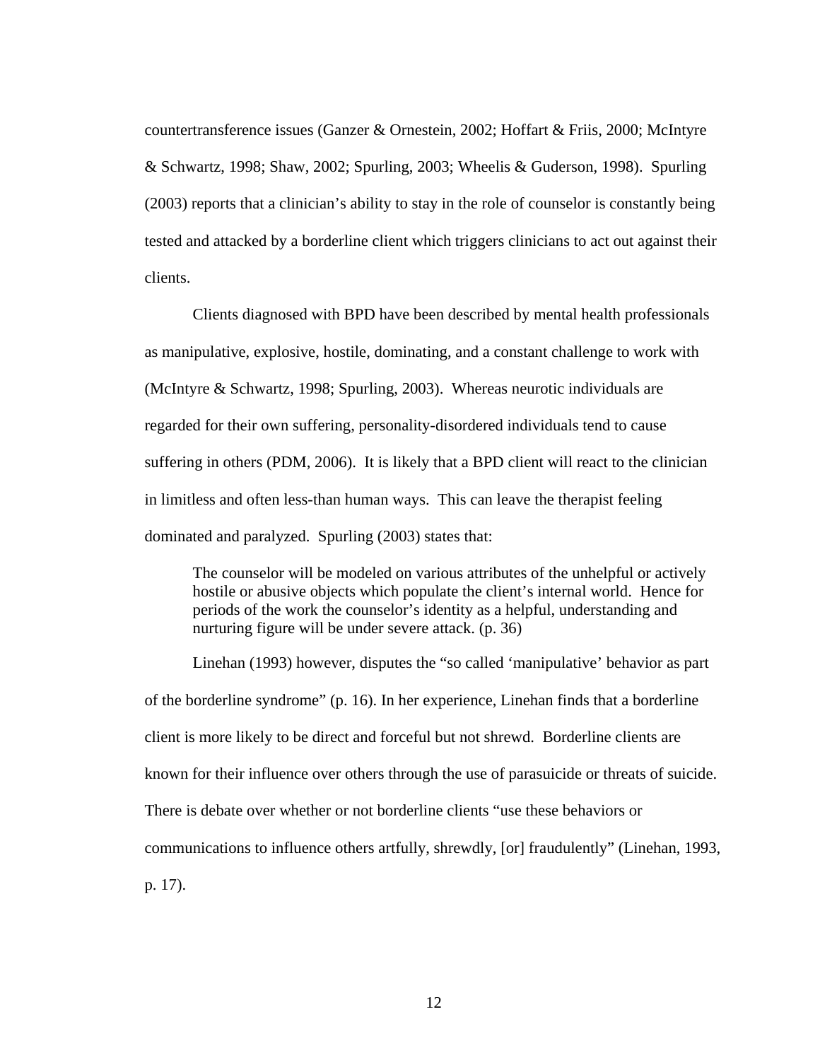countertransference issues (Ganzer & Ornestein, 2002; Hoffart & Friis, 2000; McIntyre & Schwartz, 1998; Shaw, 2002; Spurling, 2003; Wheelis & Guderson, 1998). Spurling (2003) reports that a clinician's ability to stay in the role of counselor is constantly being tested and attacked by a borderline client which triggers clinicians to act out against their clients.

Clients diagnosed with BPD have been described by mental health professionals as manipulative, explosive, hostile, dominating, and a constant challenge to work with (McIntyre & Schwartz, 1998; Spurling, 2003). Whereas neurotic individuals are regarded for their own suffering, personality-disordered individuals tend to cause suffering in others (PDM, 2006). It is likely that a BPD client will react to the clinician in limitless and often less-than human ways. This can leave the therapist feeling dominated and paralyzed. Spurling (2003) states that:

> The counselor will be modeled on various attributes of the unhelpful or actively hostile or abusive objects which populate the client's internal world. Hence for periods of the work the counselor's identity as a helpful, understanding and nurturing figure will be under severe attack. (p. 36)

Linehan (1993) however, disputes the "so called 'manipulative' behavior as part of the borderline syndrome" (p. 16). In her experience, Linehan finds that a borderline client is more likely to be direct and forceful but not shrewd. Borderline clients are known for their influence over others through the use of parasuicide or threats of suicide. There is debate over whether or not borderline clients "use these behaviors or communications to influence others artfully, shrewdly, [or] fraudulently" (Linehan, 1993, p. 17).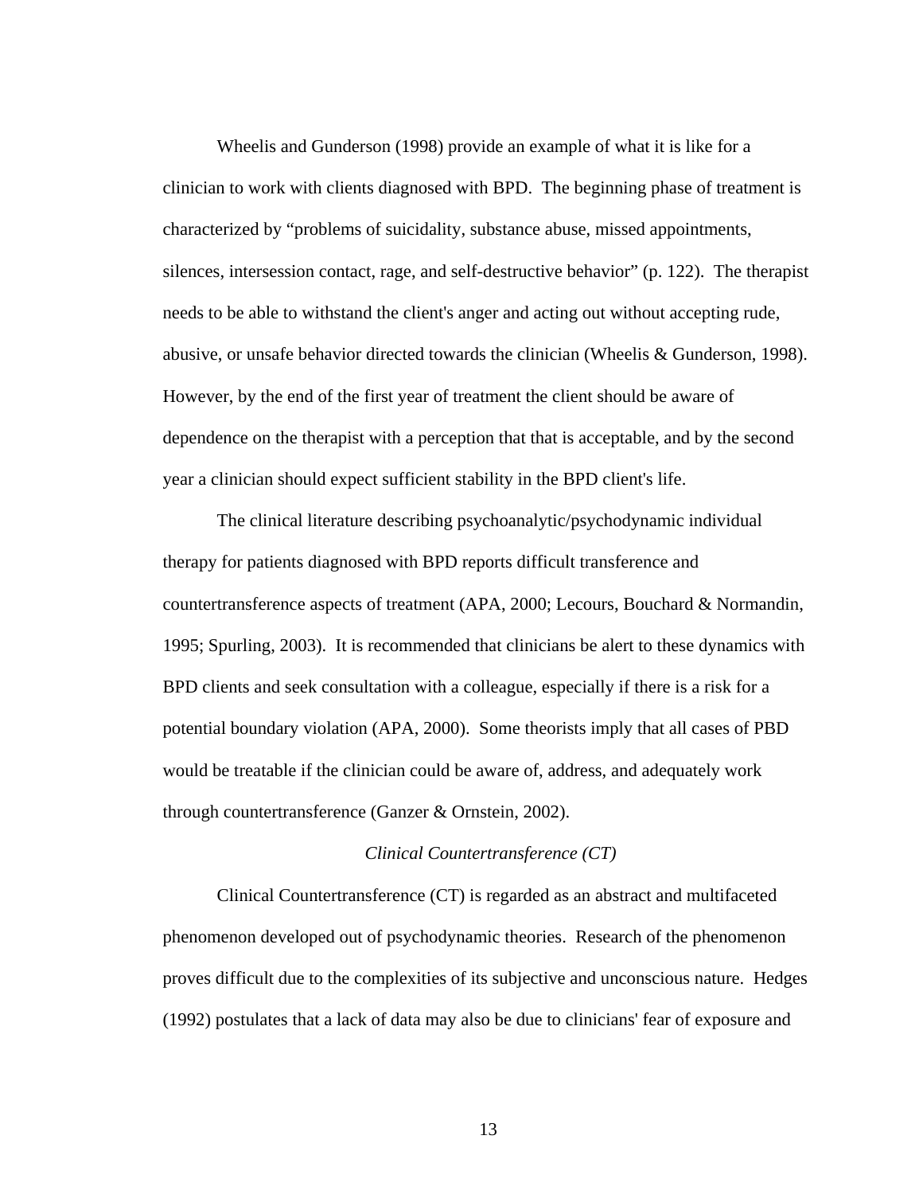Wheelis and Gunderson (1998) provide an example of what it is like for a clinician to work with clients diagnosed with BPD. The beginning phase of treatment is characterized by "problems of suicidality, substance abuse, missed appointments, silences, intersession contact, rage, and self-destructive behavior" (p. 122). The therapist needs to be able to withstand the client's anger and acting out without accepting rude, abusive, or unsafe behavior directed towards the clinician (Wheelis & Gunderson, 1998). However, by the end of the first year of treatment the client should be aware of dependence on the therapist with a perception that that is acceptable, and by the second year a clinician should expect sufficient stability in the BPD client's life.

The clinical literature describing psychoanalytic/psychodynamic individual therapy for patients diagnosed with BPD reports difficult transference and countertransference aspects of treatment (APA, 2000; Lecours, Bouchard & Normandin, 1995; Spurling, 2003). It is recommended that clinicians be alert to these dynamics with BPD clients and seek consultation with a colleague, especially if there is a risk for a potential boundary violation (APA, 2000). Some theorists imply that all cases of PBD would be treatable if the clinician could be aware of, address, and adequately work through countertransference (Ganzer & Ornstein, 2002).

### *Clinical Countertransference (CT)*

Clinical Countertransference (CT) is regarded as an abstract and multifaceted phenomenon developed out of psychodynamic theories. Research of the phenomenon proves difficult due to the complexities of its subjective and unconscious nature. Hedges (1992) postulates that a lack of data may also be due to clinicians' fear of exposure and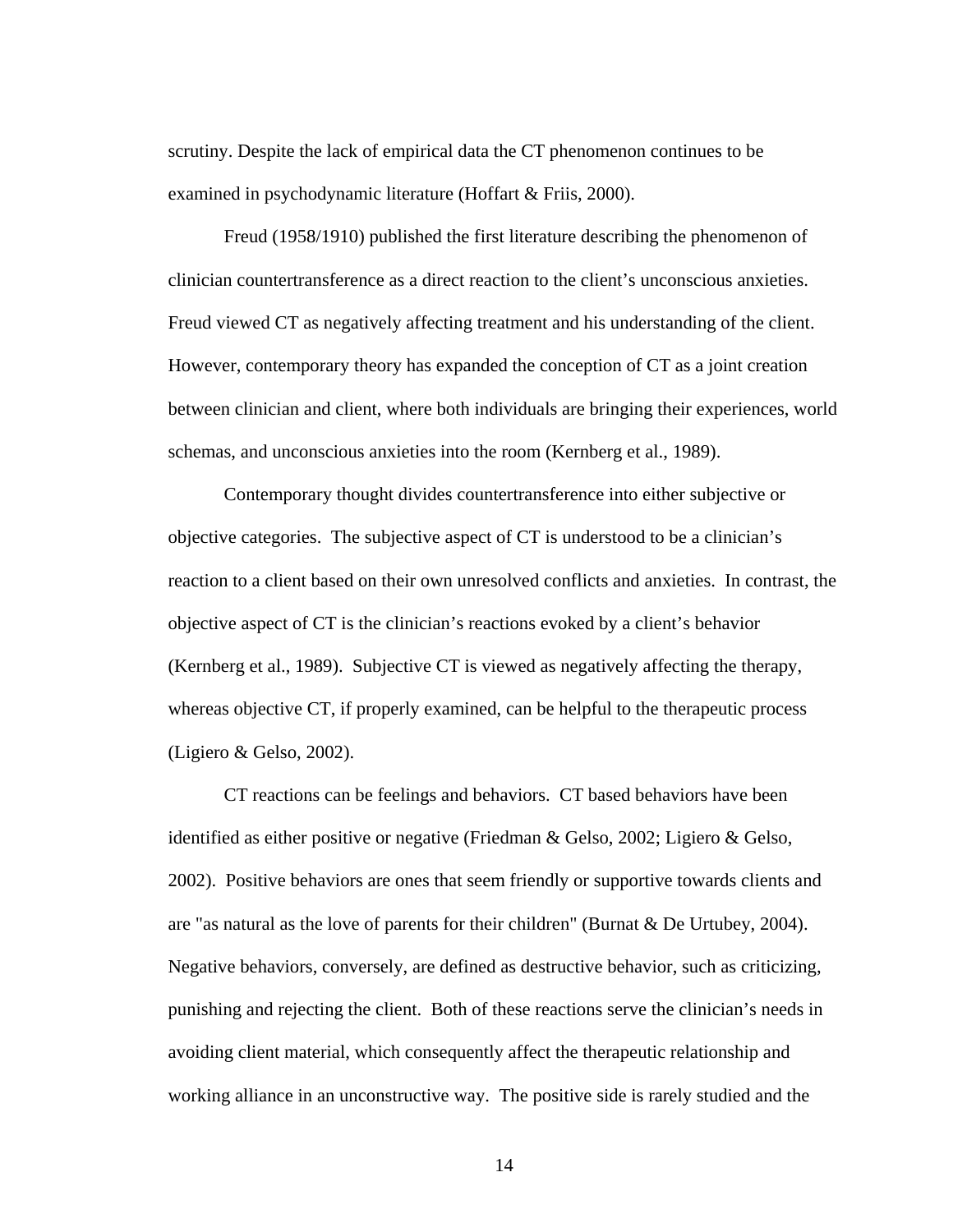scrutiny. Despite the lack of empirical data the CT phenomenon continues to be examined in psychodynamic literature (Hoffart & Friis, 2000).

Freud (1958/1910) published the first literature describing the phenomenon of clinician countertransference as a direct reaction to the client's unconscious anxieties. Freud viewed CT as negatively affecting treatment and his understanding of the client. However, contemporary theory has expanded the conception of CT as a joint creation between clinician and client, where both individuals are bringing their experiences, world schemas, and unconscious anxieties into the room (Kernberg et al., 1989).

Contemporary thought divides countertransference into either subjective or objective categories. The subjective aspect of CT is understood to be a clinician's reaction to a client based on their own unresolved conflicts and anxieties. In contrast, the objective aspect of CT is the clinician's reactions evoked by a client's behavior (Kernberg et al., 1989). Subjective CT is viewed as negatively affecting the therapy, whereas objective CT, if properly examined, can be helpful to the therapeutic process (Ligiero & Gelso, 2002).

CT reactions can be feelings and behaviors. CT based behaviors have been identified as either positive or negative (Friedman & Gelso, 2002; Ligiero & Gelso, 2002). Positive behaviors are ones that seem friendly or supportive towards clients and are "as natural as the love of parents for their children" (Burnat & De Urtubey, 2004). Negative behaviors, conversely, are defined as destructive behavior, such as criticizing, punishing and rejecting the client. Both of these reactions serve the clinician's needs in avoiding client material, which consequently affect the therapeutic relationship and working alliance in an unconstructive way. The positive side is rarely studied and the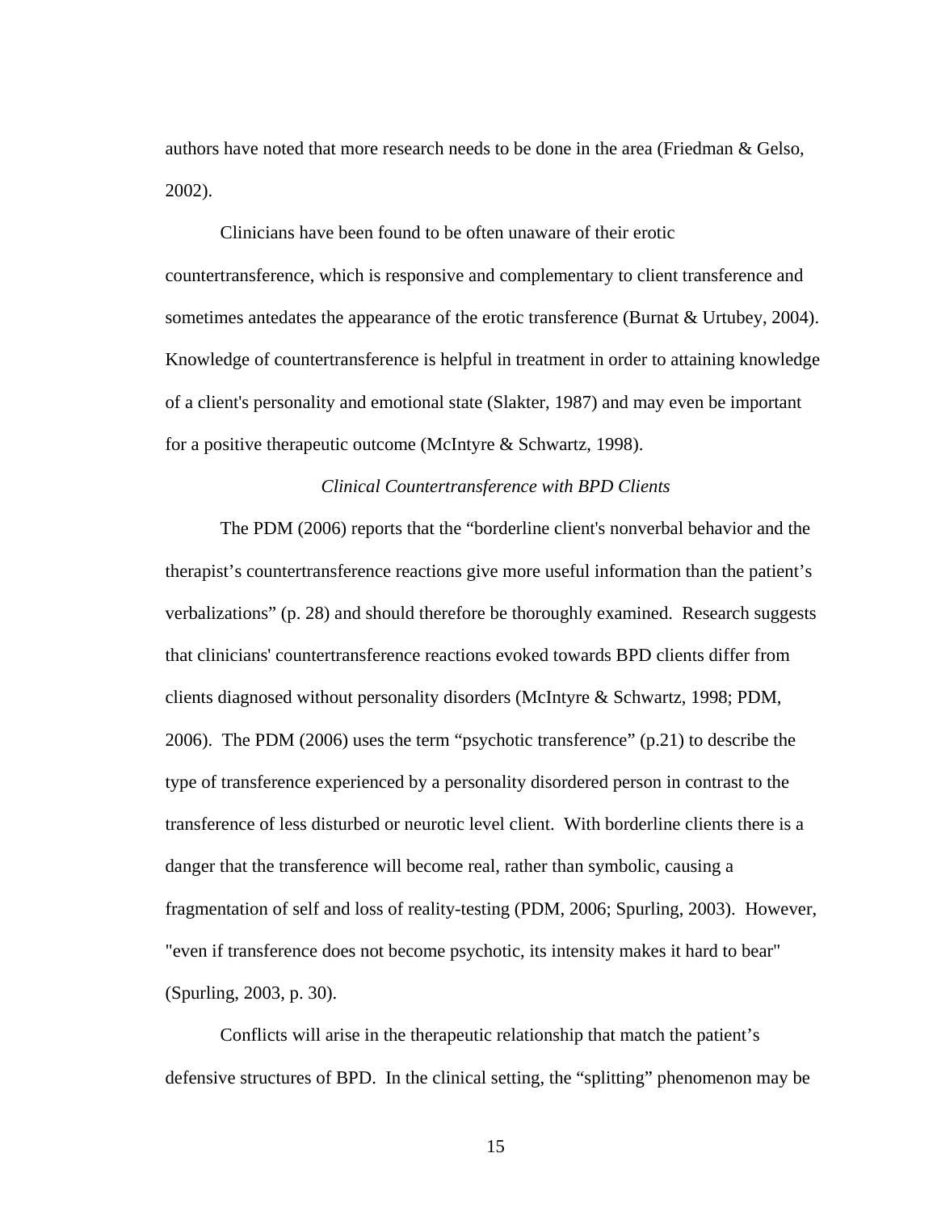authors have noted that more research needs to be done in the area (Friedman & Gelso, 2002).

Clinicians have been found to be often unaware of their erotic countertransference, which is responsive and complementary to client transference and sometimes antedates the appearance of the erotic transference (Burnat & Urtubey, 2004). Knowledge of countertransference is helpful in treatment in order to attaining knowledge of a client's personality and emotional state (Slakter, 1987) and may even be important for a positive therapeutic outcome (McIntyre & Schwartz, 1998).

### *Clinical Countertransference with BPD Clients*

The PDM (2006) reports that the "borderline client's nonverbal behavior and the therapist's countertransference reactions give more useful information than the patient's verbalizations" (p. 28) and should therefore be thoroughly examined. Research suggests that clinicians' countertransference reactions evoked towards BPD clients differ from clients diagnosed without personality disorders (McIntyre & Schwartz, 1998; PDM, 2006). The PDM (2006) uses the term "psychotic transference" (p.21) to describe the type of transference experienced by a personality disordered person in contrast to the transference of less disturbed or neurotic level client. With borderline clients there is a danger that the transference will become real, rather than symbolic, causing a fragmentation of self and loss of reality-testing (PDM, 2006; Spurling, 2003). However, "even if transference does not become psychotic, its intensity makes it hard to bear" (Spurling, 2003, p. 30).

Conflicts will arise in the therapeutic relationship that match the patient's defensive structures of BPD. In the clinical setting, the "splitting" phenomenon may be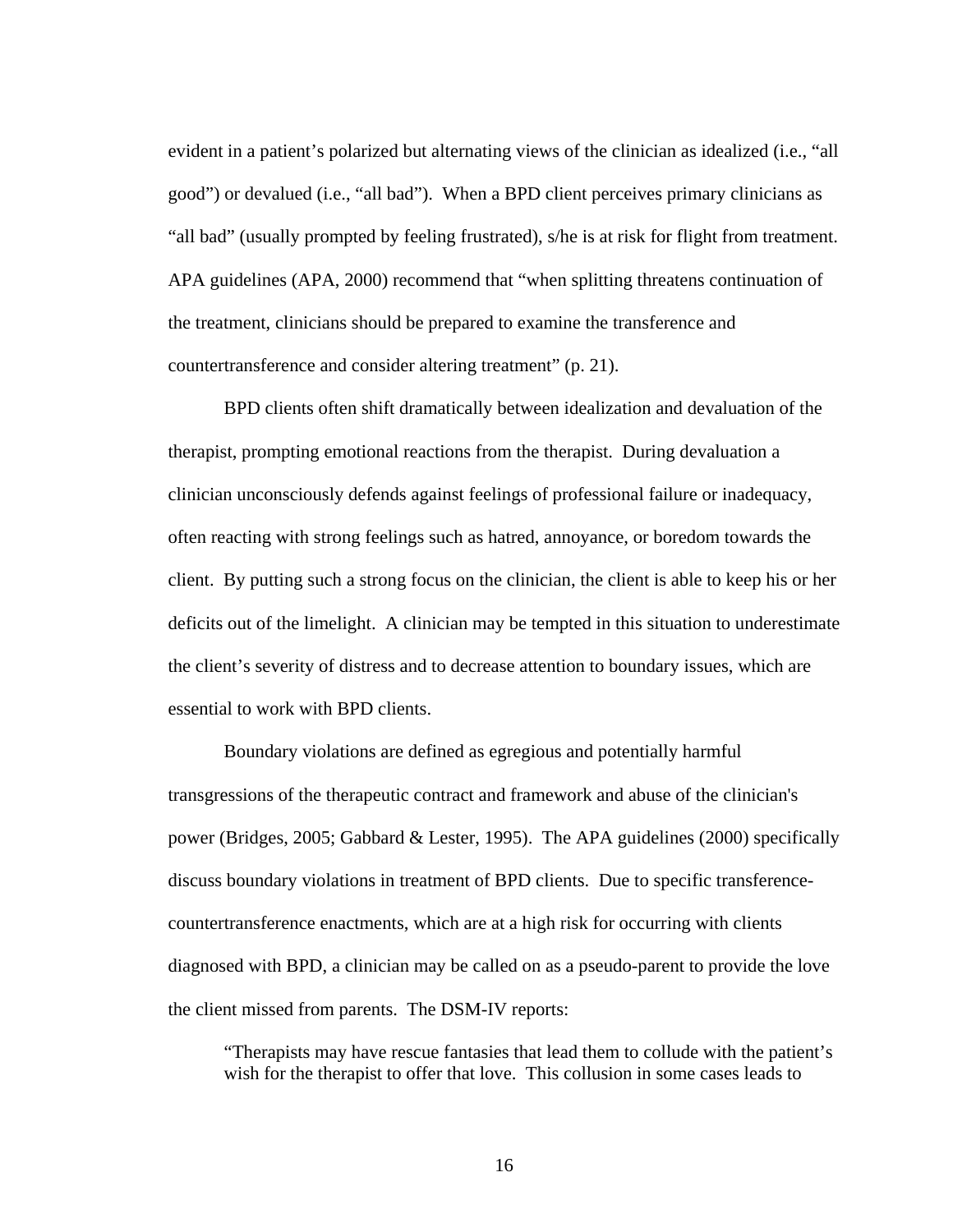evident in a patient's polarized but alternating views of the clinician as idealized (i.e., "all good") or devalued (i.e., "all bad"). When a BPD client perceives primary clinicians as "all bad" (usually prompted by feeling frustrated), s/he is at risk for flight from treatment. APA guidelines (APA, 2000) recommend that "when splitting threatens continuation of the treatment, clinicians should be prepared to examine the transference and countertransference and consider altering treatment" (p. 21).

BPD clients often shift dramatically between idealization and devaluation of the therapist, prompting emotional reactions from the therapist. During devaluation a clinician unconsciously defends against feelings of professional failure or inadequacy, often reacting with strong feelings such as hatred, annoyance, or boredom towards the client. By putting such a strong focus on the clinician, the client is able to keep his or her deficits out of the limelight. A clinician may be tempted in this situation to underestimate the client's severity of distress and to decrease attention to boundary issues, which are essential to work with BPD clients.

Boundary violations are defined as egregious and potentially harmful transgressions of the therapeutic contract and framework and abuse of the clinician's power (Bridges, 2005; Gabbard & Lester, 1995). The APA guidelines (2000) specifically discuss boundary violations in treatment of BPD clients. Due to specific transference-countertransference enactments, which are at a high risk for occurring with clients diagnosed with BPD, a clinician may be called on as a pseudo-parent to provide the love the client missed from parents. The DSM-IV reports:

> "Therapists may have rescue fantasies that lead them to collude with the patient's wish for the therapist to offer that love. This collusion in some cases leads to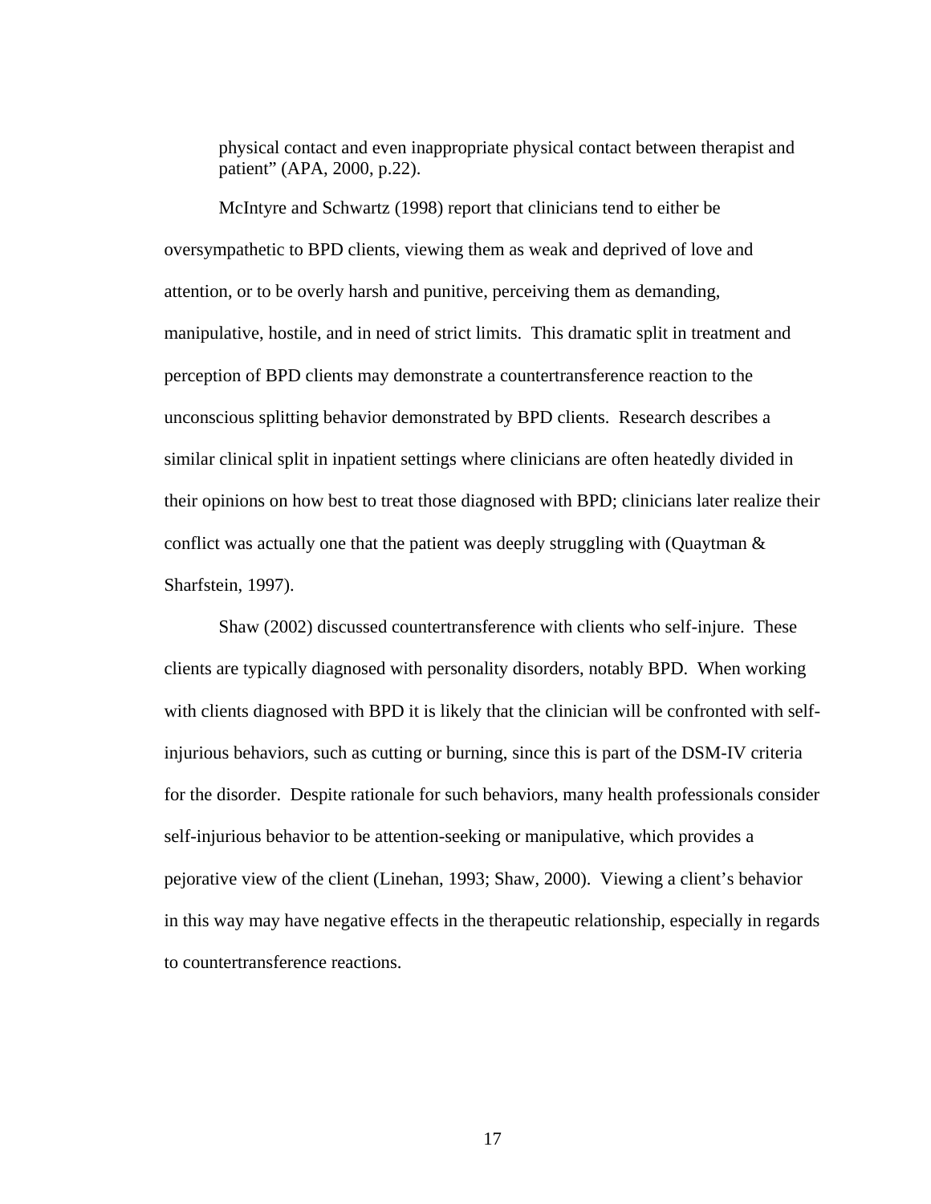> physical contact and even inappropriate physical contact between therapist and patient" (APA, 2000, p.22).

McIntyre and Schwartz (1998) report that clinicians tend to either be oversympathetic to BPD clients, viewing them as weak and deprived of love and attention, or to be overly harsh and punitive, perceiving them as demanding, manipulative, hostile, and in need of strict limits. This dramatic split in treatment and perception of BPD clients may demonstrate a countertransference reaction to the unconscious splitting behavior demonstrated by BPD clients. Research describes a similar clinical split in inpatient settings where clinicians are often heatedly divided in their opinions on how best to treat those diagnosed with BPD; clinicians later realize their conflict was actually one that the patient was deeply struggling with (Quaytman & Sharfstein, 1997).

Shaw (2002) discussed countertransference with clients who self-injure. These clients are typically diagnosed with personality disorders, notably BPD. When working with clients diagnosed with BPD it is likely that the clinician will be confronted with self-injurious behaviors, such as cutting or burning, since this is part of the DSM-IV criteria for the disorder. Despite rationale for such behaviors, many health professionals consider self-injurious behavior to be attention-seeking or manipulative, which provides a pejorative view of the client (Linehan, 1993; Shaw, 2000). Viewing a client's behavior in this way may have negative effects in the therapeutic relationship, especially in regards to countertransference reactions.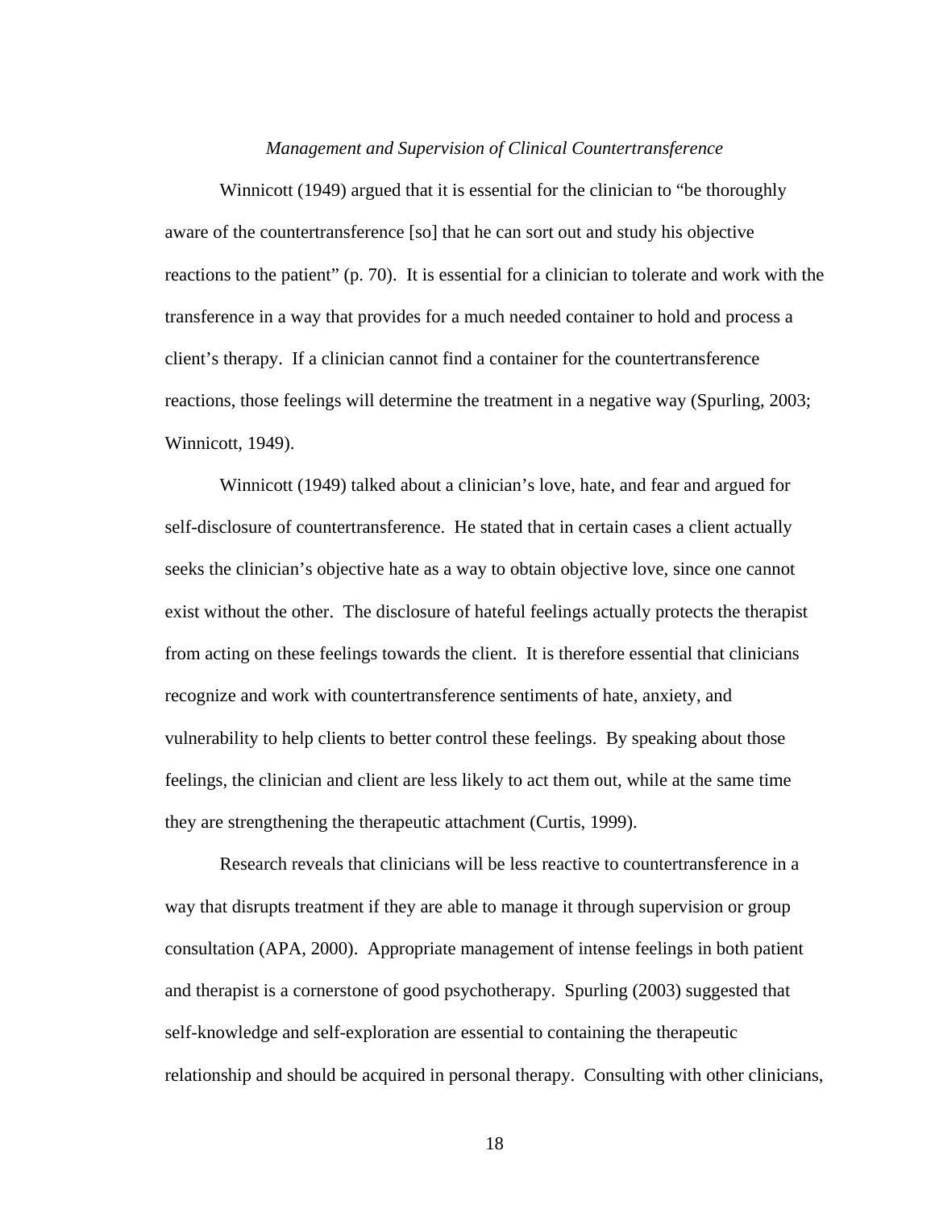*Management and Supervision of Clinical Countertransference*

Winnicott (1949) argued that it is essential for the clinician to "be thoroughly aware of the countertransference [so] that he can sort out and study his objective reactions to the patient" (p. 70). It is essential for a clinician to tolerate and work with the transference in a way that provides for a much needed container to hold and process a client's therapy. If a clinician cannot find a container for the countertransference reactions, those feelings will determine the treatment in a negative way (Spurling, 2003; Winnicott, 1949).

Winnicott (1949) talked about a clinician's love, hate, and fear and argued for self-disclosure of countertransference. He stated that in certain cases a client actually seeks the clinician's objective hate as a way to obtain objective love, since one cannot exist without the other. The disclosure of hateful feelings actually protects the therapist from acting on these feelings towards the client. It is therefore essential that clinicians recognize and work with countertransference sentiments of hate, anxiety, and vulnerability to help clients to better control these feelings. By speaking about those feelings, the clinician and client are less likely to act them out, while at the same time they are strengthening the therapeutic attachment (Curtis, 1999).

Research reveals that clinicians will be less reactive to countertransference in a way that disrupts treatment if they are able to manage it through supervision or group consultation (APA, 2000). Appropriate management of intense feelings in both patient and therapist is a cornerstone of good psychotherapy. Spurling (2003) suggested that self-knowledge and self-exploration are essential to containing the therapeutic relationship and should be acquired in personal therapy. Consulting with other clinicians,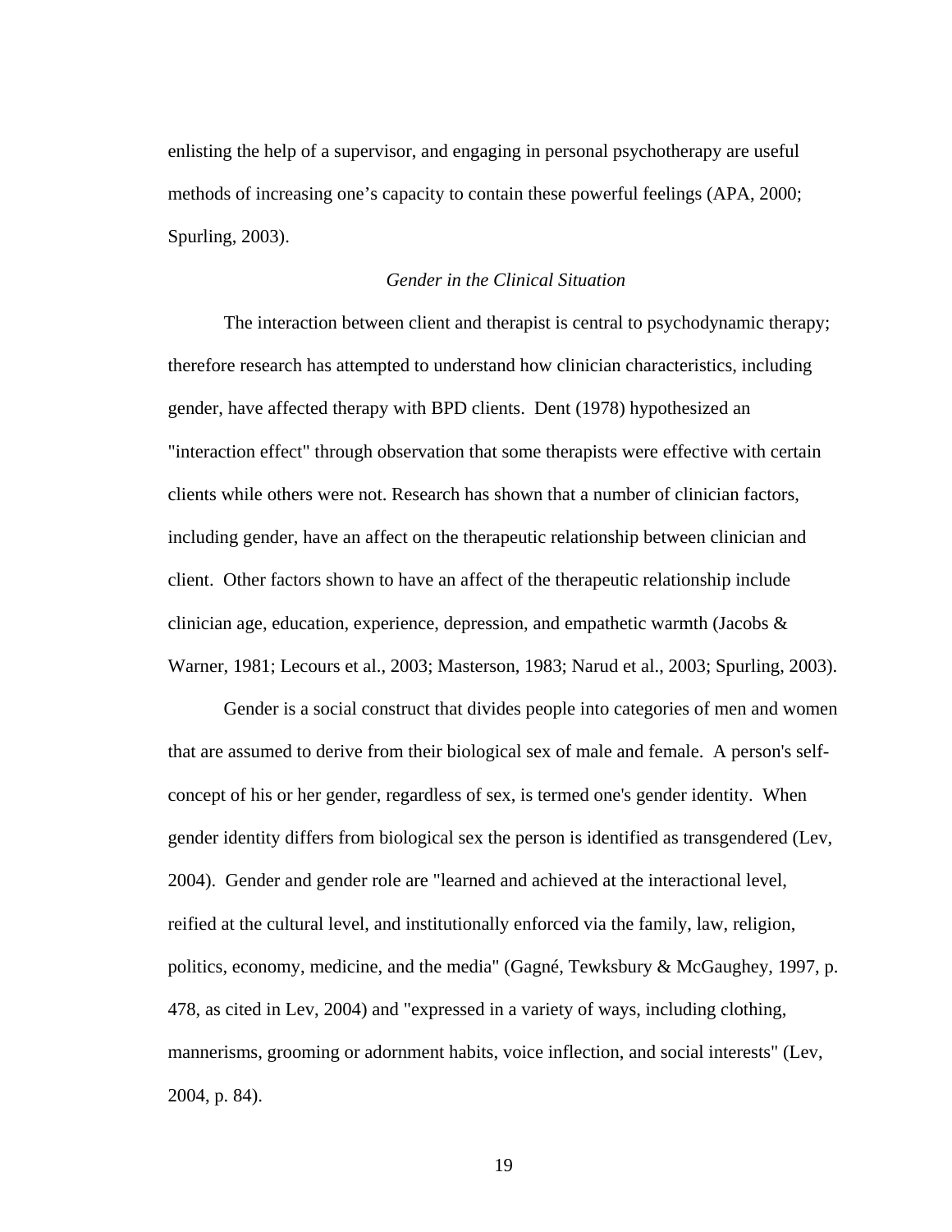enlisting the help of a supervisor, and engaging in personal psychotherapy are useful methods of increasing one's capacity to contain these powerful feelings (APA, 2000; Spurling, 2003).

### *Gender in the Clinical Situation*

The interaction between client and therapist is central to psychodynamic therapy; therefore research has attempted to understand how clinician characteristics, including gender, have affected therapy with BPD clients. Dent (1978) hypothesized an "interaction effect" through observation that some therapists were effective with certain clients while others were not. Research has shown that a number of clinician factors, including gender, have an affect on the therapeutic relationship between clinician and client. Other factors shown to have an affect of the therapeutic relationship include clinician age, education, experience, depression, and empathetic warmth (Jacobs & Warner, 1981; Lecours et al., 2003; Masterson, 1983; Narud et al., 2003; Spurling, 2003).

Gender is a social construct that divides people into categories of men and women that are assumed to derive from their biological sex of male and female. A person's self-concept of his or her gender, regardless of sex, is termed one's gender identity. When gender identity differs from biological sex the person is identified as transgendered (Lev, 2004). Gender and gender role are "learned and achieved at the interactional level, reified at the cultural level, and institutionally enforced via the family, law, religion, politics, economy, medicine, and the media" (Gagné, Tewksbury & McGaughey, 1997, p. 478, as cited in Lev, 2004) and "expressed in a variety of ways, including clothing, mannerisms, grooming or adornment habits, voice inflection, and social interests" (Lev, 2004, p. 84).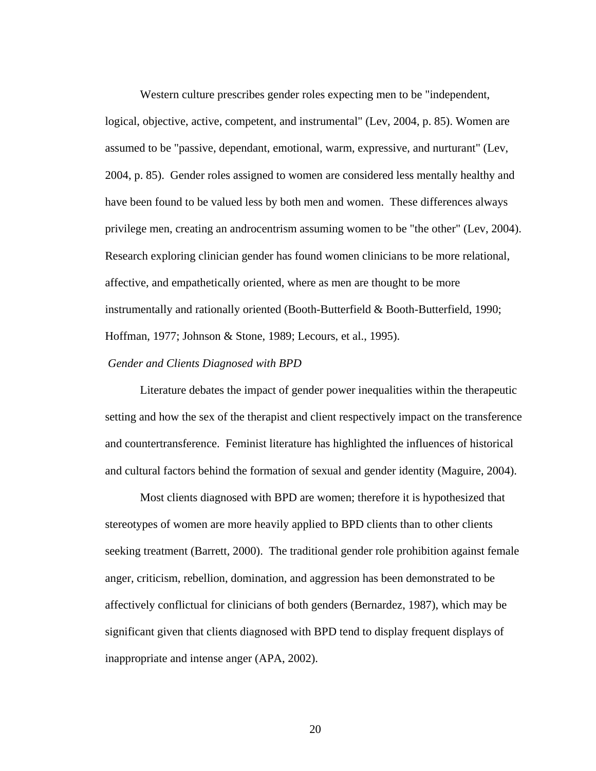Western culture prescribes gender roles expecting men to be "independent, logical, objective, active, competent, and instrumental" (Lev, 2004, p. 85). Women are assumed to be "passive, dependant, emotional, warm, expressive, and nurturant" (Lev, 2004, p. 85). Gender roles assigned to women are considered less mentally healthy and have been found to be valued less by both men and women. These differences always privilege men, creating an androcentrism assuming women to be "the other" (Lev, 2004). Research exploring clinician gender has found women clinicians to be more relational, affective, and empathetically oriented, where as men are thought to be more instrumentally and rationally oriented (Booth-Butterfield & Booth-Butterfield, 1990; Hoffman, 1977; Johnson & Stone, 1989; Lecours, et al., 1995).

### *Gender and Clients Diagnosed with BPD*

Literature debates the impact of gender power inequalities within the therapeutic setting and how the sex of the therapist and client respectively impact on the transference and countertransference. Feminist literature has highlighted the influences of historical and cultural factors behind the formation of sexual and gender identity (Maguire, 2004).

Most clients diagnosed with BPD are women; therefore it is hypothesized that stereotypes of women are more heavily applied to BPD clients than to other clients seeking treatment (Barrett, 2000). The traditional gender role prohibition against female anger, criticism, rebellion, domination, and aggression has been demonstrated to be affectively conflictual for clinicians of both genders (Bernardez, 1987), which may be significant given that clients diagnosed with BPD tend to display frequent displays of inappropriate and intense anger (APA, 2002).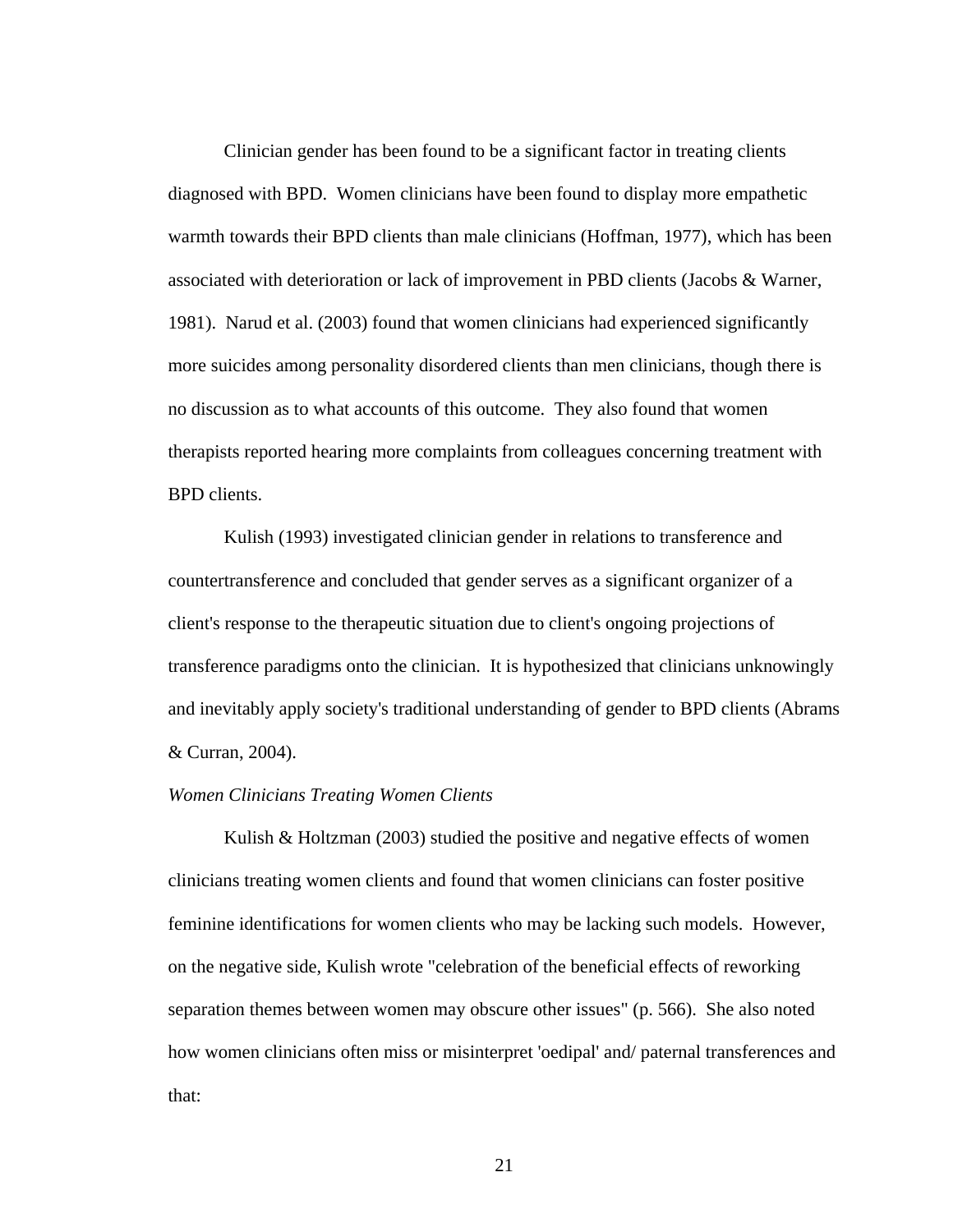Clinician gender has been found to be a significant factor in treating clients diagnosed with BPD. Women clinicians have been found to display more empathetic warmth towards their BPD clients than male clinicians (Hoffman, 1977), which has been associated with deterioration or lack of improvement in PBD clients (Jacobs & Warner, 1981). Narud et al. (2003) found that women clinicians had experienced significantly more suicides among personality disordered clients than men clinicians, though there is no discussion as to what accounts of this outcome. They also found that women therapists reported hearing more complaints from colleagues concerning treatment with BPD clients.

Kulish (1993) investigated clinician gender in relations to transference and countertransference and concluded that gender serves as a significant organizer of a client's response to the therapeutic situation due to client's ongoing projections of transference paradigms onto the clinician. It is hypothesized that clinicians unknowingly and inevitably apply society's traditional understanding of gender to BPD clients (Abrams & Curran, 2004).

*Women Clinicians Treating Women Clients*

Kulish & Holtzman (2003) studied the positive and negative effects of women clinicians treating women clients and found that women clinicians can foster positive feminine identifications for women clients who may be lacking such models. However, on the negative side, Kulish wrote "celebration of the beneficial effects of reworking separation themes between women may obscure other issues" (p. 566). She also noted how women clinicians often miss or misinterpret 'oedipal' and/ paternal transferences and that: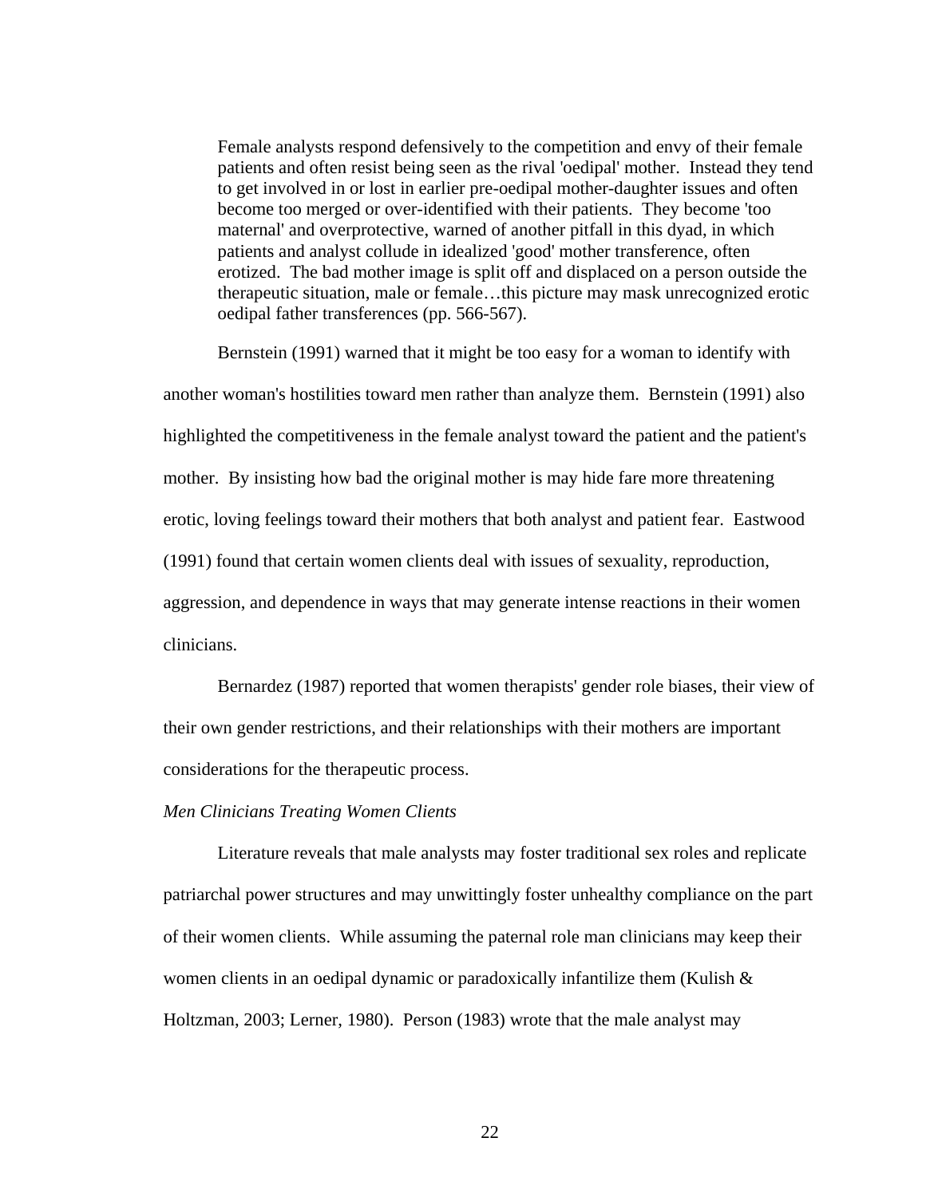> Female analysts respond defensively to the competition and envy of their female patients and often resist being seen as the rival 'oedipal' mother. Instead they tend to get involved in or lost in earlier pre-oedipal mother-daughter issues and often become too merged or over-identified with their patients. They become 'too maternal' and overprotective, warned of another pitfall in this dyad, in which patients and analyst collude in idealized 'good' mother transference, often erotized. The bad mother image is split off and displaced on a person outside the therapeutic situation, male or female…this picture may mask unrecognized erotic oedipal father transferences (pp. 566-567).

Bernstein (1991) warned that it might be too easy for a woman to identify with another woman's hostilities toward men rather than analyze them. Bernstein (1991) also highlighted the competitiveness in the female analyst toward the patient and the patient's mother. By insisting how bad the original mother is may hide fare more threatening erotic, loving feelings toward their mothers that both analyst and patient fear. Eastwood (1991) found that certain women clients deal with issues of sexuality, reproduction, aggression, and dependence in ways that may generate intense reactions in their women clinicians.

Bernardez (1987) reported that women therapists' gender role biases, their view of their own gender restrictions, and their relationships with their mothers are important considerations for the therapeutic process.

*Men Clinicians Treating Women Clients*

Literature reveals that male analysts may foster traditional sex roles and replicate patriarchal power structures and may unwittingly foster unhealthy compliance on the part of their women clients. While assuming the paternal role man clinicians may keep their women clients in an oedipal dynamic or paradoxically infantilize them (Kulish & Holtzman, 2003; Lerner, 1980). Person (1983) wrote that the male analyst may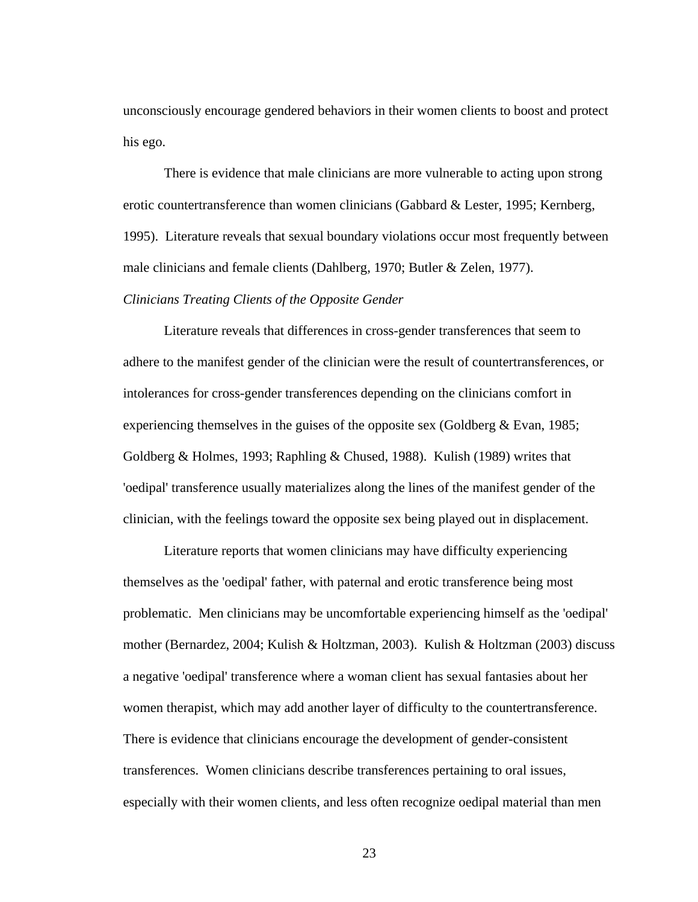unconsciously encourage gendered behaviors in their women clients to boost and protect his ego.

There is evidence that male clinicians are more vulnerable to acting upon strong erotic countertransference than women clinicians (Gabbard & Lester, 1995; Kernberg, 1995). Literature reveals that sexual boundary violations occur most frequently between male clinicians and female clients (Dahlberg, 1970; Butler & Zelen, 1977).

*Clinicians Treating Clients of the Opposite Gender*

Literature reveals that differences in cross-gender transferences that seem to adhere to the manifest gender of the clinician were the result of countertransferences, or intolerances for cross-gender transferences depending on the clinicians comfort in experiencing themselves in the guises of the opposite sex (Goldberg & Evan, 1985; Goldberg & Holmes, 1993; Raphling & Chused, 1988). Kulish (1989) writes that 'oedipal' transference usually materializes along the lines of the manifest gender of the clinician, with the feelings toward the opposite sex being played out in displacement.

Literature reports that women clinicians may have difficulty experiencing themselves as the 'oedipal' father, with paternal and erotic transference being most problematic. Men clinicians may be uncomfortable experiencing himself as the 'oedipal' mother (Bernardez, 2004; Kulish & Holtzman, 2003). Kulish & Holtzman (2003) discuss a negative 'oedipal' transference where a woman client has sexual fantasies about her women therapist, which may add another layer of difficulty to the countertransference. There is evidence that clinicians encourage the development of gender-consistent transferences. Women clinicians describe transferences pertaining to oral issues, especially with their women clients, and less often recognize oedipal material than men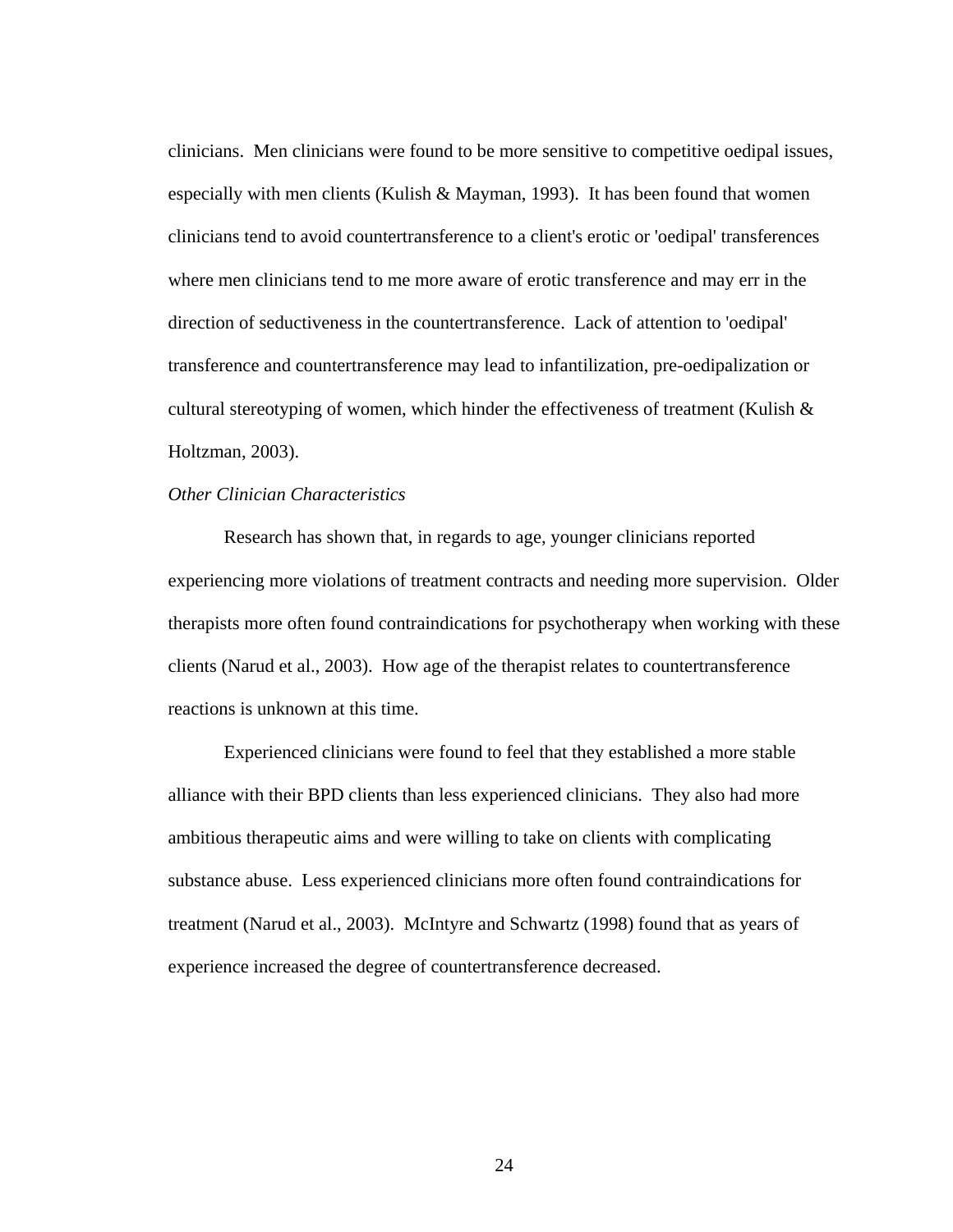clinicians. Men clinicians were found to be more sensitive to competitive oedipal issues, especially with men clients (Kulish & Mayman, 1993). It has been found that women clinicians tend to avoid countertransference to a client's erotic or 'oedipal' transferences where men clinicians tend to me more aware of erotic transference and may err in the direction of seductiveness in the countertransference. Lack of attention to 'oedipal' transference and countertransference may lead to infantilization, pre-oedipalization or cultural stereotyping of women, which hinder the effectiveness of treatment (Kulish & Holtzman, 2003).

*Other Clinician Characteristics*

Research has shown that, in regards to age, younger clinicians reported experiencing more violations of treatment contracts and needing more supervision. Older therapists more often found contraindications for psychotherapy when working with these clients (Narud et al., 2003). How age of the therapist relates to countertransference reactions is unknown at this time.

Experienced clinicians were found to feel that they established a more stable alliance with their BPD clients than less experienced clinicians. They also had more ambitious therapeutic aims and were willing to take on clients with complicating substance abuse. Less experienced clinicians more often found contraindications for treatment (Narud et al., 2003). McIntyre and Schwartz (1998) found that as years of experience increased the degree of countertransference decreased.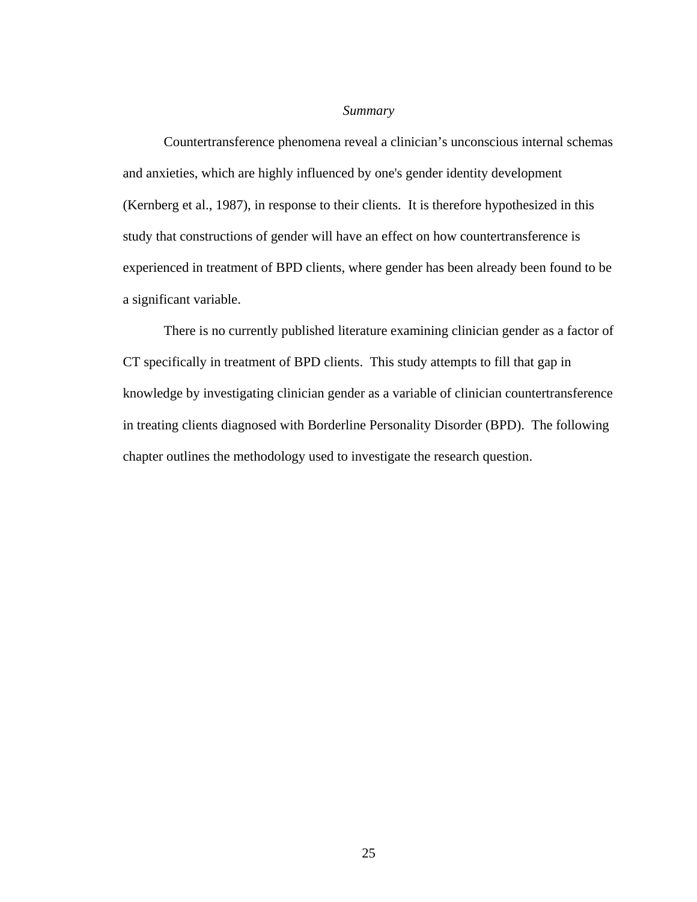### *Summary*

Countertransference phenomena reveal a clinician's unconscious internal schemas and anxieties, which are highly influenced by one's gender identity development (Kernberg et al., 1987), in response to their clients. It is therefore hypothesized in this study that constructions of gender will have an effect on how countertransference is experienced in treatment of BPD clients, where gender has been already been found to be a significant variable.

There is no currently published literature examining clinician gender as a factor of CT specifically in treatment of BPD clients. This study attempts to fill that gap in knowledge by investigating clinician gender as a variable of clinician countertransference in treating clients diagnosed with Borderline Personality Disorder (BPD). The following chapter outlines the methodology used to investigate the research question.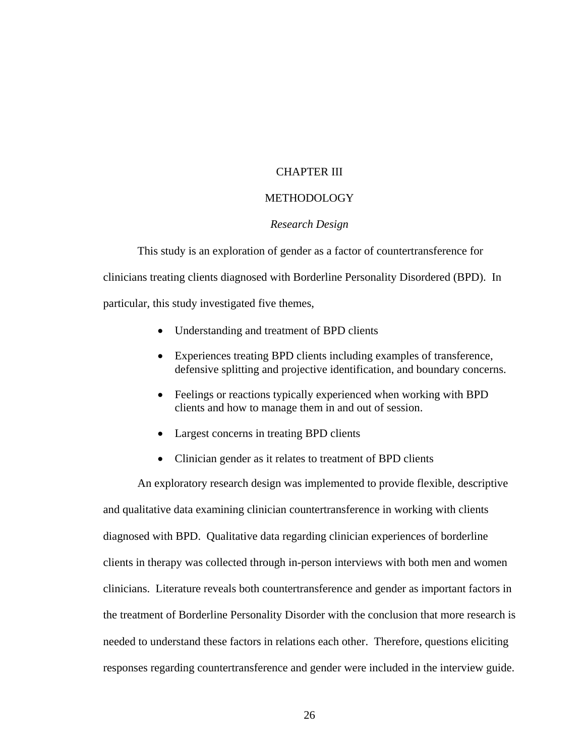# CHAPTER III

# METHODOLOGY

### *Research Design*

This study is an exploration of gender as a factor of countertransference for clinicians treating clients diagnosed with Borderline Personality Disordered (BPD). In particular, this study investigated five themes,

- Understanding and treatment of BPD clients
- Experiences treating BPD clients including examples of transference, defensive splitting and projective identification, and boundary concerns.
- Feelings or reactions typically experienced when working with BPD clients and how to manage them in and out of session.
- Largest concerns in treating BPD clients
- Clinician gender as it relates to treatment of BPD clients

An exploratory research design was implemented to provide flexible, descriptive and qualitative data examining clinician countertransference in working with clients diagnosed with BPD. Qualitative data regarding clinician experiences of borderline clients in therapy was collected through in-person interviews with both men and women clinicians. Literature reveals both countertransference and gender as important factors in the treatment of Borderline Personality Disorder with the conclusion that more research is needed to understand these factors in relations each other. Therefore, questions eliciting responses regarding countertransference and gender were included in the interview guide.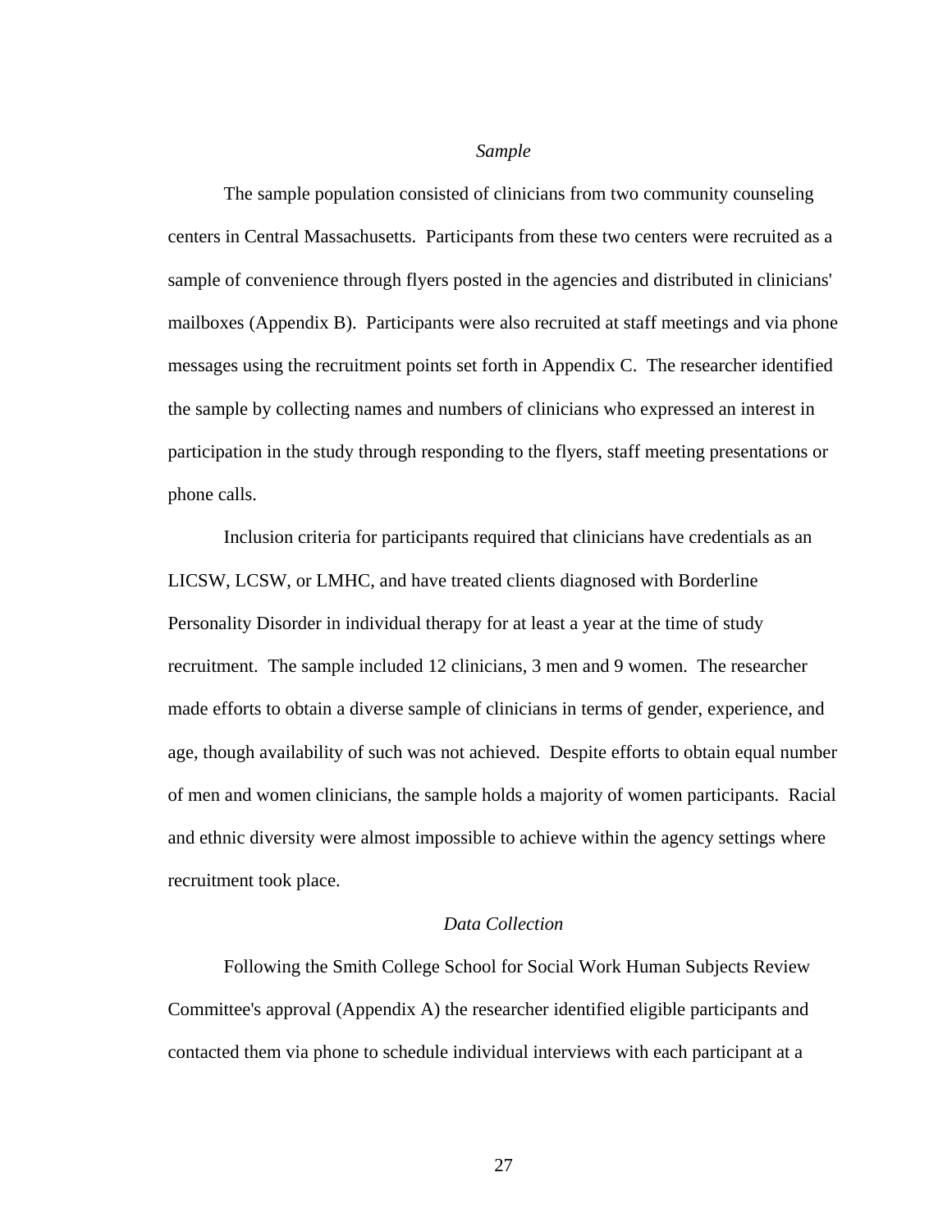*Sample*

The sample population consisted of clinicians from two community counseling centers in Central Massachusetts. Participants from these two centers were recruited as a sample of convenience through flyers posted in the agencies and distributed in clinicians' mailboxes (Appendix B). Participants were also recruited at staff meetings and via phone messages using the recruitment points set forth in Appendix C. The researcher identified the sample by collecting names and numbers of clinicians who expressed an interest in participation in the study through responding to the flyers, staff meeting presentations or phone calls.

Inclusion criteria for participants required that clinicians have credentials as an LICSW, LCSW, or LMHC, and have treated clients diagnosed with Borderline Personality Disorder in individual therapy for at least a year at the time of study recruitment. The sample included 12 clinicians, 3 men and 9 women. The researcher made efforts to obtain a diverse sample of clinicians in terms of gender, experience, and age, though availability of such was not achieved. Despite efforts to obtain equal number of men and women clinicians, the sample holds a majority of women participants. Racial and ethnic diversity were almost impossible to achieve within the agency settings where recruitment took place.

*Data Collection*

Following the Smith College School for Social Work Human Subjects Review Committee's approval (Appendix A) the researcher identified eligible participants and contacted them via phone to schedule individual interviews with each participant at a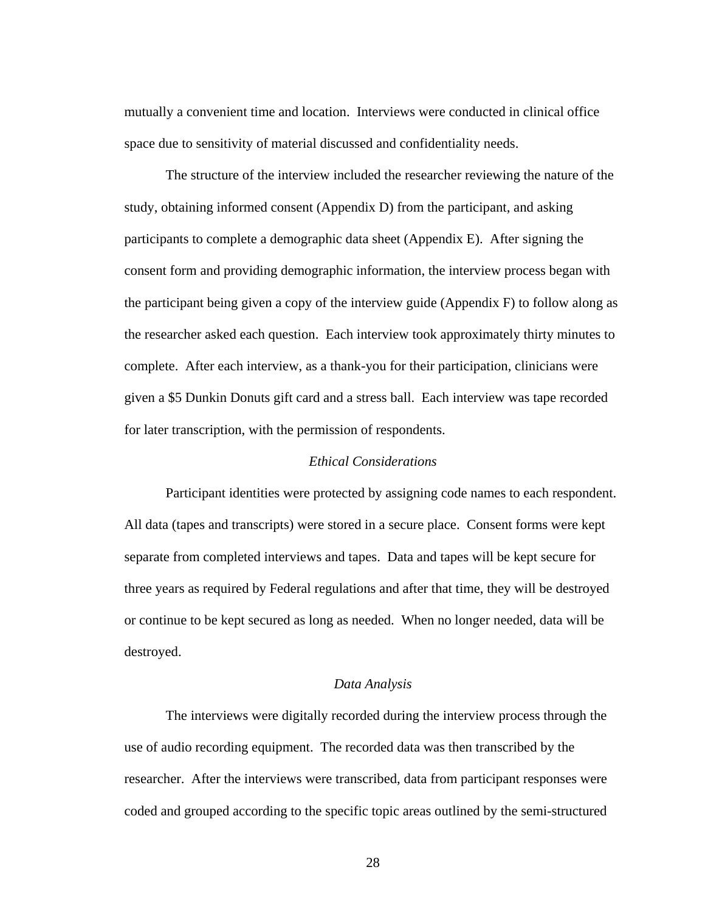mutually a convenient time and location. Interviews were conducted in clinical office space due to sensitivity of material discussed and confidentiality needs.

The structure of the interview included the researcher reviewing the nature of the study, obtaining informed consent (Appendix D) from the participant, and asking participants to complete a demographic data sheet (Appendix E). After signing the consent form and providing demographic information, the interview process began with the participant being given a copy of the interview guide (Appendix F) to follow along as the researcher asked each question. Each interview took approximately thirty minutes to complete. After each interview, as a thank-you for their participation, clinicians were given a $5 Dunkin Donuts gift card and a stress ball. Each interview was tape recorded for later transcription, with the permission of respondents.

### *Ethical Considerations*

Participant identities were protected by assigning code names to each respondent. All data (tapes and transcripts) were stored in a secure place. Consent forms were kept separate from completed interviews and tapes. Data and tapes will be kept secure for three years as required by Federal regulations and after that time, they will be destroyed or continue to be kept secured as long as needed. When no longer needed, data will be destroyed.

### *Data Analysis*

The interviews were digitally recorded during the interview process through the use of audio recording equipment. The recorded data was then transcribed by the researcher. After the interviews were transcribed, data from participant responses were coded and grouped according to the specific topic areas outlined by the semi-structured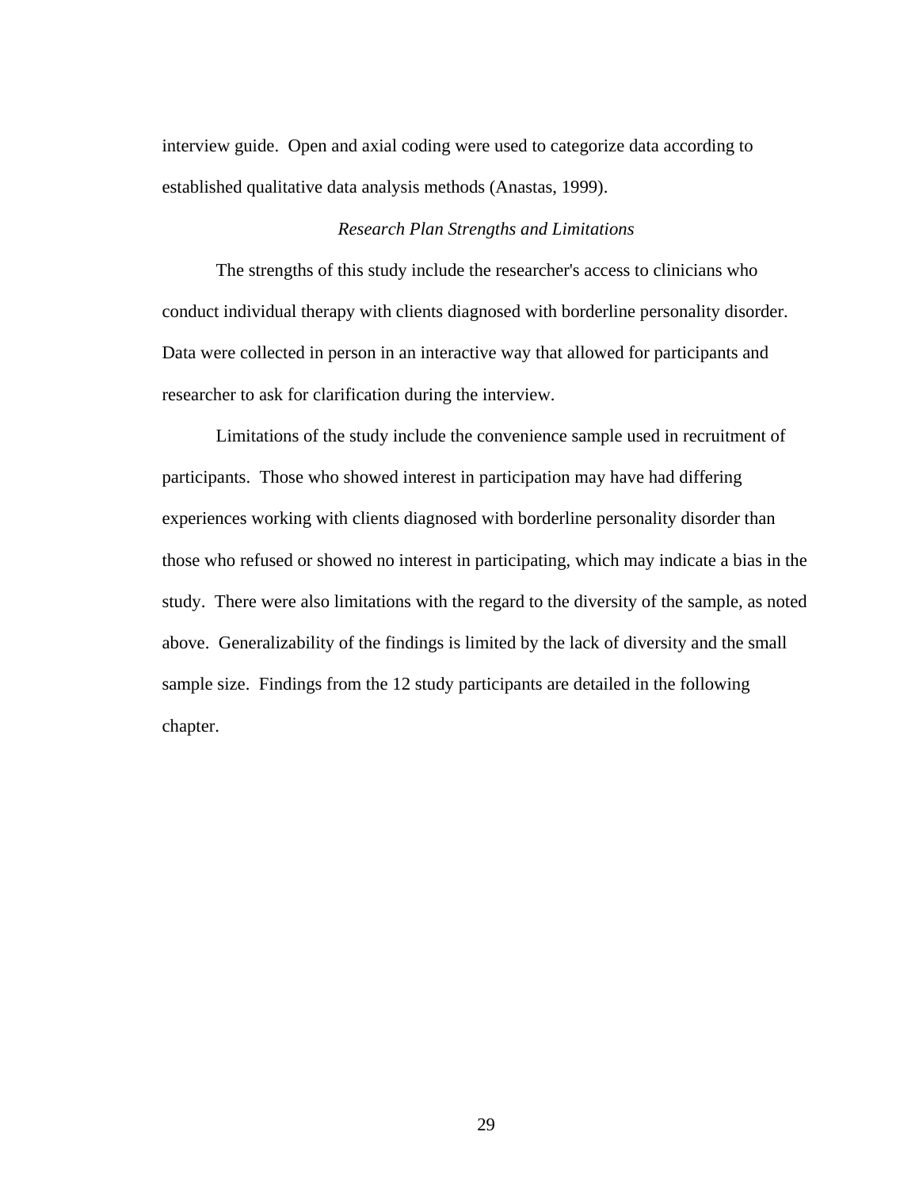interview guide. Open and axial coding were used to categorize data according to established qualitative data analysis methods (Anastas, 1999).

### *Research Plan Strengths and Limitations*

The strengths of this study include the researcher's access to clinicians who conduct individual therapy with clients diagnosed with borderline personality disorder. Data were collected in person in an interactive way that allowed for participants and researcher to ask for clarification during the interview.

Limitations of the study include the convenience sample used in recruitment of participants. Those who showed interest in participation may have had differing experiences working with clients diagnosed with borderline personality disorder than those who refused or showed no interest in participating, which may indicate a bias in the study. There were also limitations with the regard to the diversity of the sample, as noted above. Generalizability of the findings is limited by the lack of diversity and the small sample size. Findings from the 12 study participants are detailed in the following chapter.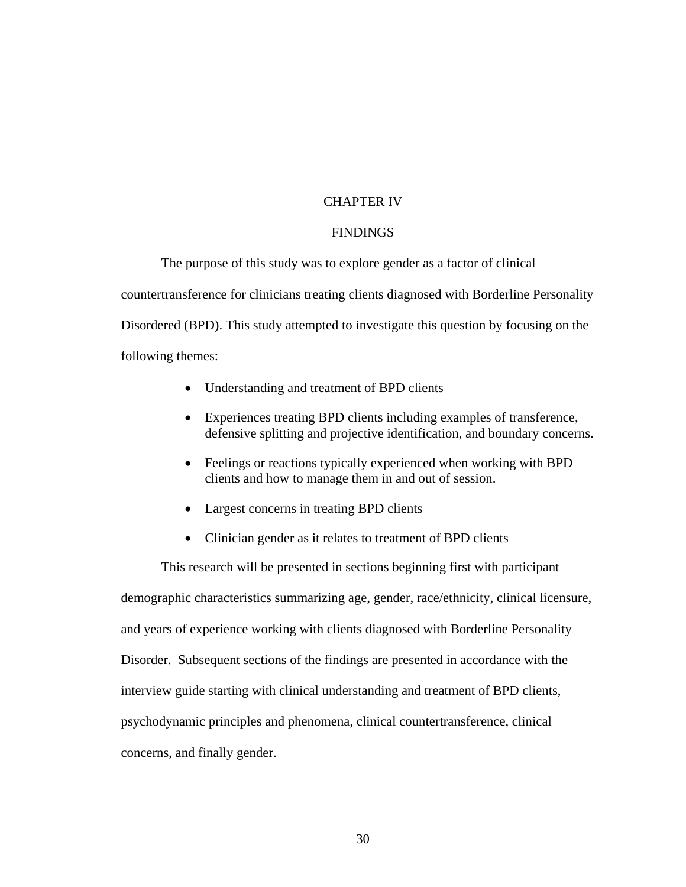# CHAPTER IV

# FINDINGS

The purpose of this study was to explore gender as a factor of clinical countertransference for clinicians treating clients diagnosed with Borderline Personality Disordered (BPD). This study attempted to investigate this question by focusing on the following themes:

- Understanding and treatment of BPD clients
- Experiences treating BPD clients including examples of transference, defensive splitting and projective identification, and boundary concerns.
- Feelings or reactions typically experienced when working with BPD clients and how to manage them in and out of session.
- Largest concerns in treating BPD clients
- Clinician gender as it relates to treatment of BPD clients

This research will be presented in sections beginning first with participant demographic characteristics summarizing age, gender, race/ethnicity, clinical licensure, and years of experience working with clients diagnosed with Borderline Personality Disorder. Subsequent sections of the findings are presented in accordance with the interview guide starting with clinical understanding and treatment of BPD clients, psychodynamic principles and phenomena, clinical countertransference, clinical concerns, and finally gender.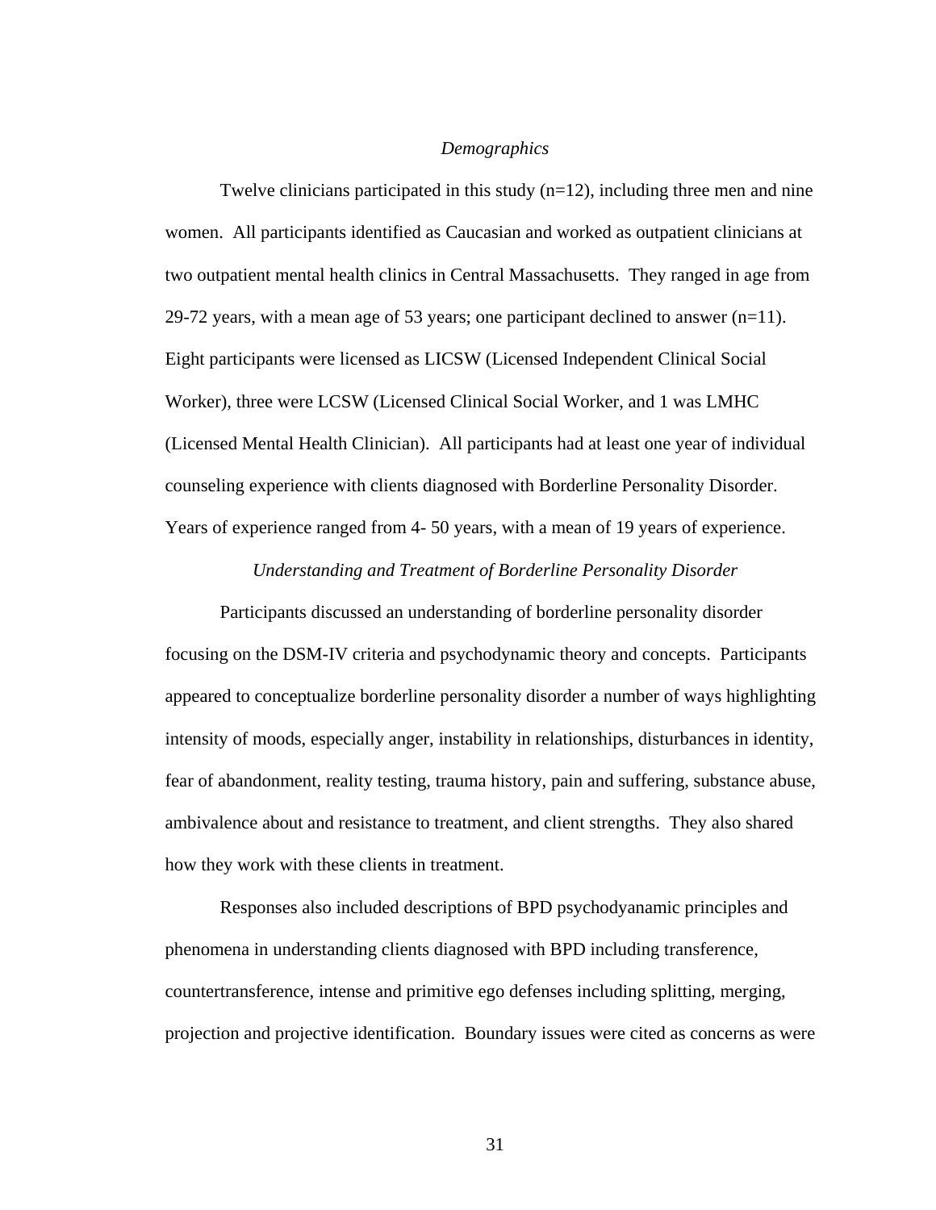*Demographics*

Twelve clinicians participated in this study (n=12), including three men and nine women. All participants identified as Caucasian and worked as outpatient clinicians at two outpatient mental health clinics in Central Massachusetts. They ranged in age from 29-72 years, with a mean age of 53 years; one participant declined to answer (n=11). Eight participants were licensed as LICSW (Licensed Independent Clinical Social Worker), three were LCSW (Licensed Clinical Social Worker, and 1 was LMHC (Licensed Mental Health Clinician). All participants had at least one year of individual counseling experience with clients diagnosed with Borderline Personality Disorder. Years of experience ranged from 4- 50 years, with a mean of 19 years of experience.

*Understanding and Treatment of Borderline Personality Disorder*

Participants discussed an understanding of borderline personality disorder focusing on the DSM-IV criteria and psychodynamic theory and concepts. Participants appeared to conceptualize borderline personality disorder a number of ways highlighting intensity of moods, especially anger, instability in relationships, disturbances in identity, fear of abandonment, reality testing, trauma history, pain and suffering, substance abuse, ambivalence about and resistance to treatment, and client strengths. They also shared how they work with these clients in treatment.

Responses also included descriptions of BPD psychodyanamic principles and phenomena in understanding clients diagnosed with BPD including transference, countertransference, intense and primitive ego defenses including splitting, merging, projection and projective identification. Boundary issues were cited as concerns as were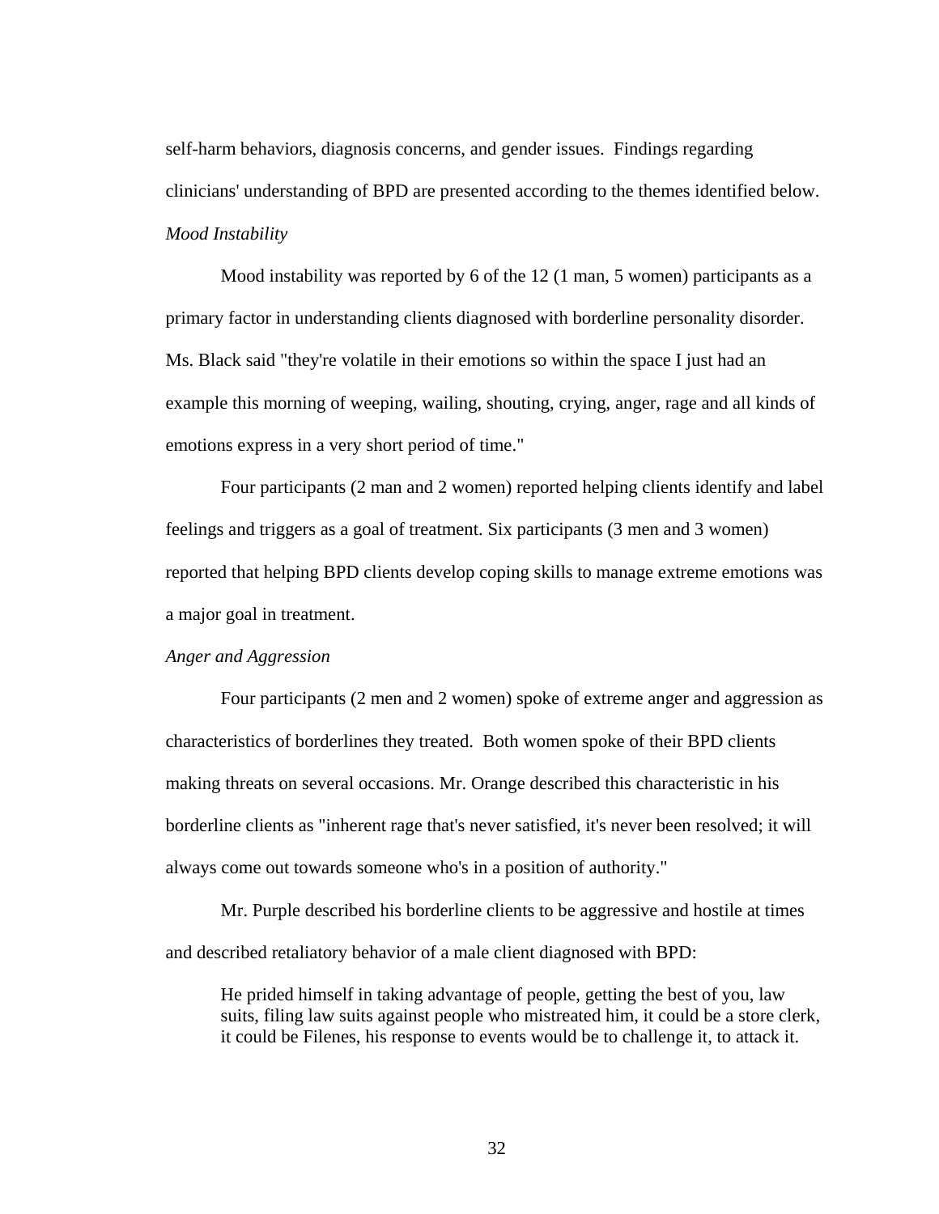self-harm behaviors, diagnosis concerns, and gender issues. Findings regarding clinicians' understanding of BPD are presented according to the themes identified below.

*Mood Instability*

Mood instability was reported by 6 of the 12 (1 man, 5 women) participants as a primary factor in understanding clients diagnosed with borderline personality disorder. Ms. Black said "they're volatile in their emotions so within the space I just had an example this morning of weeping, wailing, shouting, crying, anger, rage and all kinds of emotions express in a very short period of time."

Four participants (2 man and 2 women) reported helping clients identify and label feelings and triggers as a goal of treatment. Six participants (3 men and 3 women) reported that helping BPD clients develop coping skills to manage extreme emotions was a major goal in treatment.

*Anger and Aggression*

Four participants (2 men and 2 women) spoke of extreme anger and aggression as characteristics of borderlines they treated. Both women spoke of their BPD clients making threats on several occasions. Mr. Orange described this characteristic in his borderline clients as "inherent rage that's never satisfied, it's never been resolved; it will always come out towards someone who's in a position of authority."

Mr. Purple described his borderline clients to be aggressive and hostile at times and described retaliatory behavior of a male client diagnosed with BPD:

> He prided himself in taking advantage of people, getting the best of you, law suits, filing law suits against people who mistreated him, it could be a store clerk, it could be Filenes, his response to events would be to challenge it, to attack it.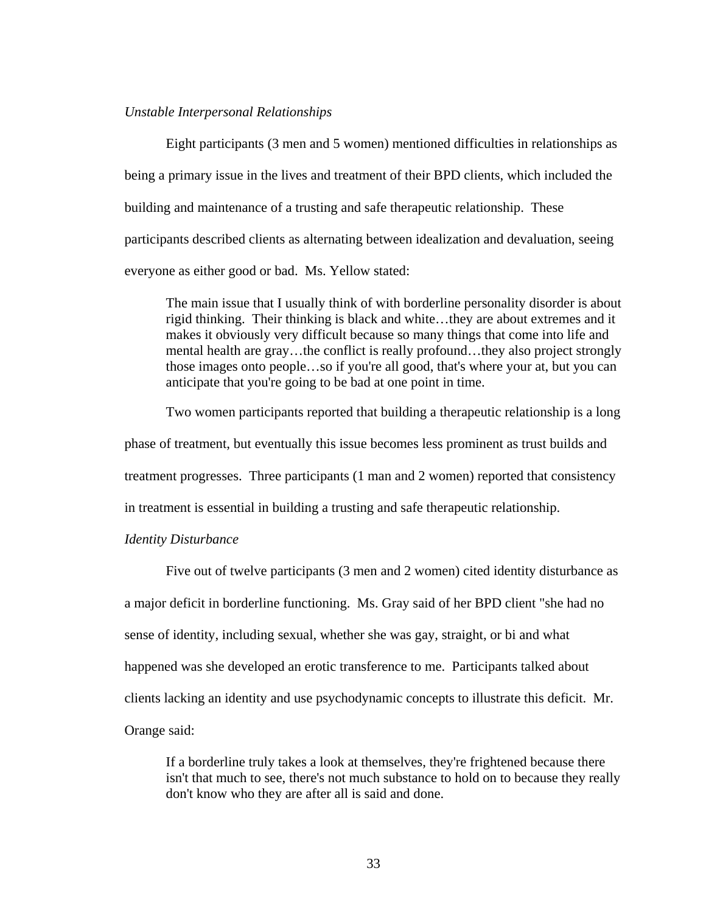*Unstable Interpersonal Relationships*

Eight participants (3 men and 5 women) mentioned difficulties in relationships as being a primary issue in the lives and treatment of their BPD clients, which included the building and maintenance of a trusting and safe therapeutic relationship. These participants described clients as alternating between idealization and devaluation, seeing everyone as either good or bad. Ms. Yellow stated:

> The main issue that I usually think of with borderline personality disorder is about rigid thinking. Their thinking is black and white…they are about extremes and it makes it obviously very difficult because so many things that come into life and mental health are gray…the conflict is really profound…they also project strongly those images onto people…so if you're all good, that's where your at, but you can anticipate that you're going to be bad at one point in time.

Two women participants reported that building a therapeutic relationship is a long phase of treatment, but eventually this issue becomes less prominent as trust builds and treatment progresses. Three participants (1 man and 2 women) reported that consistency in treatment is essential in building a trusting and safe therapeutic relationship.

*Identity Disturbance*

Five out of twelve participants (3 men and 2 women) cited identity disturbance as a major deficit in borderline functioning. Ms. Gray said of her BPD client "she had no sense of identity, including sexual, whether she was gay, straight, or bi and what happened was she developed an erotic transference to me. Participants talked about clients lacking an identity and use psychodynamic concepts to illustrate this deficit. Mr. Orange said:

> If a borderline truly takes a look at themselves, they're frightened because there isn't that much to see, there's not much substance to hold on to because they really don't know who they are after all is said and done.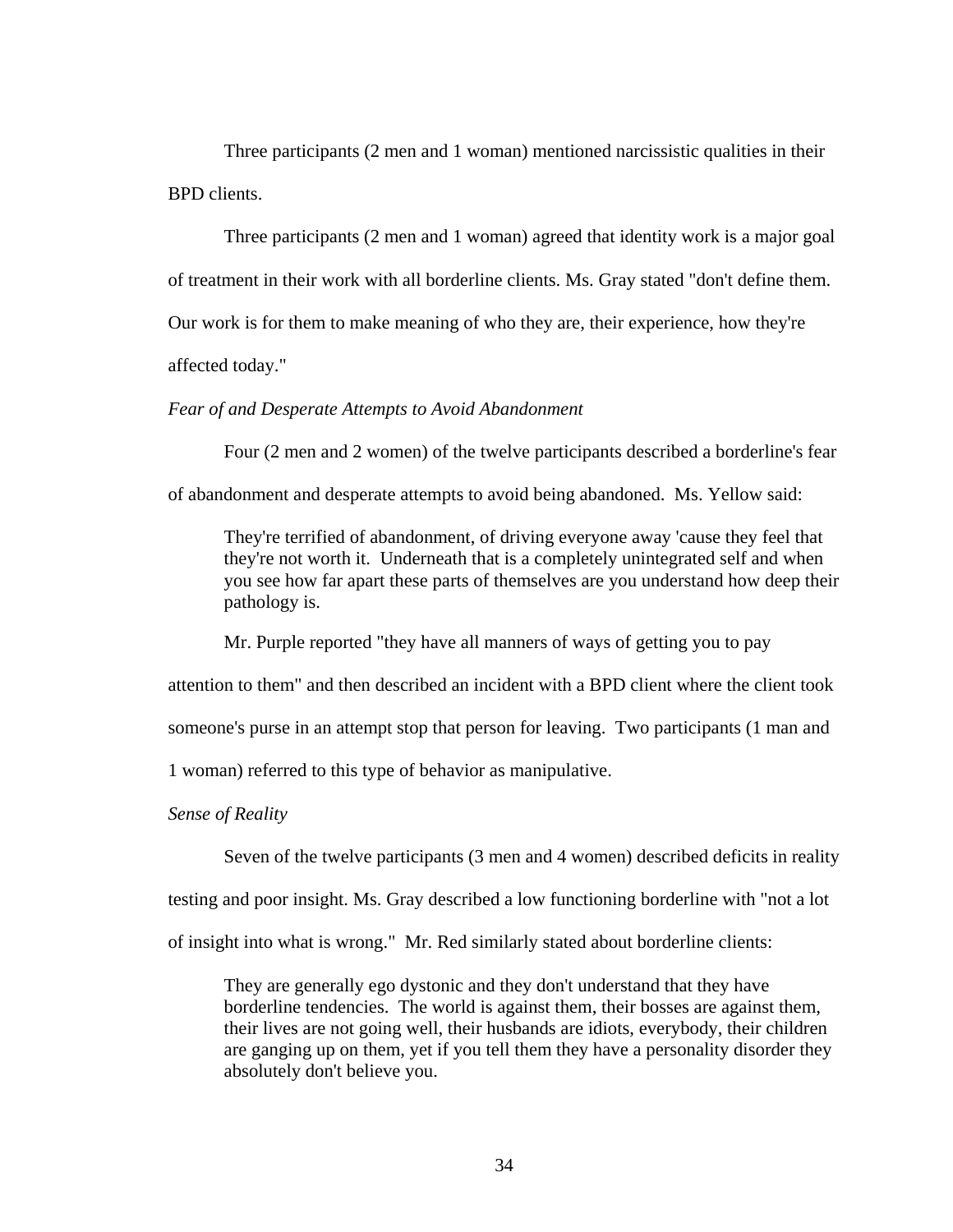Three participants (2 men and 1 woman) mentioned narcissistic qualities in their BPD clients.

Three participants (2 men and 1 woman) agreed that identity work is a major goal of treatment in their work with all borderline clients. Ms. Gray stated "don't define them. Our work is for them to make meaning of who they are, their experience, how they're affected today."

*Fear of and Desperate Attempts to Avoid Abandonment*

Four (2 men and 2 women) of the twelve participants described a borderline's fear of abandonment and desperate attempts to avoid being abandoned. Ms. Yellow said:

> They're terrified of abandonment, of driving everyone away 'cause they feel that they're not worth it. Underneath that is a completely unintegrated self and when you see how far apart these parts of themselves are you understand how deep their pathology is.

Mr. Purple reported "they have all manners of ways of getting you to pay attention to them" and then described an incident with a BPD client where the client took someone's purse in an attempt stop that person for leaving. Two participants (1 man and 1 woman) referred to this type of behavior as manipulative.

*Sense of Reality*

Seven of the twelve participants (3 men and 4 women) described deficits in reality testing and poor insight. Ms. Gray described a low functioning borderline with "not a lot of insight into what is wrong." Mr. Red similarly stated about borderline clients:

> They are generally ego dystonic and they don't understand that they have borderline tendencies. The world is against them, their bosses are against them, their lives are not going well, their husbands are idiots, everybody, their children are ganging up on them, yet if you tell them they have a personality disorder they absolutely don't believe you.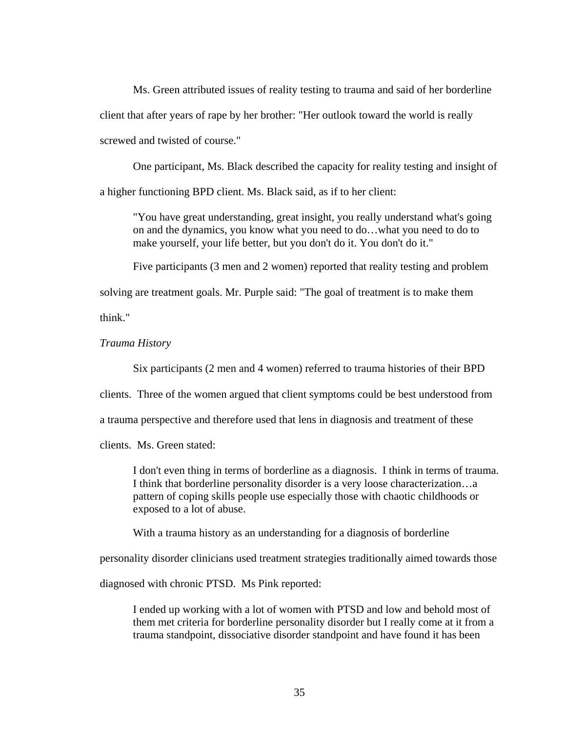Ms. Green attributed issues of reality testing to trauma and said of her borderline client that after years of rape by her brother: "Her outlook toward the world is really screwed and twisted of course."

One participant, Ms. Black described the capacity for reality testing and insight of a higher functioning BPD client. Ms. Black said, as if to her client:

> "You have great understanding, great insight, you really understand what's going on and the dynamics, you know what you need to do…what you need to do to make yourself, your life better, but you don't do it. You don't do it."

Five participants (3 men and 2 women) reported that reality testing and problem solving are treatment goals. Mr. Purple said: "The goal of treatment is to make them think."

*Trauma History*

Six participants (2 men and 4 women) referred to trauma histories of their BPD clients. Three of the women argued that client symptoms could be best understood from a trauma perspective and therefore used that lens in diagnosis and treatment of these clients. Ms. Green stated:

> I don't even thing in terms of borderline as a diagnosis. I think in terms of trauma. I think that borderline personality disorder is a very loose characterization…a pattern of coping skills people use especially those with chaotic childhoods or exposed to a lot of abuse.

With a trauma history as an understanding for a diagnosis of borderline personality disorder clinicians used treatment strategies traditionally aimed towards those diagnosed with chronic PTSD. Ms Pink reported:

> I ended up working with a lot of women with PTSD and low and behold most of them met criteria for borderline personality disorder but I really come at it from a trauma standpoint, dissociative disorder standpoint and have found it has been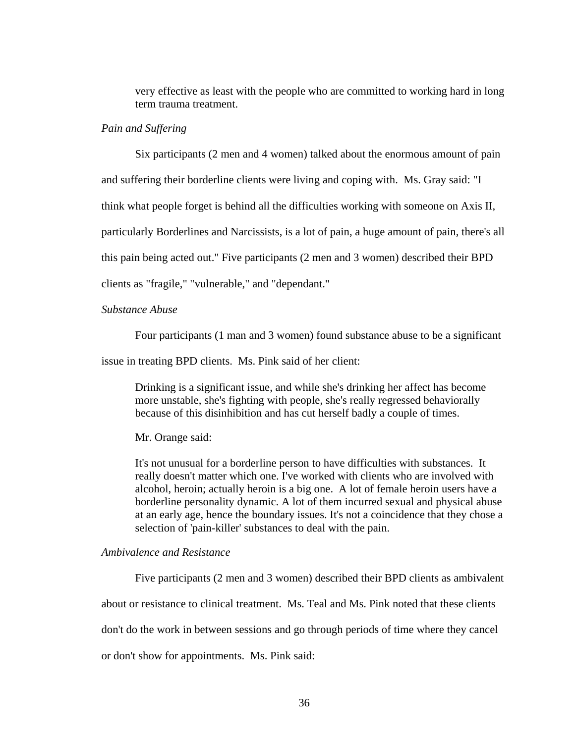> very effective as least with the people who are committed to working hard in long term trauma treatment.

*Pain and Suffering*

Six participants (2 men and 4 women) talked about the enormous amount of pain and suffering their borderline clients were living and coping with. Ms. Gray said: "I think what people forget is behind all the difficulties working with someone on Axis II, particularly Borderlines and Narcissists, is a lot of pain, a huge amount of pain, there's all this pain being acted out." Five participants (2 men and 3 women) described their BPD clients as "fragile," "vulnerable," and "dependant."

*Substance Abuse*

Four participants (1 man and 3 women) found substance abuse to be a significant issue in treating BPD clients. Ms. Pink said of her client:

> Drinking is a significant issue, and while she's drinking her affect has become more unstable, she's fighting with people, she's really regressed behaviorally because of this disinhibition and has cut herself badly a couple of times.

Mr. Orange said:

> It's not unusual for a borderline person to have difficulties with substances. It really doesn't matter which one. I've worked with clients who are involved with alcohol, heroin; actually heroin is a big one. A lot of female heroin users have a borderline personality dynamic. A lot of them incurred sexual and physical abuse at an early age, hence the boundary issues. It's not a coincidence that they chose a selection of 'pain-killer' substances to deal with the pain.

*Ambivalence and Resistance*

Five participants (2 men and 3 women) described their BPD clients as ambivalent about or resistance to clinical treatment. Ms. Teal and Ms. Pink noted that these clients don't do the work in between sessions and go through periods of time where they cancel or don't show for appointments. Ms. Pink said: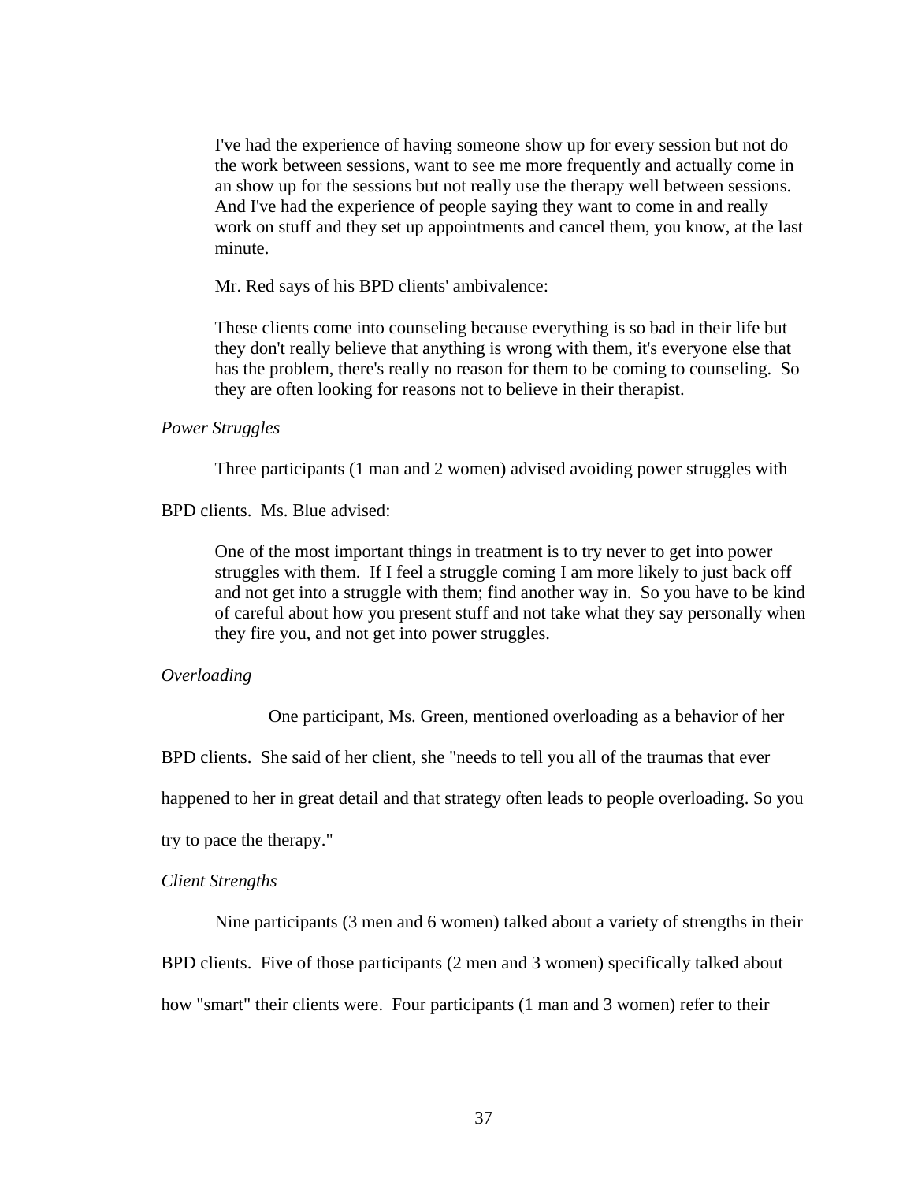> I've had the experience of having someone show up for every session but not do the work between sessions, want to see me more frequently and actually come in an show up for the sessions but not really use the therapy well between sessions. And I've had the experience of people saying they want to come in and really work on stuff and they set up appointments and cancel them, you know, at the last minute.

Mr. Red says of his BPD clients' ambivalence:

> These clients come into counseling because everything is so bad in their life but they don't really believe that anything is wrong with them, it's everyone else that has the problem, there's really no reason for them to be coming to counseling. So they are often looking for reasons not to believe in their therapist.

*Power Struggles*

Three participants (1 man and 2 women) advised avoiding power struggles with BPD clients. Ms. Blue advised:

> One of the most important things in treatment is to try never to get into power struggles with them. If I feel a struggle coming I am more likely to just back off and not get into a struggle with them; find another way in. So you have to be kind of careful about how you present stuff and not take what they say personally when they fire you, and not get into power struggles.

*Overloading*

One participant, Ms. Green, mentioned overloading as a behavior of her BPD clients. She said of her client, she "needs to tell you all of the traumas that ever happened to her in great detail and that strategy often leads to people overloading. So you try to pace the therapy."

*Client Strengths*

Nine participants (3 men and 6 women) talked about a variety of strengths in their BPD clients. Five of those participants (2 men and 3 women) specifically talked about how "smart" their clients were. Four participants (1 man and 3 women) refer to their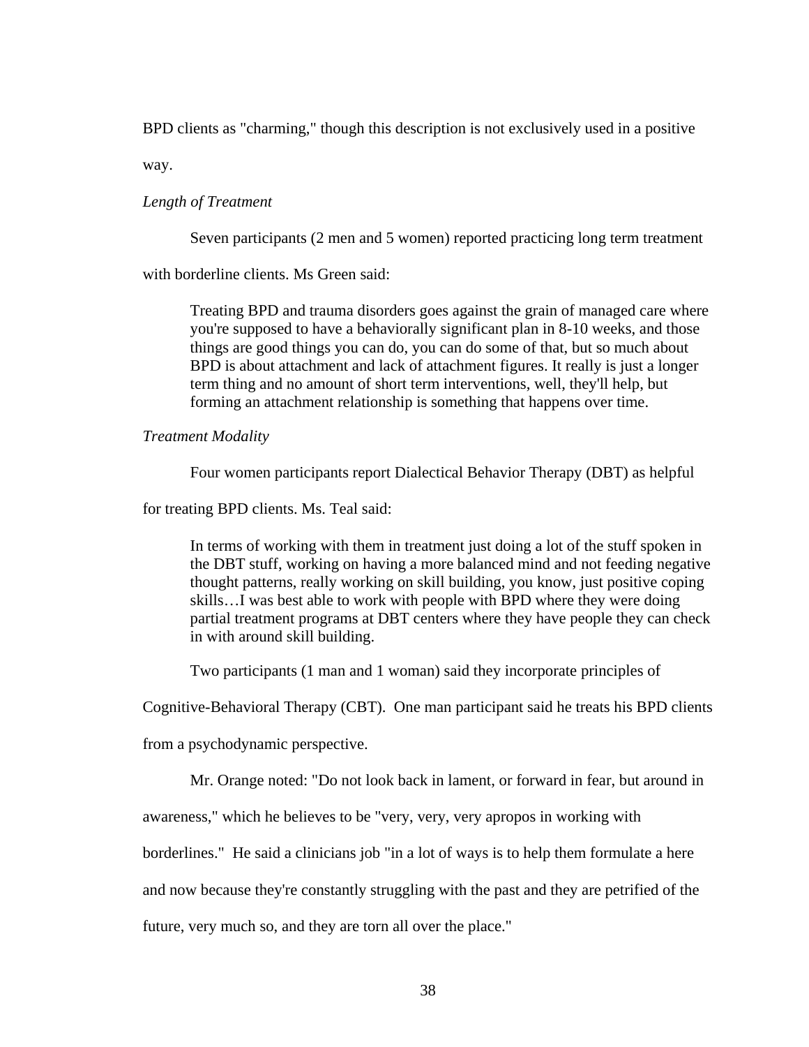BPD clients as "charming," though this description is not exclusively used in a positive way.

*Length of Treatment*

Seven participants (2 men and 5 women) reported practicing long term treatment with borderline clients. Ms Green said:

> Treating BPD and trauma disorders goes against the grain of managed care where you're supposed to have a behaviorally significant plan in 8-10 weeks, and those things are good things you can do, you can do some of that, but so much about BPD is about attachment and lack of attachment figures. It really is just a longer term thing and no amount of short term interventions, well, they'll help, but forming an attachment relationship is something that happens over time.

*Treatment Modality*

Four women participants report Dialectical Behavior Therapy (DBT) as helpful for treating BPD clients. Ms. Teal said:

> In terms of working with them in treatment just doing a lot of the stuff spoken in the DBT stuff, working on having a more balanced mind and not feeding negative thought patterns, really working on skill building, you know, just positive coping skills…I was best able to work with people with BPD where they were doing partial treatment programs at DBT centers where they have people they can check in with around skill building.

Two participants (1 man and 1 woman) said they incorporate principles of Cognitive-Behavioral Therapy (CBT). One man participant said he treats his BPD clients from a psychodynamic perspective.

Mr. Orange noted: "Do not look back in lament, or forward in fear, but around in awareness," which he believes to be "very, very, very apropos in working with borderlines." He said a clinicians job "in a lot of ways is to help them formulate a here and now because they're constantly struggling with the past and they are petrified of the future, very much so, and they are torn all over the place."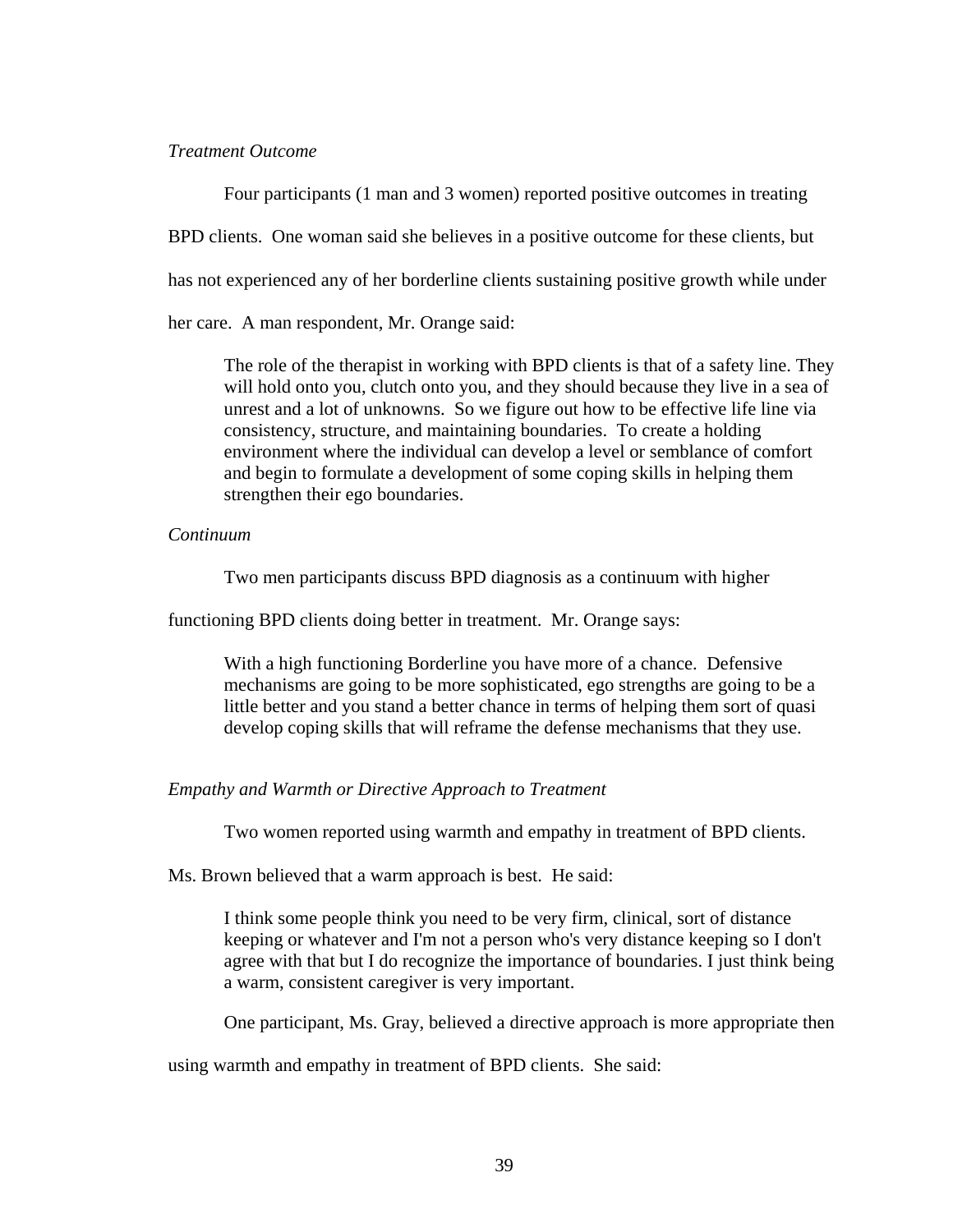*Treatment Outcome*

Four participants (1 man and 3 women) reported positive outcomes in treating BPD clients. One woman said she believes in a positive outcome for these clients, but has not experienced any of her borderline clients sustaining positive growth while under her care. A man respondent, Mr. Orange said:

> The role of the therapist in working with BPD clients is that of a safety line. They will hold onto you, clutch onto you, and they should because they live in a sea of unrest and a lot of unknowns. So we figure out how to be effective life line via consistency, structure, and maintaining boundaries. To create a holding environment where the individual can develop a level or semblance of comfort and begin to formulate a development of some coping skills in helping them strengthen their ego boundaries.

*Continuum*

Two men participants discuss BPD diagnosis as a continuum with higher functioning BPD clients doing better in treatment. Mr. Orange says:

> With a high functioning Borderline you have more of a chance. Defensive mechanisms are going to be more sophisticated, ego strengths are going to be a little better and you stand a better chance in terms of helping them sort of quasi develop coping skills that will reframe the defense mechanisms that they use.

*Empathy and Warmth or Directive Approach to Treatment*

Two women reported using warmth and empathy in treatment of BPD clients. Ms. Brown believed that a warm approach is best. He said:

> I think some people think you need to be very firm, clinical, sort of distance keeping or whatever and I'm not a person who's very distance keeping so I don't agree with that but I do recognize the importance of boundaries. I just think being a warm, consistent caregiver is very important.

One participant, Ms. Gray, believed a directive approach is more appropriate then using warmth and empathy in treatment of BPD clients. She said: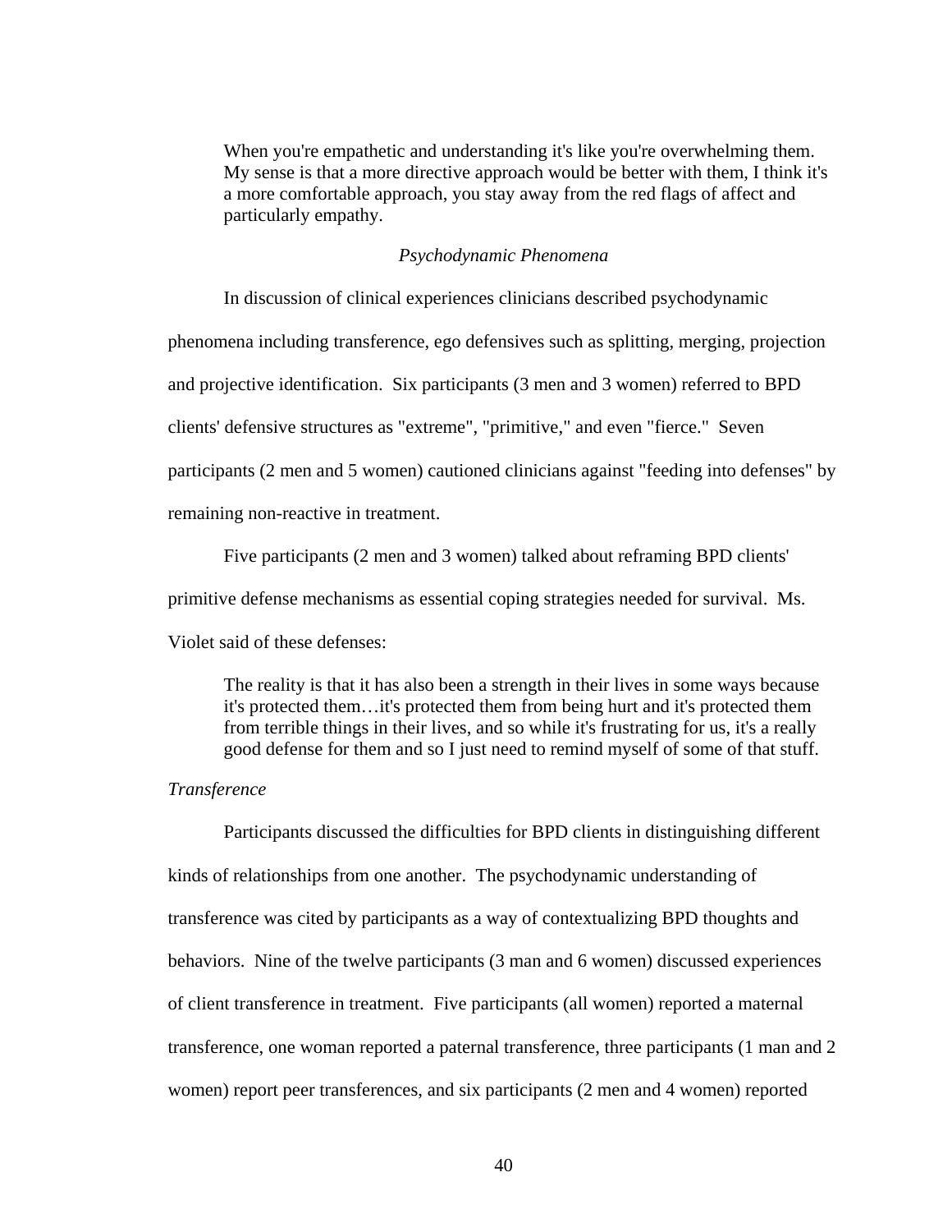> When you're empathetic and understanding it's like you're overwhelming them. My sense is that a more directive approach would be better with them, I think it's a more comfortable approach, you stay away from the red flags of affect and particularly empathy.

### *Psychodynamic Phenomena*

In discussion of clinical experiences clinicians described psychodynamic phenomena including transference, ego defensives such as splitting, merging, projection and projective identification. Six participants (3 men and 3 women) referred to BPD clients' defensive structures as "extreme", "primitive," and even "fierce." Seven participants (2 men and 5 women) cautioned clinicians against "feeding into defenses" by remaining non-reactive in treatment.

Five participants (2 men and 3 women) talked about reframing BPD clients' primitive defense mechanisms as essential coping strategies needed for survival. Ms. Violet said of these defenses:

> The reality is that it has also been a strength in their lives in some ways because it's protected them…it's protected them from being hurt and it's protected them from terrible things in their lives, and so while it's frustrating for us, it's a really good defense for them and so I just need to remind myself of some of that stuff.

#### *Transference*

Participants discussed the difficulties for BPD clients in distinguishing different kinds of relationships from one another. The psychodynamic understanding of transference was cited by participants as a way of contextualizing BPD thoughts and behaviors. Nine of the twelve participants (3 man and 6 women) discussed experiences of client transference in treatment. Five participants (all women) reported a maternal transference, one woman reported a paternal transference, three participants (1 man and 2 women) report peer transferences, and six participants (2 men and 4 women) reported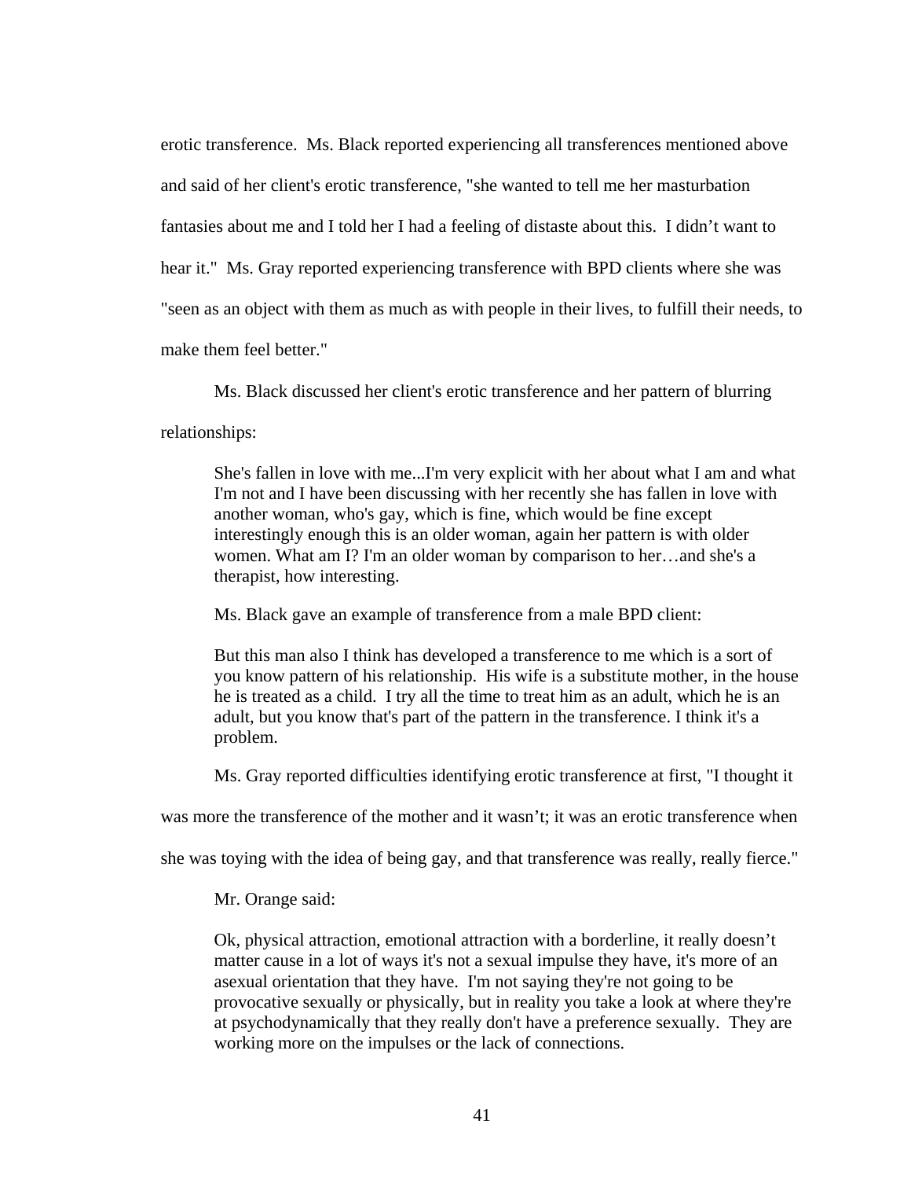erotic transference. Ms. Black reported experiencing all transferences mentioned above and said of her client's erotic transference, "she wanted to tell me her masturbation fantasies about me and I told her I had a feeling of distaste about this. I didn't want to hear it." Ms. Gray reported experiencing transference with BPD clients where she was "seen as an object with them as much as with people in their lives, to fulfill their needs, to make them feel better."

Ms. Black discussed her client's erotic transference and her pattern of blurring relationships:

> She's fallen in love with me...I'm very explicit with her about what I am and what I'm not and I have been discussing with her recently she has fallen in love with another woman, who's gay, which is fine, which would be fine except interestingly enough this is an older woman, again her pattern is with older women. What am I? I'm an older woman by comparison to her…and she's a therapist, how interesting.

Ms. Black gave an example of transference from a male BPD client:

> But this man also I think has developed a transference to me which is a sort of you know pattern of his relationship. His wife is a substitute mother, in the house he is treated as a child. I try all the time to treat him as an adult, which he is an adult, but you know that's part of the pattern in the transference. I think it's a problem.

Ms. Gray reported difficulties identifying erotic transference at first, "I thought it was more the transference of the mother and it wasn't; it was an erotic transference when she was toying with the idea of being gay, and that transference was really, really fierce."

Mr. Orange said:

> Ok, physical attraction, emotional attraction with a borderline, it really doesn't matter cause in a lot of ways it's not a sexual impulse they have, it's more of an asexual orientation that they have. I'm not saying they're not going to be provocative sexually or physically, but in reality you take a look at where they're at psychodynamically that they really don't have a preference sexually. They are working more on the impulses or the lack of connections.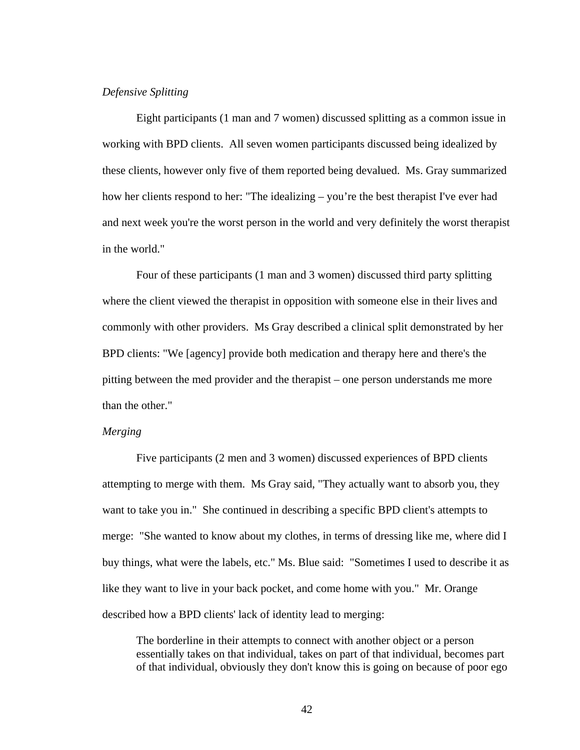*Defensive Splitting*

Eight participants (1 man and 7 women) discussed splitting as a common issue in working with BPD clients. All seven women participants discussed being idealized by these clients, however only five of them reported being devalued. Ms. Gray summarized how her clients respond to her: "The idealizing – you're the best therapist I've ever had and next week you're the worst person in the world and very definitely the worst therapist in the world."

Four of these participants (1 man and 3 women) discussed third party splitting where the client viewed the therapist in opposition with someone else in their lives and commonly with other providers. Ms Gray described a clinical split demonstrated by her BPD clients: "We [agency] provide both medication and therapy here and there's the pitting between the med provider and the therapist – one person understands me more than the other."

*Merging*

Five participants (2 men and 3 women) discussed experiences of BPD clients attempting to merge with them. Ms Gray said, "They actually want to absorb you, they want to take you in." She continued in describing a specific BPD client's attempts to merge: "She wanted to know about my clothes, in terms of dressing like me, where did I buy things, what were the labels, etc." Ms. Blue said: "Sometimes I used to describe it as like they want to live in your back pocket, and come home with you." Mr. Orange described how a BPD clients' lack of identity lead to merging:

> The borderline in their attempts to connect with another object or a person essentially takes on that individual, takes on part of that individual, becomes part of that individual, obviously they don't know this is going on because of poor ego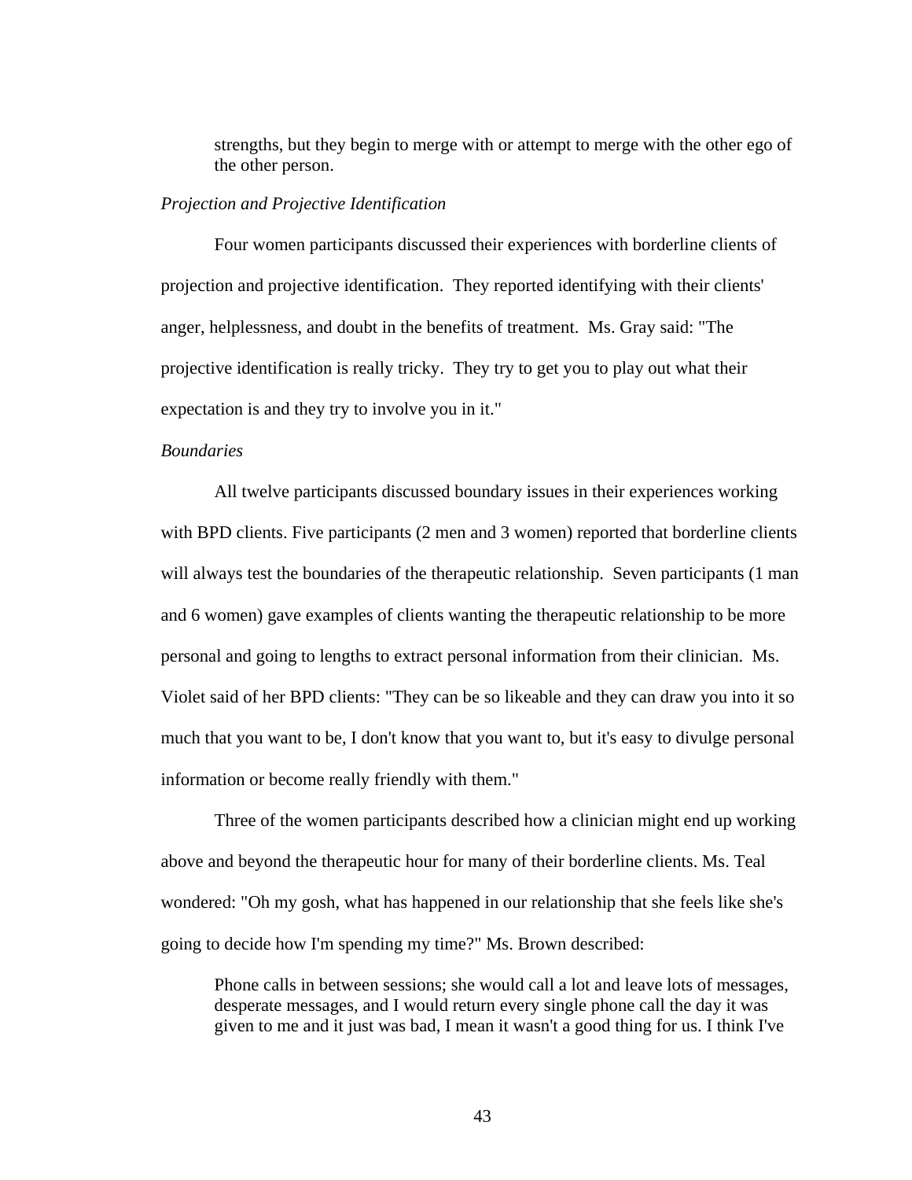> strengths, but they begin to merge with or attempt to merge with the other ego of the other person.

*Projection and Projective Identification*

Four women participants discussed their experiences with borderline clients of projection and projective identification. They reported identifying with their clients' anger, helplessness, and doubt in the benefits of treatment. Ms. Gray said: "The projective identification is really tricky. They try to get you to play out what their expectation is and they try to involve you in it."

*Boundaries*

All twelve participants discussed boundary issues in their experiences working with BPD clients. Five participants (2 men and 3 women) reported that borderline clients will always test the boundaries of the therapeutic relationship. Seven participants (1 man and 6 women) gave examples of clients wanting the therapeutic relationship to be more personal and going to lengths to extract personal information from their clinician. Ms. Violet said of her BPD clients: "They can be so likeable and they can draw you into it so much that you want to be, I don't know that you want to, but it's easy to divulge personal information or become really friendly with them."

Three of the women participants described how a clinician might end up working above and beyond the therapeutic hour for many of their borderline clients. Ms. Teal wondered: "Oh my gosh, what has happened in our relationship that she feels like she's going to decide how I'm spending my time?" Ms. Brown described:

> Phone calls in between sessions; she would call a lot and leave lots of messages, desperate messages, and I would return every single phone call the day it was given to me and it just was bad, I mean it wasn't a good thing for us. I think I've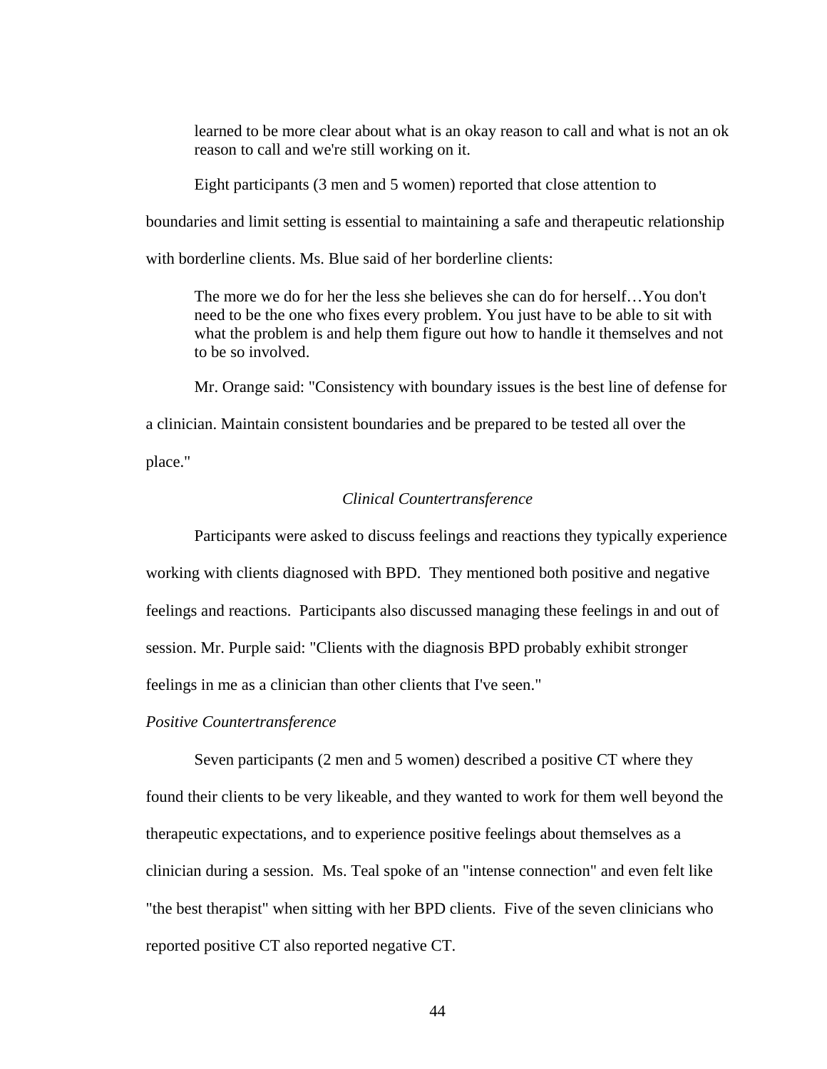> learned to be more clear about what is an okay reason to call and what is not an ok reason to call and we're still working on it.

Eight participants (3 men and 5 women) reported that close attention to boundaries and limit setting is essential to maintaining a safe and therapeutic relationship with borderline clients. Ms. Blue said of her borderline clients:

> The more we do for her the less she believes she can do for herself…You don't need to be the one who fixes every problem. You just have to be able to sit with what the problem is and help them figure out how to handle it themselves and not to be so involved.

Mr. Orange said: "Consistency with boundary issues is the best line of defense for a clinician. Maintain consistent boundaries and be prepared to be tested all over the place."

### *Clinical Countertransference*

Participants were asked to discuss feelings and reactions they typically experience working with clients diagnosed with BPD. They mentioned both positive and negative feelings and reactions. Participants also discussed managing these feelings in and out of session. Mr. Purple said: "Clients with the diagnosis BPD probably exhibit stronger feelings in me as a clinician than other clients that I've seen."

#### *Positive Countertransference*

Seven participants (2 men and 5 women) described a positive CT where they found their clients to be very likeable, and they wanted to work for them well beyond the therapeutic expectations, and to experience positive feelings about themselves as a clinician during a session. Ms. Teal spoke of an "intense connection" and even felt like "the best therapist" when sitting with her BPD clients. Five of the seven clinicians who reported positive CT also reported negative CT.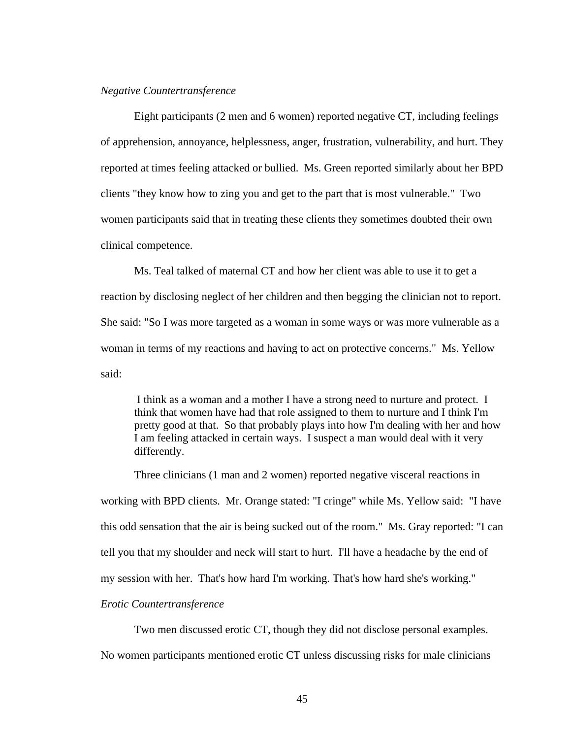*Negative Countertransference*

Eight participants (2 men and 6 women) reported negative CT, including feelings of apprehension, annoyance, helplessness, anger, frustration, vulnerability, and hurt. They reported at times feeling attacked or bullied. Ms. Green reported similarly about her BPD clients "they know how to zing you and get to the part that is most vulnerable." Two women participants said that in treating these clients they sometimes doubted their own clinical competence.

Ms. Teal talked of maternal CT and how her client was able to use it to get a reaction by disclosing neglect of her children and then begging the clinician not to report. She said: "So I was more targeted as a woman in some ways or was more vulnerable as a woman in terms of my reactions and having to act on protective concerns." Ms. Yellow said:

> I think as a woman and a mother I have a strong need to nurture and protect. I think that women have had that role assigned to them to nurture and I think I'm pretty good at that. So that probably plays into how I'm dealing with her and how I am feeling attacked in certain ways. I suspect a man would deal with it very differently.

Three clinicians (1 man and 2 women) reported negative visceral reactions in working with BPD clients. Mr. Orange stated: "I cringe" while Ms. Yellow said: "I have this odd sensation that the air is being sucked out of the room." Ms. Gray reported: "I can tell you that my shoulder and neck will start to hurt. I'll have a headache by the end of my session with her. That's how hard I'm working. That's how hard she's working."

*Erotic Countertransference*

Two men discussed erotic CT, though they did not disclose personal examples. No women participants mentioned erotic CT unless discussing risks for male clinicians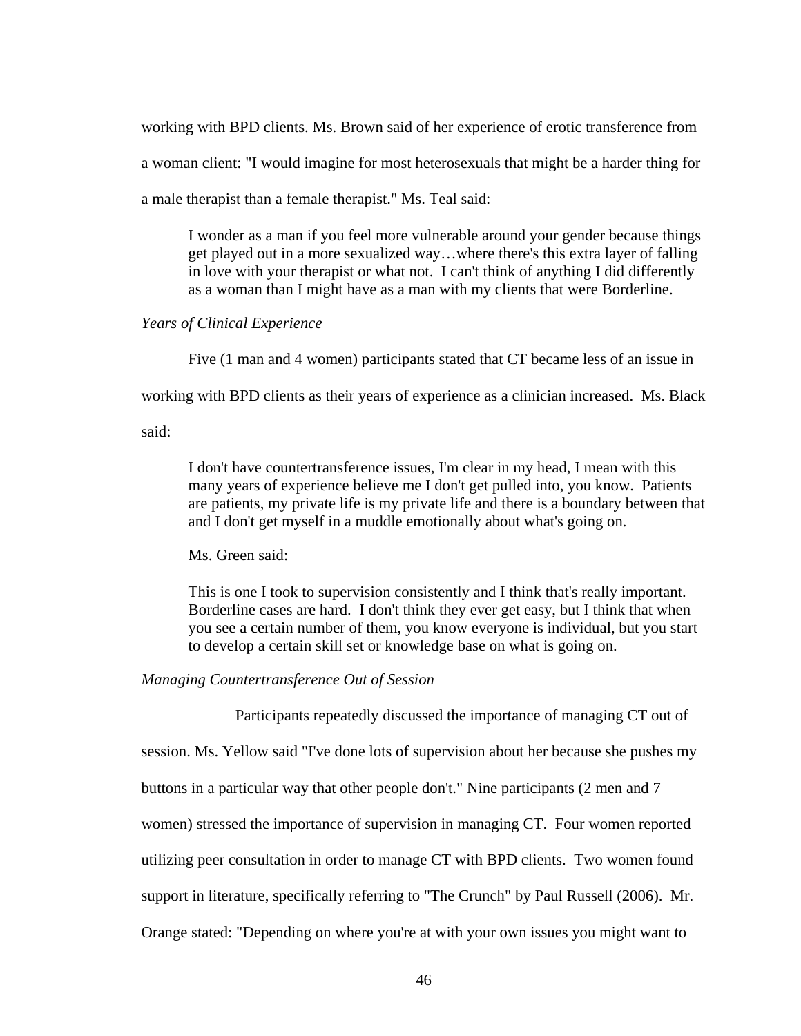working with BPD clients. Ms. Brown said of her experience of erotic transference from a woman client: "I would imagine for most heterosexuals that might be a harder thing for a male therapist than a female therapist." Ms. Teal said:

> I wonder as a man if you feel more vulnerable around your gender because things get played out in a more sexualized way…where there's this extra layer of falling in love with your therapist or what not. I can't think of anything I did differently as a woman than I might have as a man with my clients that were Borderline.

*Years of Clinical Experience*

Five (1 man and 4 women) participants stated that CT became less of an issue in working with BPD clients as their years of experience as a clinician increased. Ms. Black said:

> I don't have countertransference issues, I'm clear in my head, I mean with this many years of experience believe me I don't get pulled into, you know. Patients are patients, my private life is my private life and there is a boundary between that and I don't get myself in a muddle emotionally about what's going on.
>
> Ms. Green said:
>
> This is one I took to supervision consistently and I think that's really important. Borderline cases are hard. I don't think they ever get easy, but I think that when you see a certain number of them, you know everyone is individual, but you start to develop a certain skill set or knowledge base on what is going on.

*Managing Countertransference Out of Session*

Participants repeatedly discussed the importance of managing CT out of session. Ms. Yellow said "I've done lots of supervision about her because she pushes my buttons in a particular way that other people don't." Nine participants (2 men and 7 women) stressed the importance of supervision in managing CT. Four women reported utilizing peer consultation in order to manage CT with BPD clients. Two women found support in literature, specifically referring to "The Crunch" by Paul Russell (2006). Mr. Orange stated: "Depending on where you're at with your own issues you might want to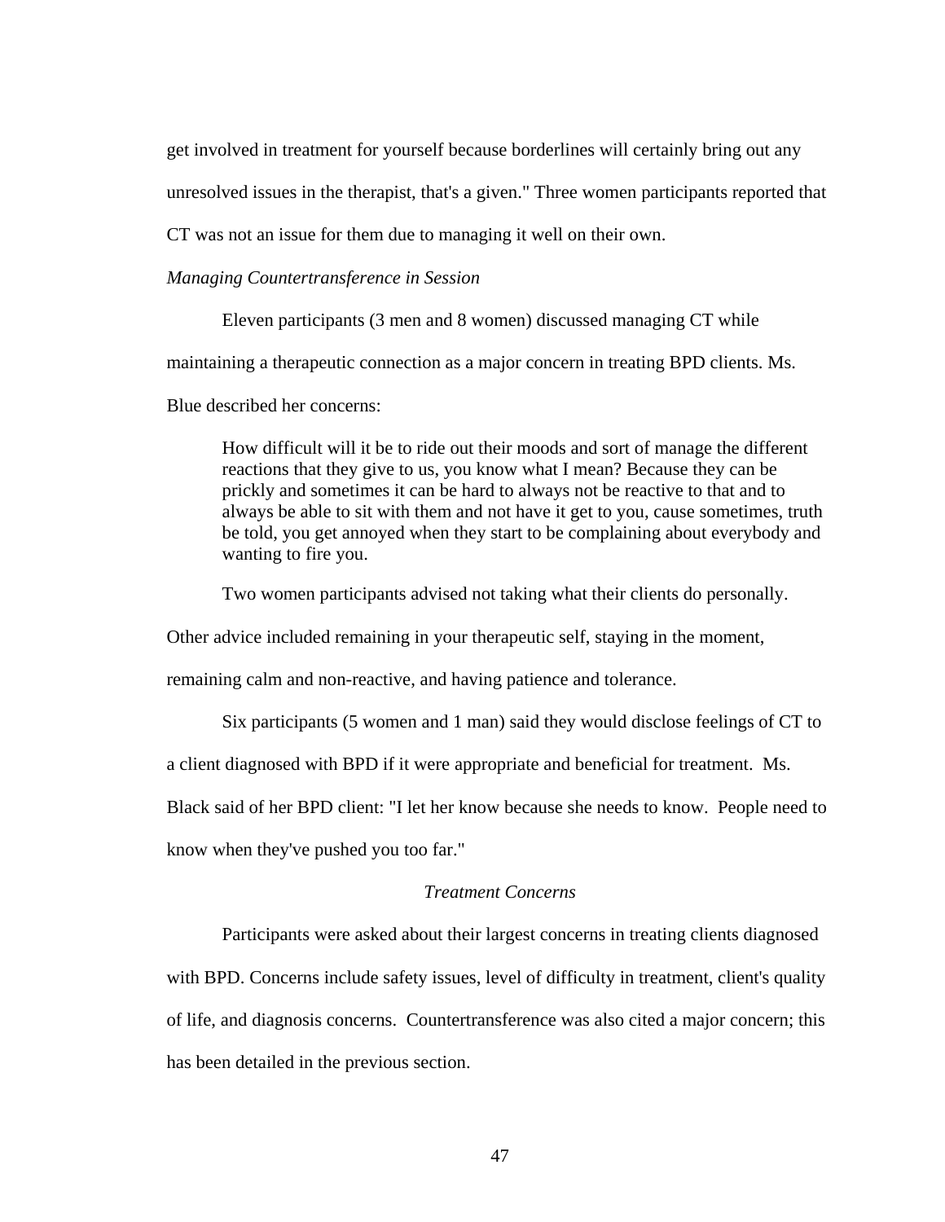get involved in treatment for yourself because borderlines will certainly bring out any unresolved issues in the therapist, that's a given." Three women participants reported that CT was not an issue for them due to managing it well on their own.

*Managing Countertransference in Session*

Eleven participants (3 men and 8 women) discussed managing CT while maintaining a therapeutic connection as a major concern in treating BPD clients. Ms. Blue described her concerns:

> How difficult will it be to ride out their moods and sort of manage the different reactions that they give to us, you know what I mean? Because they can be prickly and sometimes it can be hard to always not be reactive to that and to always be able to sit with them and not have it get to you, cause sometimes, truth be told, you get annoyed when they start to be complaining about everybody and wanting to fire you.

Two women participants advised not taking what their clients do personally. Other advice included remaining in your therapeutic self, staying in the moment, remaining calm and non-reactive, and having patience and tolerance.

Six participants (5 women and 1 man) said they would disclose feelings of CT to a client diagnosed with BPD if it were appropriate and beneficial for treatment. Ms. Black said of her BPD client: "I let her know because she needs to know. People need to know when they've pushed you too far."

### *Treatment Concerns*

Participants were asked about their largest concerns in treating clients diagnosed with BPD. Concerns include safety issues, level of difficulty in treatment, client's quality of life, and diagnosis concerns. Countertransference was also cited a major concern; this has been detailed in the previous section.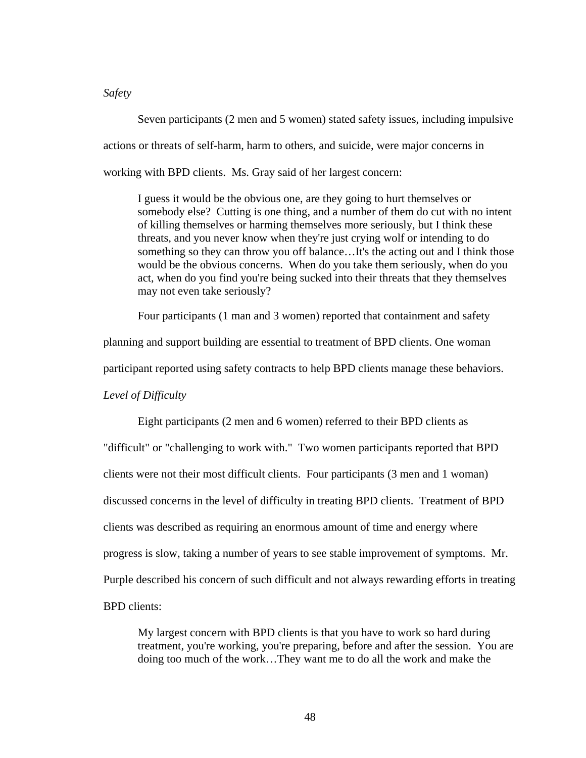*Safety*

Seven participants (2 men and 5 women) stated safety issues, including impulsive actions or threats of self-harm, harm to others, and suicide, were major concerns in working with BPD clients. Ms. Gray said of her largest concern:

> I guess it would be the obvious one, are they going to hurt themselves or somebody else? Cutting is one thing, and a number of them do cut with no intent of killing themselves or harming themselves more seriously, but I think these threats, and you never know when they're just crying wolf or intending to do something so they can throw you off balance…It's the acting out and I think those would be the obvious concerns. When do you take them seriously, when do you act, when do you find you're being sucked into their threats that they themselves may not even take seriously?

Four participants (1 man and 3 women) reported that containment and safety planning and support building are essential to treatment of BPD clients. One woman participant reported using safety contracts to help BPD clients manage these behaviors.

*Level of Difficulty*

Eight participants (2 men and 6 women) referred to their BPD clients as "difficult" or "challenging to work with." Two women participants reported that BPD clients were not their most difficult clients. Four participants (3 men and 1 woman) discussed concerns in the level of difficulty in treating BPD clients. Treatment of BPD clients was described as requiring an enormous amount of time and energy where progress is slow, taking a number of years to see stable improvement of symptoms. Mr. Purple described his concern of such difficult and not always rewarding efforts in treating BPD clients:

> My largest concern with BPD clients is that you have to work so hard during treatment, you're working, you're preparing, before and after the session. You are doing too much of the work…They want me to do all the work and make the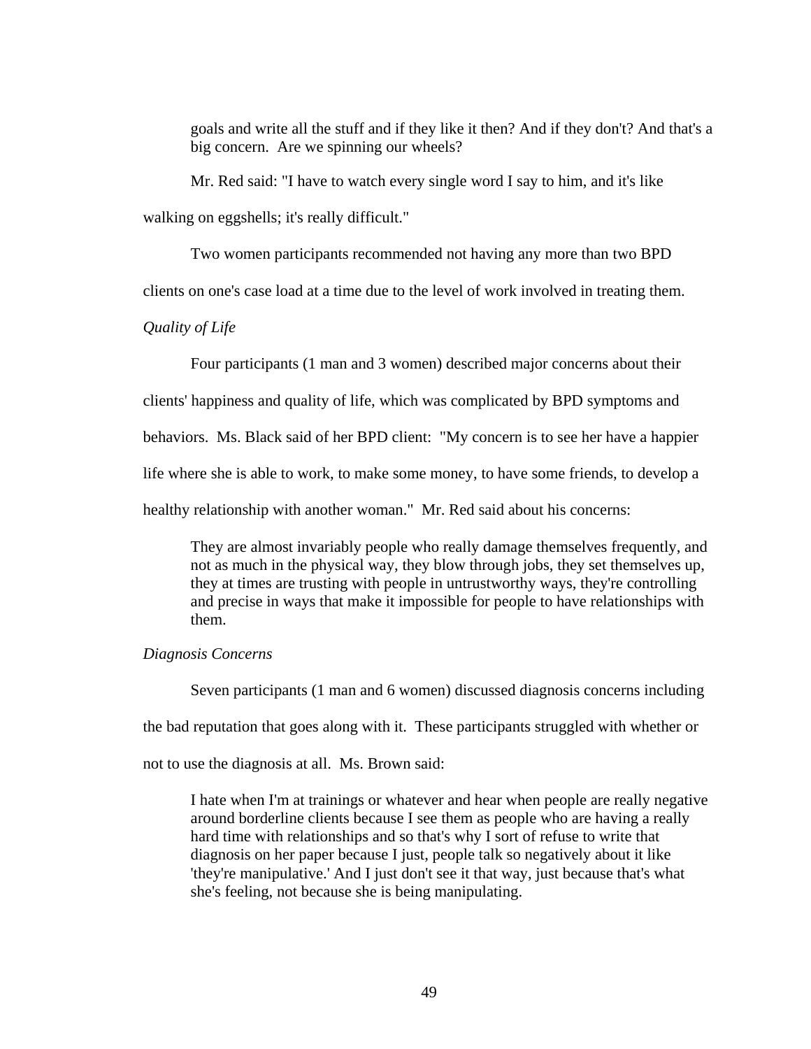> goals and write all the stuff and if they like it then? And if they don't? And that's a big concern. Are we spinning our wheels?

Mr. Red said: "I have to watch every single word I say to him, and it's like walking on eggshells; it's really difficult."

Two women participants recommended not having any more than two BPD clients on one's case load at a time due to the level of work involved in treating them.

*Quality of Life*

Four participants (1 man and 3 women) described major concerns about their clients' happiness and quality of life, which was complicated by BPD symptoms and behaviors. Ms. Black said of her BPD client: "My concern is to see her have a happier life where she is able to work, to make some money, to have some friends, to develop a healthy relationship with another woman." Mr. Red said about his concerns:

> They are almost invariably people who really damage themselves frequently, and not as much in the physical way, they blow through jobs, they set themselves up, they at times are trusting with people in untrustworthy ways, they're controlling and precise in ways that make it impossible for people to have relationships with them.

*Diagnosis Concerns*

Seven participants (1 man and 6 women) discussed diagnosis concerns including the bad reputation that goes along with it. These participants struggled with whether or not to use the diagnosis at all. Ms. Brown said:

> I hate when I'm at trainings or whatever and hear when people are really negative around borderline clients because I see them as people who are having a really hard time with relationships and so that's why I sort of refuse to write that diagnosis on her paper because I just, people talk so negatively about it like 'they're manipulative.' And I just don't see it that way, just because that's what she's feeling, not because she is being manipulating.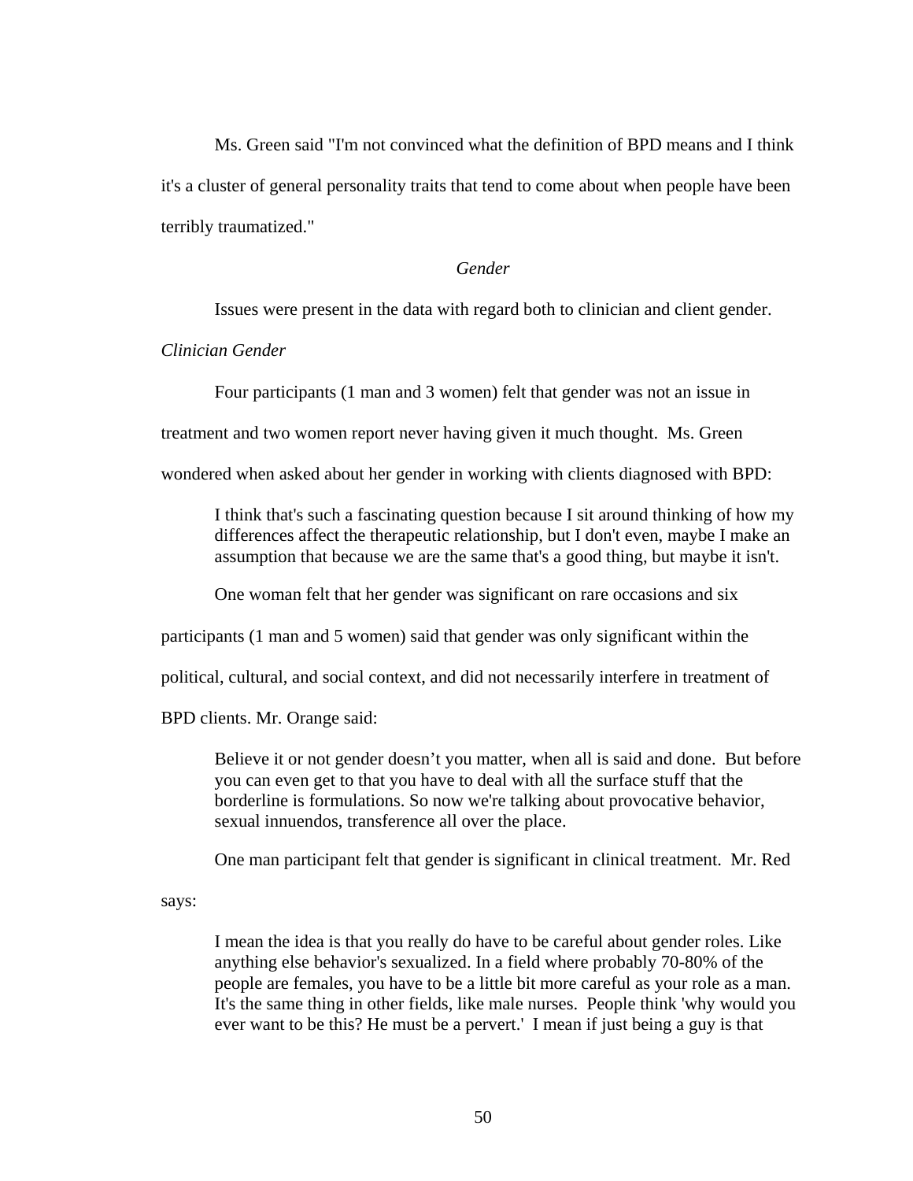Ms. Green said "I'm not convinced what the definition of BPD means and I think it's a cluster of general personality traits that tend to come about when people have been terribly traumatized."

### *Gender*

Issues were present in the data with regard both to clinician and client gender.

#### *Clinician Gender*

Four participants (1 man and 3 women) felt that gender was not an issue in treatment and two women report never having given it much thought. Ms. Green wondered when asked about her gender in working with clients diagnosed with BPD:

> I think that's such a fascinating question because I sit around thinking of how my differences affect the therapeutic relationship, but I don't even, maybe I make an assumption that because we are the same that's a good thing, but maybe it isn't.

One woman felt that her gender was significant on rare occasions and six participants (1 man and 5 women) said that gender was only significant within the political, cultural, and social context, and did not necessarily interfere in treatment of BPD clients. Mr. Orange said:

> Believe it or not gender doesn't you matter, when all is said and done. But before you can even get to that you have to deal with all the surface stuff that the borderline is formulations. So now we're talking about provocative behavior, sexual innuendos, transference all over the place.

One man participant felt that gender is significant in clinical treatment. Mr. Red says:

> I mean the idea is that you really do have to be careful about gender roles. Like anything else behavior's sexualized. In a field where probably 70-80% of the people are females, you have to be a little bit more careful as your role as a man. It's the same thing in other fields, like male nurses. People think 'why would you ever want to be this? He must be a pervert.' I mean if just being a guy is that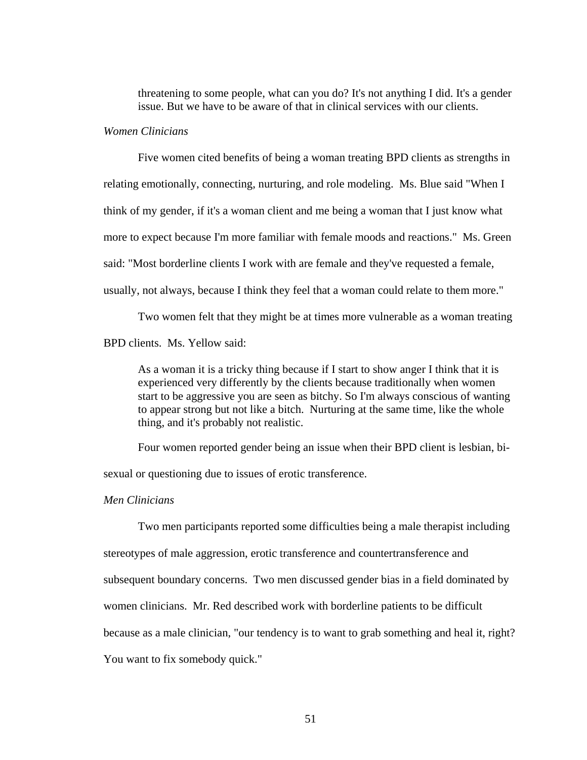> threatening to some people, what can you do? It's not anything I did. It's a gender issue. But we have to be aware of that in clinical services with our clients.

*Women Clinicians*

Five women cited benefits of being a woman treating BPD clients as strengths in relating emotionally, connecting, nurturing, and role modeling. Ms. Blue said "When I think of my gender, if it's a woman client and me being a woman that I just know what more to expect because I'm more familiar with female moods and reactions." Ms. Green said: "Most borderline clients I work with are female and they've requested a female, usually, not always, because I think they feel that a woman could relate to them more."

Two women felt that they might be at times more vulnerable as a woman treating BPD clients. Ms. Yellow said:

> As a woman it is a tricky thing because if I start to show anger I think that it is experienced very differently by the clients because traditionally when women start to be aggressive you are seen as bitchy. So I'm always conscious of wanting to appear strong but not like a bitch. Nurturing at the same time, like the whole thing, and it's probably not realistic.

Four women reported gender being an issue when their BPD client is lesbian, bi-sexual or questioning due to issues of erotic transference.

*Men Clinicians*

Two men participants reported some difficulties being a male therapist including stereotypes of male aggression, erotic transference and countertransference and subsequent boundary concerns. Two men discussed gender bias in a field dominated by women clinicians. Mr. Red described work with borderline patients to be difficult because as a male clinician, "our tendency is to want to grab something and heal it, right? You want to fix somebody quick."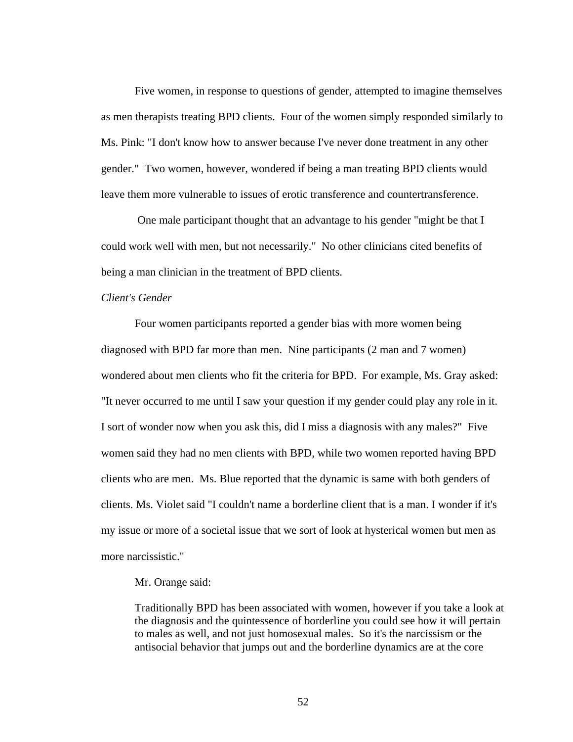Five women, in response to questions of gender, attempted to imagine themselves as men therapists treating BPD clients. Four of the women simply responded similarly to Ms. Pink: "I don't know how to answer because I've never done treatment in any other gender." Two women, however, wondered if being a man treating BPD clients would leave them more vulnerable to issues of erotic transference and countertransference.

One male participant thought that an advantage to his gender "might be that I could work well with men, but not necessarily." No other clinicians cited benefits of being a man clinician in the treatment of BPD clients.

*Client's Gender*

Four women participants reported a gender bias with more women being diagnosed with BPD far more than men. Nine participants (2 man and 7 women) wondered about men clients who fit the criteria for BPD. For example, Ms. Gray asked: "It never occurred to me until I saw your question if my gender could play any role in it. I sort of wonder now when you ask this, did I miss a diagnosis with any males?" Five women said they had no men clients with BPD, while two women reported having BPD clients who are men. Ms. Blue reported that the dynamic is same with both genders of clients. Ms. Violet said "I couldn't name a borderline client that is a man. I wonder if it's my issue or more of a societal issue that we sort of look at hysterical women but men as more narcissistic."

Mr. Orange said:

> Traditionally BPD has been associated with women, however if you take a look at the diagnosis and the quintessence of borderline you could see how it will pertain to males as well, and not just homosexual males. So it's the narcissism or the antisocial behavior that jumps out and the borderline dynamics are at the core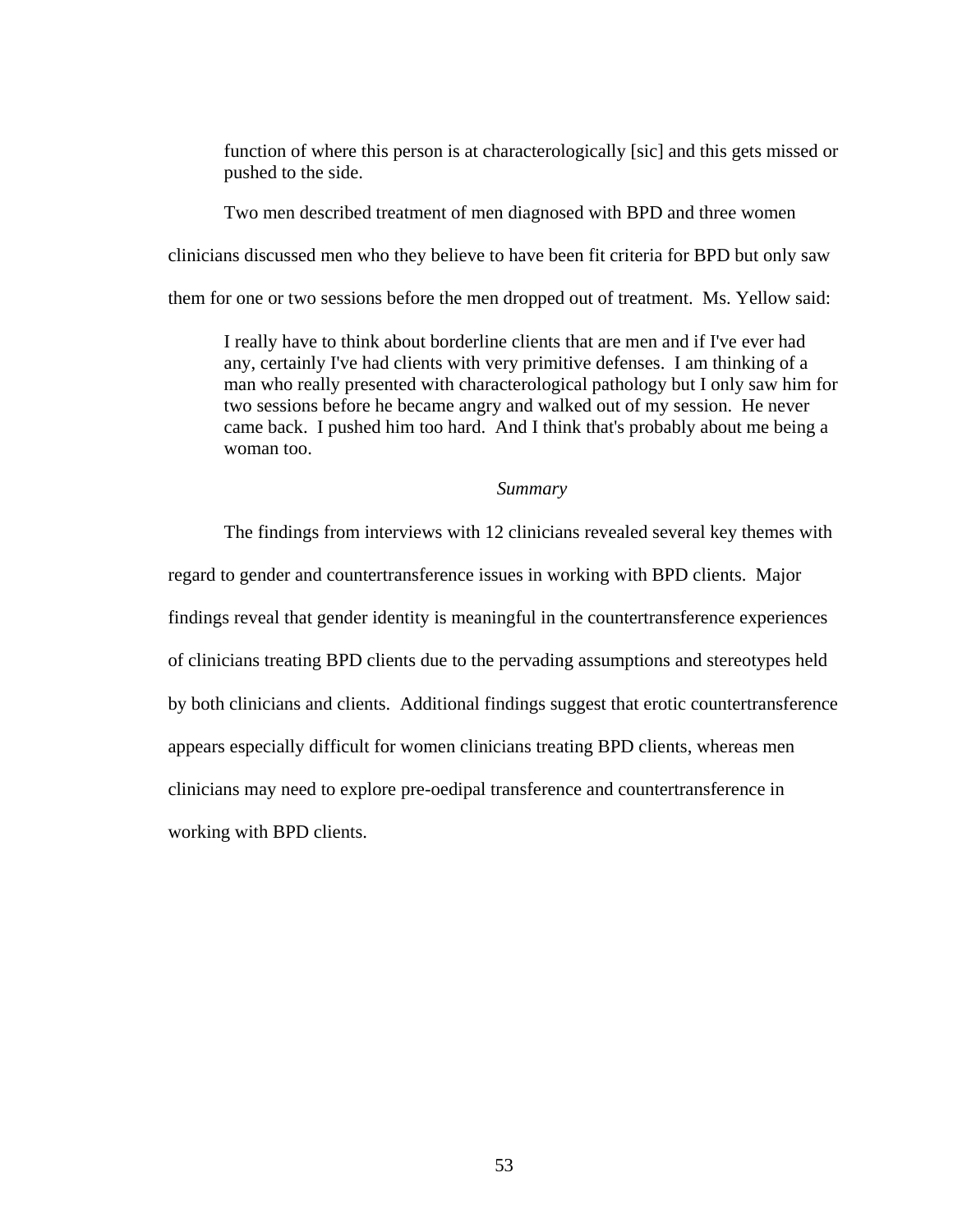> function of where this person is at characterologically [sic] and this gets missed or pushed to the side.

Two men described treatment of men diagnosed with BPD and three women clinicians discussed men who they believe to have been fit criteria for BPD but only saw them for one or two sessions before the men dropped out of treatment. Ms. Yellow said:

> I really have to think about borderline clients that are men and if I've ever had any, certainly I've had clients with very primitive defenses. I am thinking of a man who really presented with characterological pathology but I only saw him for two sessions before he became angry and walked out of my session. He never came back. I pushed him too hard. And I think that's probably about me being a woman too.

### *Summary*

The findings from interviews with 12 clinicians revealed several key themes with regard to gender and countertransference issues in working with BPD clients. Major findings reveal that gender identity is meaningful in the countertransference experiences of clinicians treating BPD clients due to the pervading assumptions and stereotypes held by both clinicians and clients. Additional findings suggest that erotic countertransference appears especially difficult for women clinicians treating BPD clients, whereas men clinicians may need to explore pre-oedipal transference and countertransference in working with BPD clients.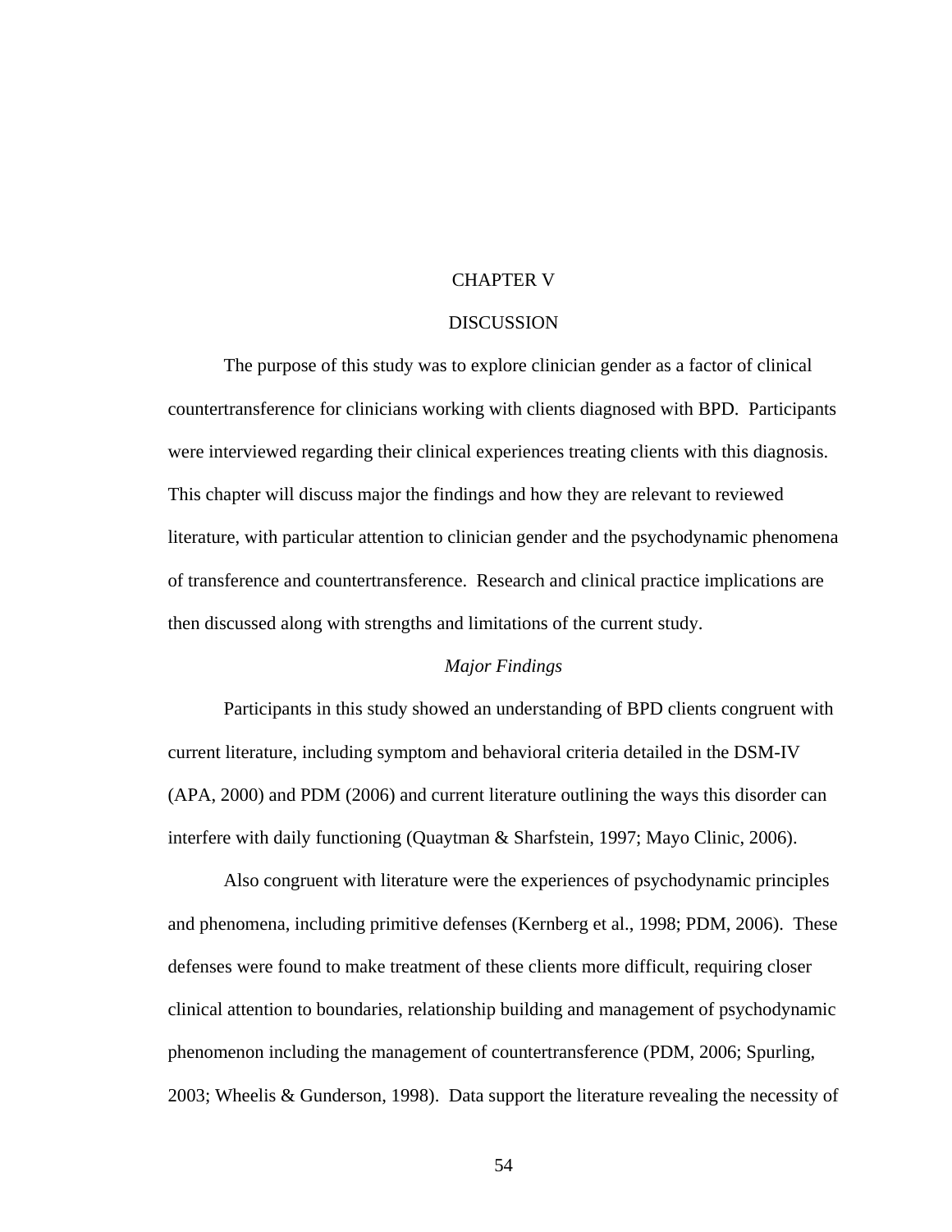# CHAPTER V

# DISCUSSION

The purpose of this study was to explore clinician gender as a factor of clinical countertransference for clinicians working with clients diagnosed with BPD. Participants were interviewed regarding their clinical experiences treating clients with this diagnosis. This chapter will discuss major the findings and how they are relevant to reviewed literature, with particular attention to clinician gender and the psychodynamic phenomena of transference and countertransference. Research and clinical practice implications are then discussed along with strengths and limitations of the current study.

## *Major Findings*

Participants in this study showed an understanding of BPD clients congruent with current literature, including symptom and behavioral criteria detailed in the DSM-IV (APA, 2000) and PDM (2006) and current literature outlining the ways this disorder can interfere with daily functioning (Quaytman & Sharfstein, 1997; Mayo Clinic, 2006).

Also congruent with literature were the experiences of psychodynamic principles and phenomena, including primitive defenses (Kernberg et al., 1998; PDM, 2006). These defenses were found to make treatment of these clients more difficult, requiring closer clinical attention to boundaries, relationship building and management of psychodynamic phenomenon including the management of countertransference (PDM, 2006; Spurling, 2003; Wheelis & Gunderson, 1998). Data support the literature revealing the necessity of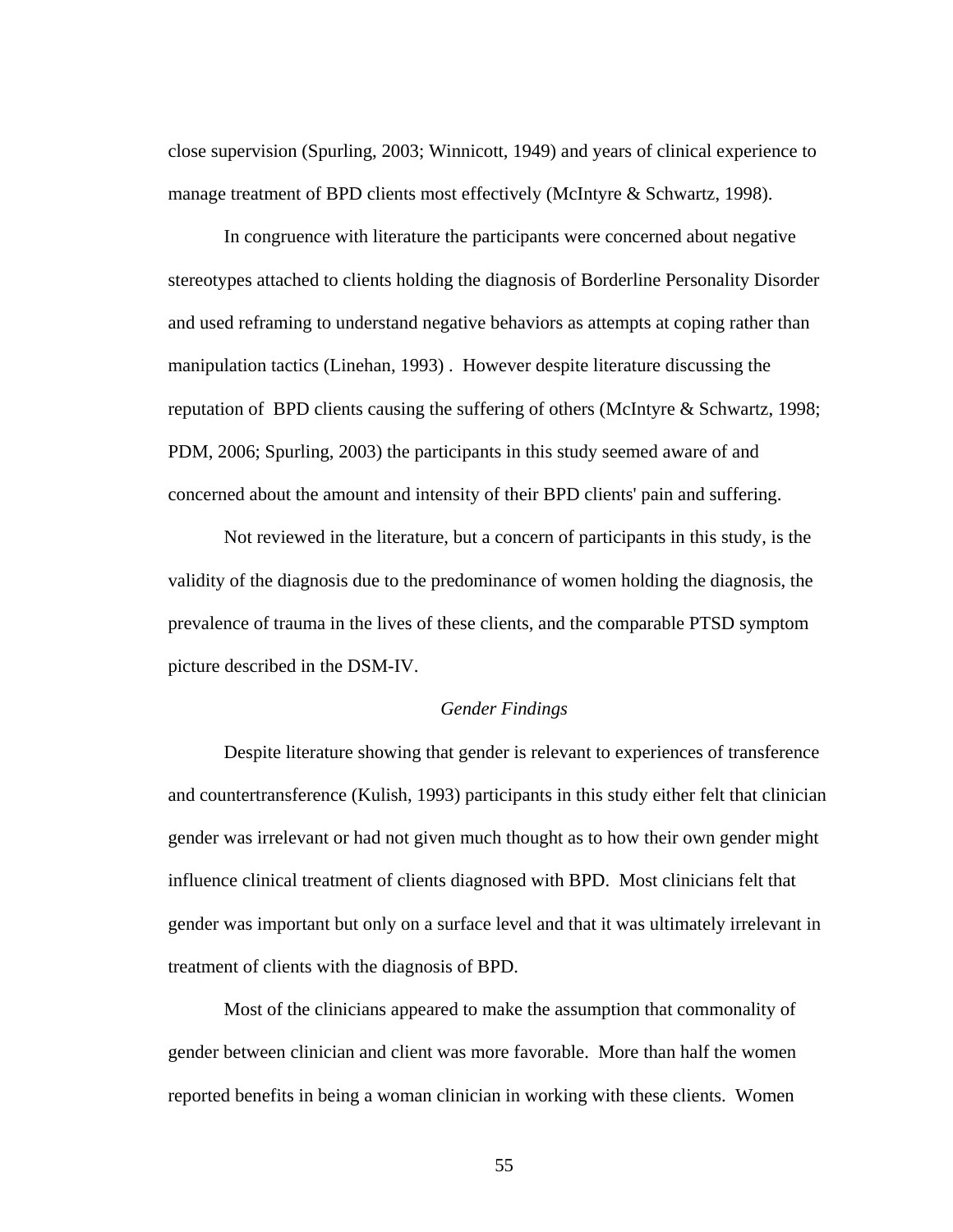close supervision (Spurling, 2003; Winnicott, 1949) and years of clinical experience to manage treatment of BPD clients most effectively (McIntyre & Schwartz, 1998).

In congruence with literature the participants were concerned about negative stereotypes attached to clients holding the diagnosis of Borderline Personality Disorder and used reframing to understand negative behaviors as attempts at coping rather than manipulation tactics (Linehan, 1993) . However despite literature discussing the reputation of BPD clients causing the suffering of others (McIntyre & Schwartz, 1998; PDM, 2006; Spurling, 2003) the participants in this study seemed aware of and concerned about the amount and intensity of their BPD clients' pain and suffering.

Not reviewed in the literature, but a concern of participants in this study, is the validity of the diagnosis due to the predominance of women holding the diagnosis, the prevalence of trauma in the lives of these clients, and the comparable PTSD symptom picture described in the DSM-IV.

*Gender Findings*

Despite literature showing that gender is relevant to experiences of transference and countertransference (Kulish, 1993) participants in this study either felt that clinician gender was irrelevant or had not given much thought as to how their own gender might influence clinical treatment of clients diagnosed with BPD. Most clinicians felt that gender was important but only on a surface level and that it was ultimately irrelevant in treatment of clients with the diagnosis of BPD.

Most of the clinicians appeared to make the assumption that commonality of gender between clinician and client was more favorable. More than half the women reported benefits in being a woman clinician in working with these clients. Women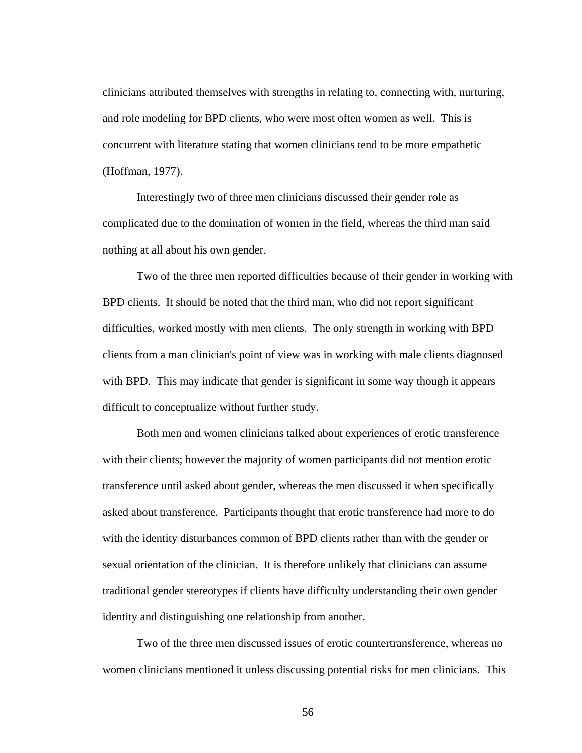clinicians attributed themselves with strengths in relating to, connecting with, nurturing, and role modeling for BPD clients, who were most often women as well. This is concurrent with literature stating that women clinicians tend to be more empathetic (Hoffman, 1977).

Interestingly two of three men clinicians discussed their gender role as complicated due to the domination of women in the field, whereas the third man said nothing at all about his own gender.

Two of the three men reported difficulties because of their gender in working with BPD clients. It should be noted that the third man, who did not report significant difficulties, worked mostly with men clients. The only strength in working with BPD clients from a man clinician's point of view was in working with male clients diagnosed with BPD. This may indicate that gender is significant in some way though it appears difficult to conceptualize without further study.

Both men and women clinicians talked about experiences of erotic transference with their clients; however the majority of women participants did not mention erotic transference until asked about gender, whereas the men discussed it when specifically asked about transference. Participants thought that erotic transference had more to do with the identity disturbances common of BPD clients rather than with the gender or sexual orientation of the clinician. It is therefore unlikely that clinicians can assume traditional gender stereotypes if clients have difficulty understanding their own gender identity and distinguishing one relationship from another.

Two of the three men discussed issues of erotic countertransference, whereas no women clinicians mentioned it unless discussing potential risks for men clinicians. This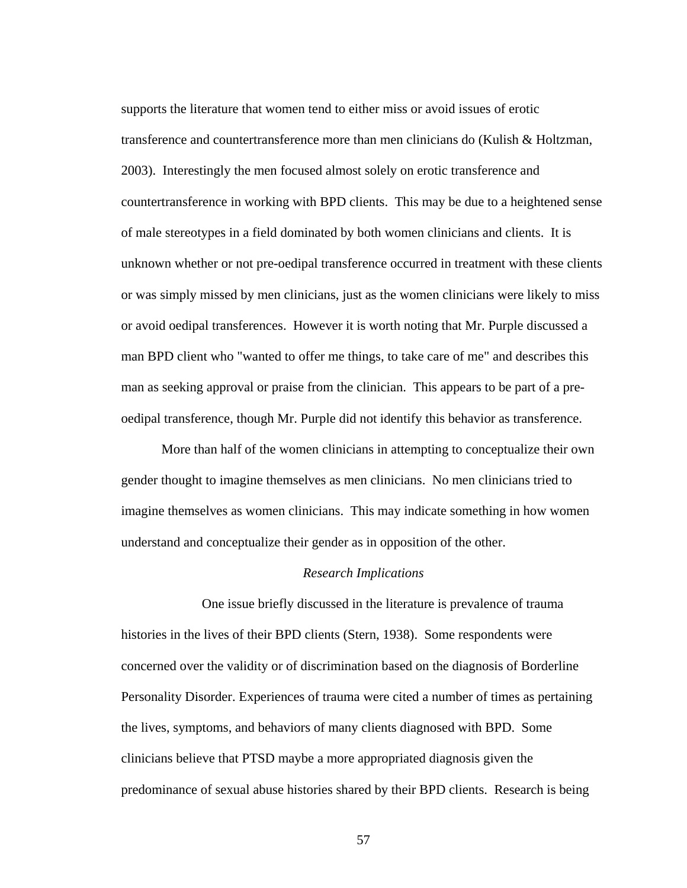supports the literature that women tend to either miss or avoid issues of erotic transference and countertransference more than men clinicians do (Kulish & Holtzman, 2003). Interestingly the men focused almost solely on erotic transference and countertransference in working with BPD clients. This may be due to a heightened sense of male stereotypes in a field dominated by both women clinicians and clients. It is unknown whether or not pre-oedipal transference occurred in treatment with these clients or was simply missed by men clinicians, just as the women clinicians were likely to miss or avoid oedipal transferences. However it is worth noting that Mr. Purple discussed a man BPD client who "wanted to offer me things, to take care of me" and describes this man as seeking approval or praise from the clinician. This appears to be part of a pre-oedipal transference, though Mr. Purple did not identify this behavior as transference.

More than half of the women clinicians in attempting to conceptualize their own gender thought to imagine themselves as men clinicians. No men clinicians tried to imagine themselves as women clinicians. This may indicate something in how women understand and conceptualize their gender as in opposition of the other.

### *Research Implications*

One issue briefly discussed in the literature is prevalence of trauma histories in the lives of their BPD clients (Stern, 1938). Some respondents were concerned over the validity or of discrimination based on the diagnosis of Borderline Personality Disorder. Experiences of trauma were cited a number of times as pertaining the lives, symptoms, and behaviors of many clients diagnosed with BPD. Some clinicians believe that PTSD maybe a more appropriated diagnosis given the predominance of sexual abuse histories shared by their BPD clients. Research is being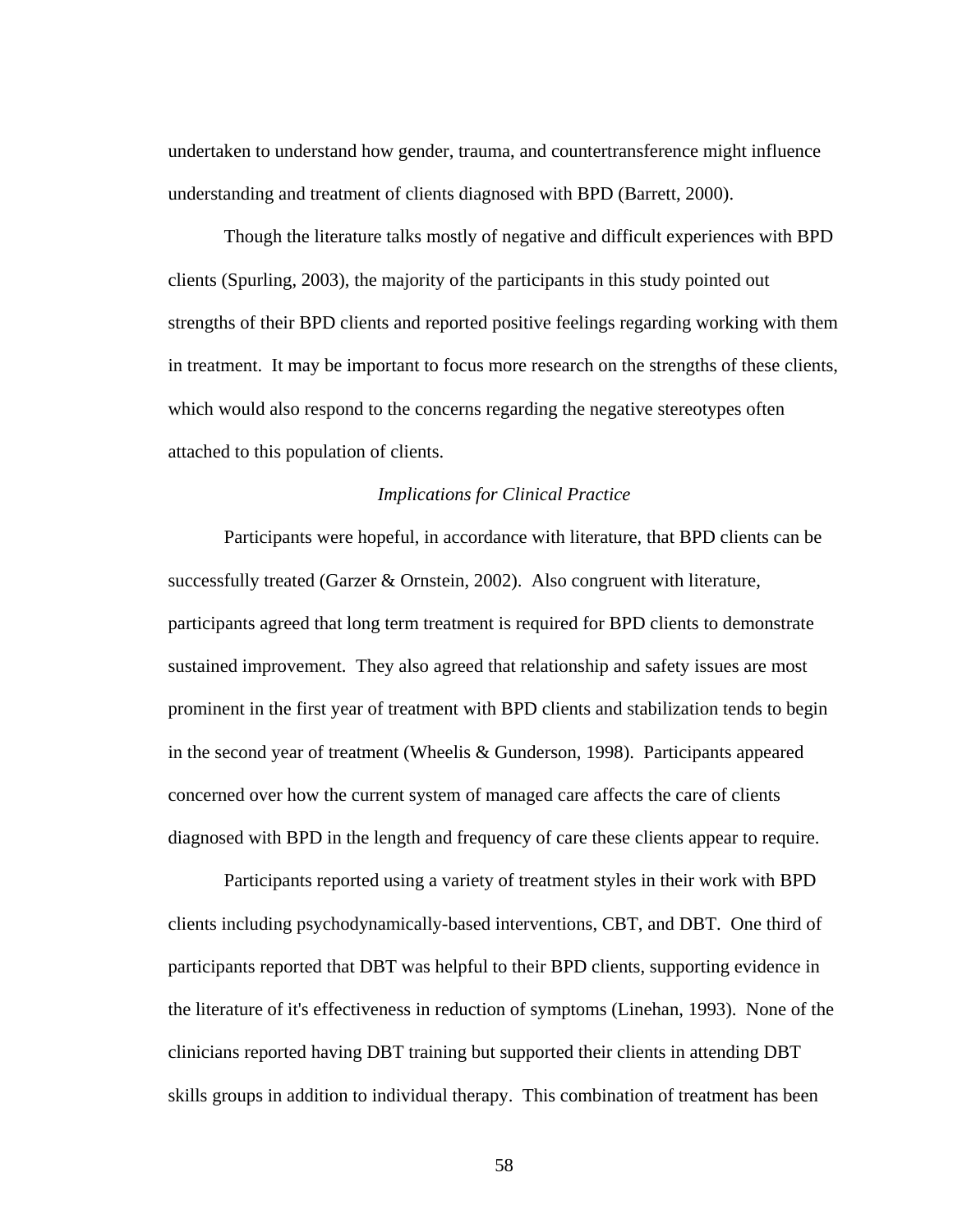undertaken to understand how gender, trauma, and countertransference might influence understanding and treatment of clients diagnosed with BPD (Barrett, 2000).

Though the literature talks mostly of negative and difficult experiences with BPD clients (Spurling, 2003), the majority of the participants in this study pointed out strengths of their BPD clients and reported positive feelings regarding working with them in treatment. It may be important to focus more research on the strengths of these clients, which would also respond to the concerns regarding the negative stereotypes often attached to this population of clients.

### *Implications for Clinical Practice*

Participants were hopeful, in accordance with literature, that BPD clients can be successfully treated (Garzer & Ornstein, 2002). Also congruent with literature, participants agreed that long term treatment is required for BPD clients to demonstrate sustained improvement. They also agreed that relationship and safety issues are most prominent in the first year of treatment with BPD clients and stabilization tends to begin in the second year of treatment (Wheelis & Gunderson, 1998). Participants appeared concerned over how the current system of managed care affects the care of clients diagnosed with BPD in the length and frequency of care these clients appear to require.

Participants reported using a variety of treatment styles in their work with BPD clients including psychodynamically-based interventions, CBT, and DBT. One third of participants reported that DBT was helpful to their BPD clients, supporting evidence in the literature of it's effectiveness in reduction of symptoms (Linehan, 1993). None of the clinicians reported having DBT training but supported their clients in attending DBT skills groups in addition to individual therapy. This combination of treatment has been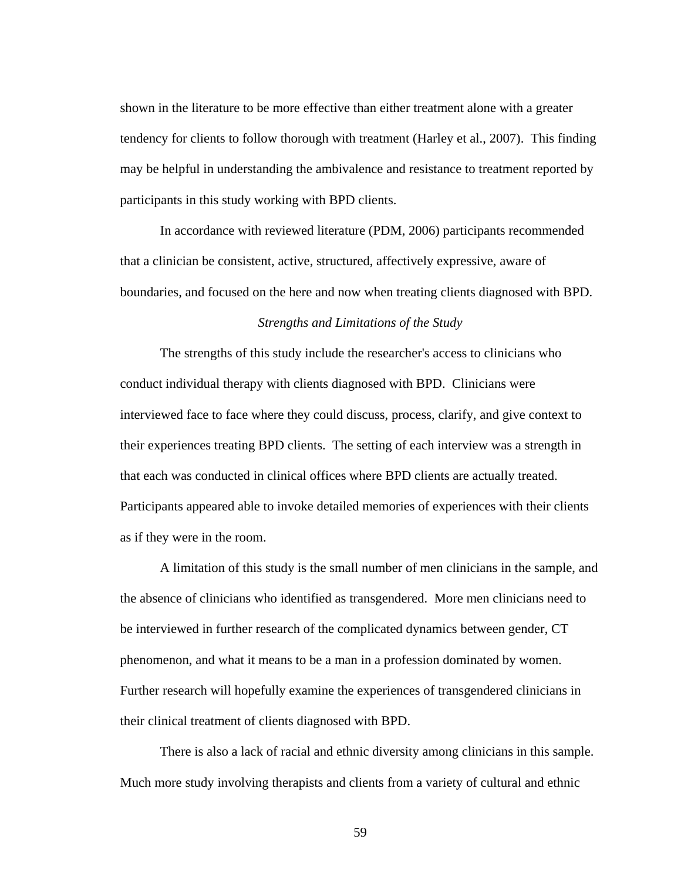shown in the literature to be more effective than either treatment alone with a greater tendency for clients to follow thorough with treatment (Harley et al., 2007). This finding may be helpful in understanding the ambivalence and resistance to treatment reported by participants in this study working with BPD clients.

In accordance with reviewed literature (PDM, 2006) participants recommended that a clinician be consistent, active, structured, affectively expressive, aware of boundaries, and focused on the here and now when treating clients diagnosed with BPD.

*Strengths and Limitations of the Study*

The strengths of this study include the researcher's access to clinicians who conduct individual therapy with clients diagnosed with BPD. Clinicians were interviewed face to face where they could discuss, process, clarify, and give context to their experiences treating BPD clients. The setting of each interview was a strength in that each was conducted in clinical offices where BPD clients are actually treated. Participants appeared able to invoke detailed memories of experiences with their clients as if they were in the room.

A limitation of this study is the small number of men clinicians in the sample, and the absence of clinicians who identified as transgendered. More men clinicians need to be interviewed in further research of the complicated dynamics between gender, CT phenomenon, and what it means to be a man in a profession dominated by women. Further research will hopefully examine the experiences of transgendered clinicians in their clinical treatment of clients diagnosed with BPD.

There is also a lack of racial and ethnic diversity among clinicians in this sample. Much more study involving therapists and clients from a variety of cultural and ethnic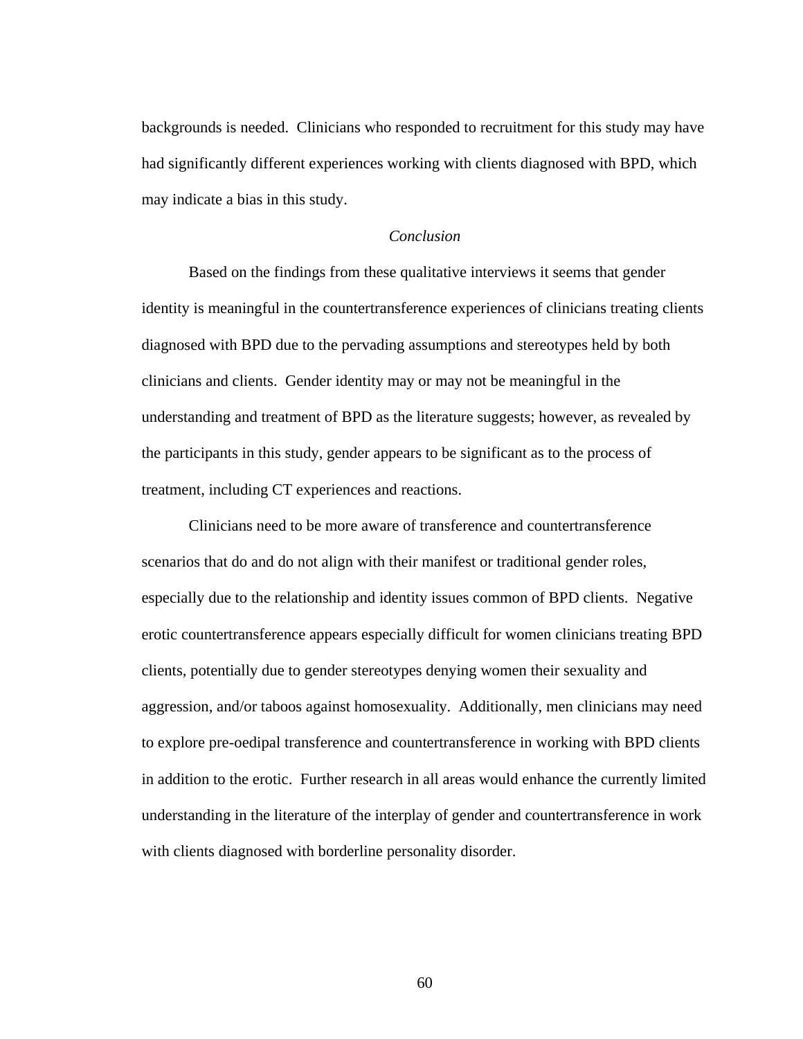backgrounds is needed. Clinicians who responded to recruitment for this study may have had significantly different experiences working with clients diagnosed with BPD, which may indicate a bias in this study.

### *Conclusion*

Based on the findings from these qualitative interviews it seems that gender identity is meaningful in the countertransference experiences of clinicians treating clients diagnosed with BPD due to the pervading assumptions and stereotypes held by both clinicians and clients. Gender identity may or may not be meaningful in the understanding and treatment of BPD as the literature suggests; however, as revealed by the participants in this study, gender appears to be significant as to the process of treatment, including CT experiences and reactions.

Clinicians need to be more aware of transference and countertransference scenarios that do and do not align with their manifest or traditional gender roles, especially due to the relationship and identity issues common of BPD clients. Negative erotic countertransference appears especially difficult for women clinicians treating BPD clients, potentially due to gender stereotypes denying women their sexuality and aggression, and/or taboos against homosexuality. Additionally, men clinicians may need to explore pre-oedipal transference and countertransference in working with BPD clients in addition to the erotic. Further research in all areas would enhance the currently limited understanding in the literature of the interplay of gender and countertransference in work with clients diagnosed with borderline personality disorder.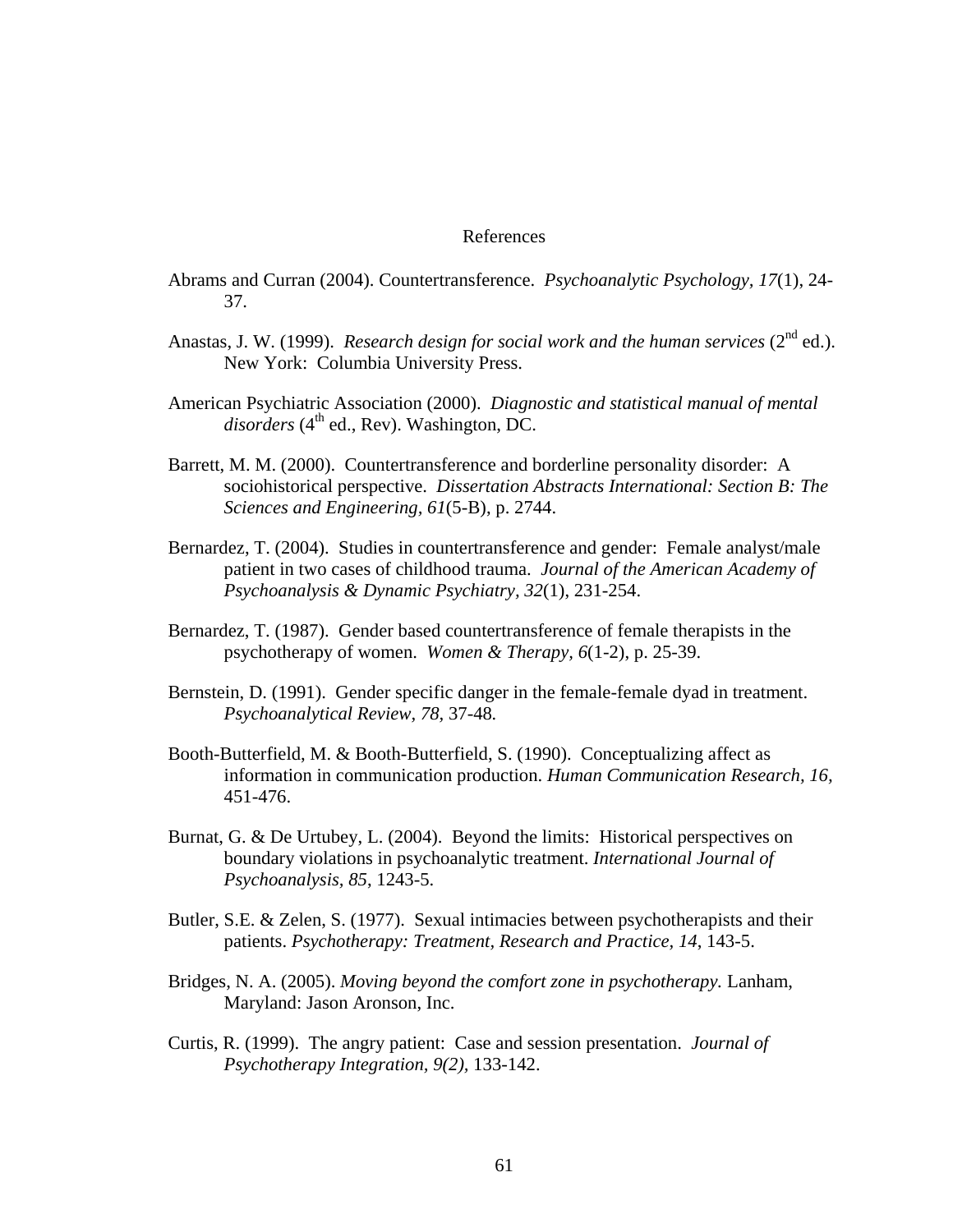# References

Abrams and Curran (2004). Countertransference. *Psychoanalytic Psychology, 17*(1), 24-37.

Anastas, J. W. (1999). *Research design for social work and the human services* (2nd ed.). New York: Columbia University Press.

American Psychiatric Association (2000). *Diagnostic and statistical manual of mental disorders* (4th ed., Rev). Washington, DC.

Barrett, M. M. (2000). Countertransference and borderline personality disorder: A sociohistorical perspective. *Dissertation Abstracts International: Section B: The Sciences and Engineering, 61*(5-B), p. 2744.

Bernardez, T. (2004). Studies in countertransference and gender: Female analyst/male patient in two cases of childhood trauma. *Journal of the American Academy of Psychoanalysis & Dynamic Psychiatry, 32*(1), 231-254.

Bernardez, T. (1987). Gender based countertransference of female therapists in the psychotherapy of women. *Women & Therapy, 6*(1-2), p. 25-39.

Bernstein, D. (1991). Gender specific danger in the female-female dyad in treatment. *Psychoanalytical Review, 78,* 37-48.

Booth-Butterfield, M. & Booth-Butterfield, S. (1990). Conceptualizing affect as information in communication production. *Human Communication Research, 16,* 451-476.

Burnat, G. & De Urtubey, L. (2004). Beyond the limits: Historical perspectives on boundary violations in psychoanalytic treatment. *International Journal of Psychoanalysis, 85*, 1243-5.

Butler, S.E. & Zelen, S. (1977). Sexual intimacies between psychotherapists and their patients. *Psychotherapy: Treatment, Research and Practice, 14*, 143-5.

Bridges, N. A. (2005). *Moving beyond the comfort zone in psychotherapy.* Lanham, Maryland: Jason Aronson, Inc.

Curtis, R. (1999). The angry patient: Case and session presentation. *Journal of Psychotherapy Integration, 9(2),* 133-142.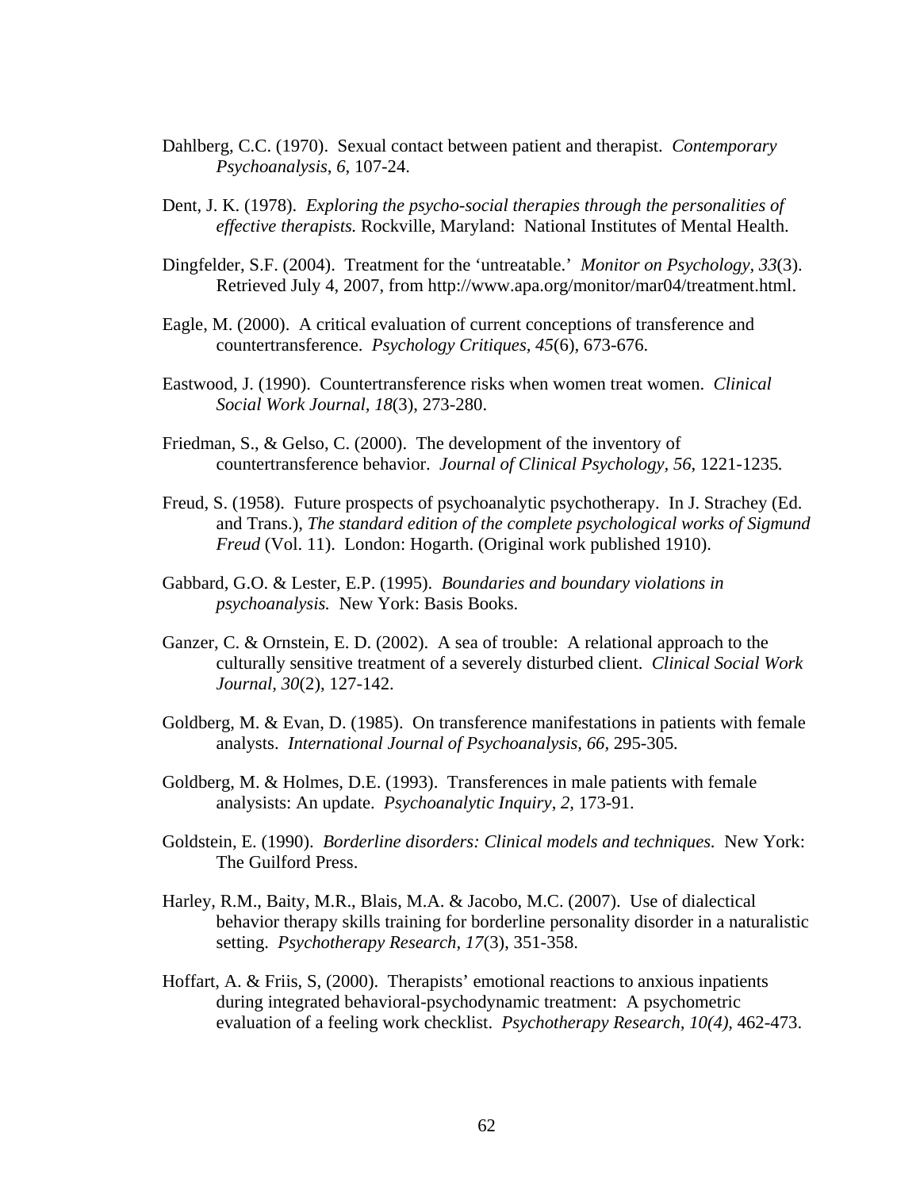Dahlberg, C.C. (1970). Sexual contact between patient and therapist. *Contemporary Psychoanalysis*, *6*, 107-24.

Dent, J. K. (1978). *Exploring the psycho-social therapies through the personalities of effective therapists.* Rockville, Maryland: National Institutes of Mental Health.

Dingfelder, S.F. (2004). Treatment for the 'untreatable.' *Monitor on Psychology, 33*(3). Retrieved July 4, 2007, from http://www.apa.org/monitor/mar04/treatment.html.

Eagle, M. (2000). A critical evaluation of current conceptions of transference and countertransference. *Psychology Critiques*, *45*(6), 673-676.

Eastwood, J. (1990). Countertransference risks when women treat women. *Clinical Social Work Journal*, *18*(3), 273-280.

Friedman, S., & Gelso, C. (2000). The development of the inventory of countertransference behavior. *Journal of Clinical Psychology, 56*, 1221-1235*.*

Freud, S. (1958). Future prospects of psychoanalytic psychotherapy. In J. Strachey (Ed. and Trans.), *The standard edition of the complete psychological works of Sigmund Freud* (Vol. 11). London: Hogarth. (Original work published 1910).

Gabbard, G.O. & Lester, E.P. (1995). *Boundaries and boundary violations in psychoanalysis.* New York: Basis Books.

Ganzer, C. & Ornstein, E. D. (2002). A sea of trouble: A relational approach to the culturally sensitive treatment of a severely disturbed client. *Clinical Social Work Journal*, *30*(2), 127-142.

Goldberg, M. & Evan, D. (1985). On transference manifestations in patients with female analysts. *International Journal of Psychoanalysis, 66,* 295-305.

Goldberg, M. & Holmes, D.E. (1993). Transferences in male patients with female analysists: An update. *Psychoanalytic Inquiry*, *2*, 173-91.

Goldstein, E. (1990). *Borderline disorders: Clinical models and techniques*. New York: The Guilford Press.

Harley, R.M., Baity, M.R., Blais, M.A. & Jacobo, M.C. (2007). Use of dialectical behavior therapy skills training for borderline personality disorder in a naturalistic setting. *Psychotherapy Research*, *17*(3), 351-358.

Hoffart, A. & Friis, S, (2000). Therapists' emotional reactions to anxious inpatients during integrated behavioral-psychodynamic treatment: A psychometric evaluation of a feeling work checklist. *Psychotherapy Research, 10(4)*, 462-473.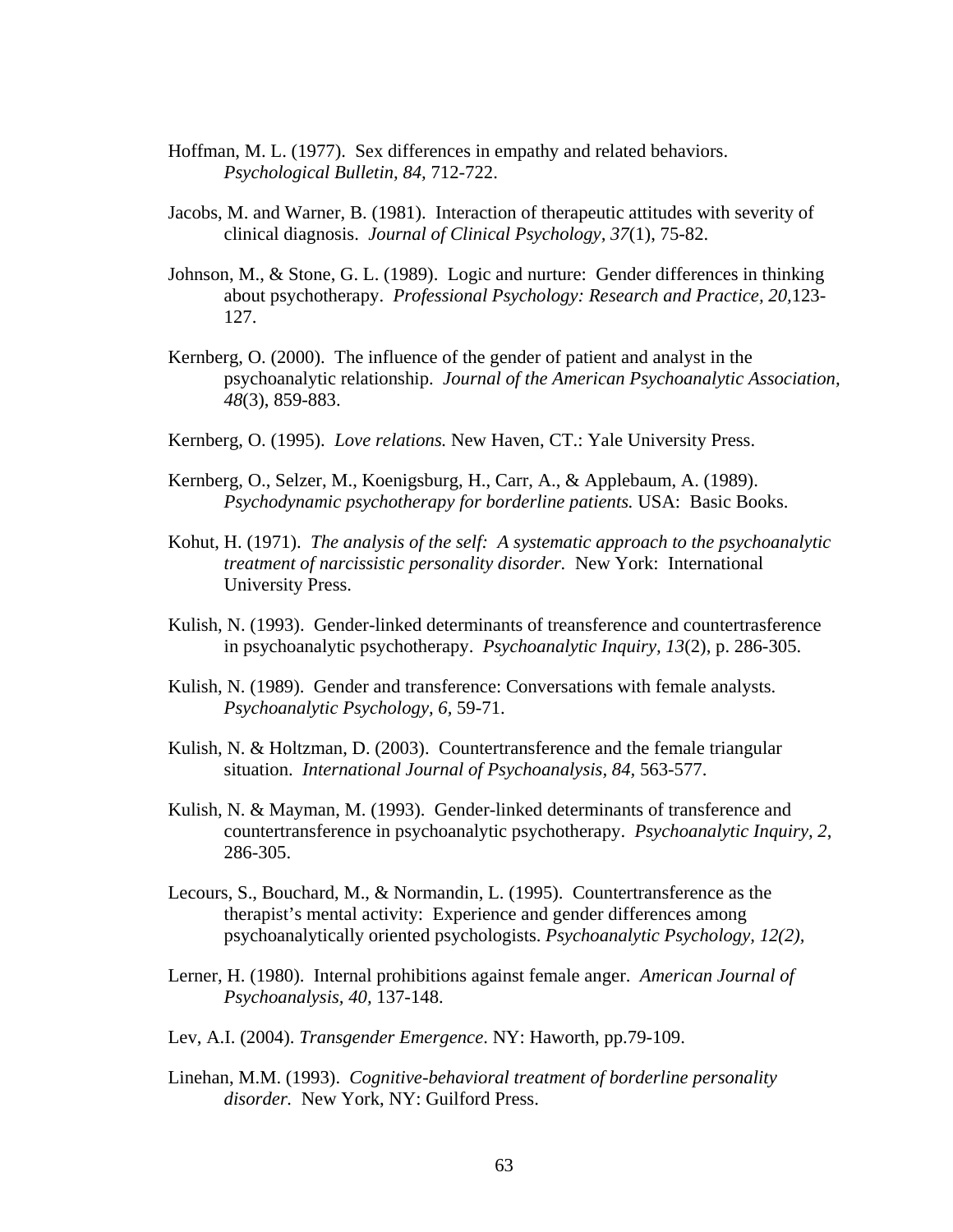Hoffman, M. L. (1977). Sex differences in empathy and related behaviors. *Psychological Bulletin, 84,* 712-722.

Jacobs, M. and Warner, B. (1981). Interaction of therapeutic attitudes with severity of clinical diagnosis. *Journal of Clinical Psychology, 37*(1), 75-82.

Johnson, M., & Stone, G. L. (1989). Logic and nurture: Gender differences in thinking about psychotherapy. *Professional Psychology: Research and Practice, 20*,123-127.

Kernberg, O. (2000). The influence of the gender of patient and analyst in the psychoanalytic relationship. *Journal of the American Psychoanalytic Association, 48*(3), 859-883.

Kernberg, O. (1995). *Love relations.* New Haven, CT.: Yale University Press.

Kernberg, O., Selzer, M., Koenigsburg, H., Carr, A., & Applebaum, A. (1989). *Psychodynamic psychotherapy for borderline patients.* USA: Basic Books.

Kohut, H. (1971). *The analysis of the self: A systematic approach to the psychoanalytic treatment of narcissistic personality disorder.* New York: International University Press.

Kulish, N. (1993). Gender-linked determinants of treansference and countertrasference in psychoanalytic psychotherapy. *Psychoanalytic Inquiry, 13*(2), p. 286-305.

Kulish, N. (1989). Gender and transference: Conversations with female analysts. *Psychoanalytic Psychology, 6,* 59-71.

Kulish, N. & Holtzman, D. (2003). Countertransference and the female triangular situation. *International Journal of Psychoanalysis, 84,* 563-577.

Kulish, N. & Mayman, M. (1993). Gender-linked determinants of transference and countertransference in psychoanalytic psychotherapy. *Psychoanalytic Inquiry, 2*, 286-305.

Lecours, S., Bouchard, M., & Normandin, L. (1995). Countertransference as the therapist's mental activity: Experience and gender differences among psychoanalytically oriented psychologists. *Psychoanalytic Psychology, 12(2),*

Lerner, H. (1980). Internal prohibitions against female anger. *American Journal of Psychoanalysis, 40,* 137-148.

Lev, A.I. (2004). *Transgender Emergence*. NY: Haworth, pp.79-109.

Linehan, M.M. (1993). *Cognitive-behavioral treatment of borderline personality disorder.* New York, NY: Guilford Press.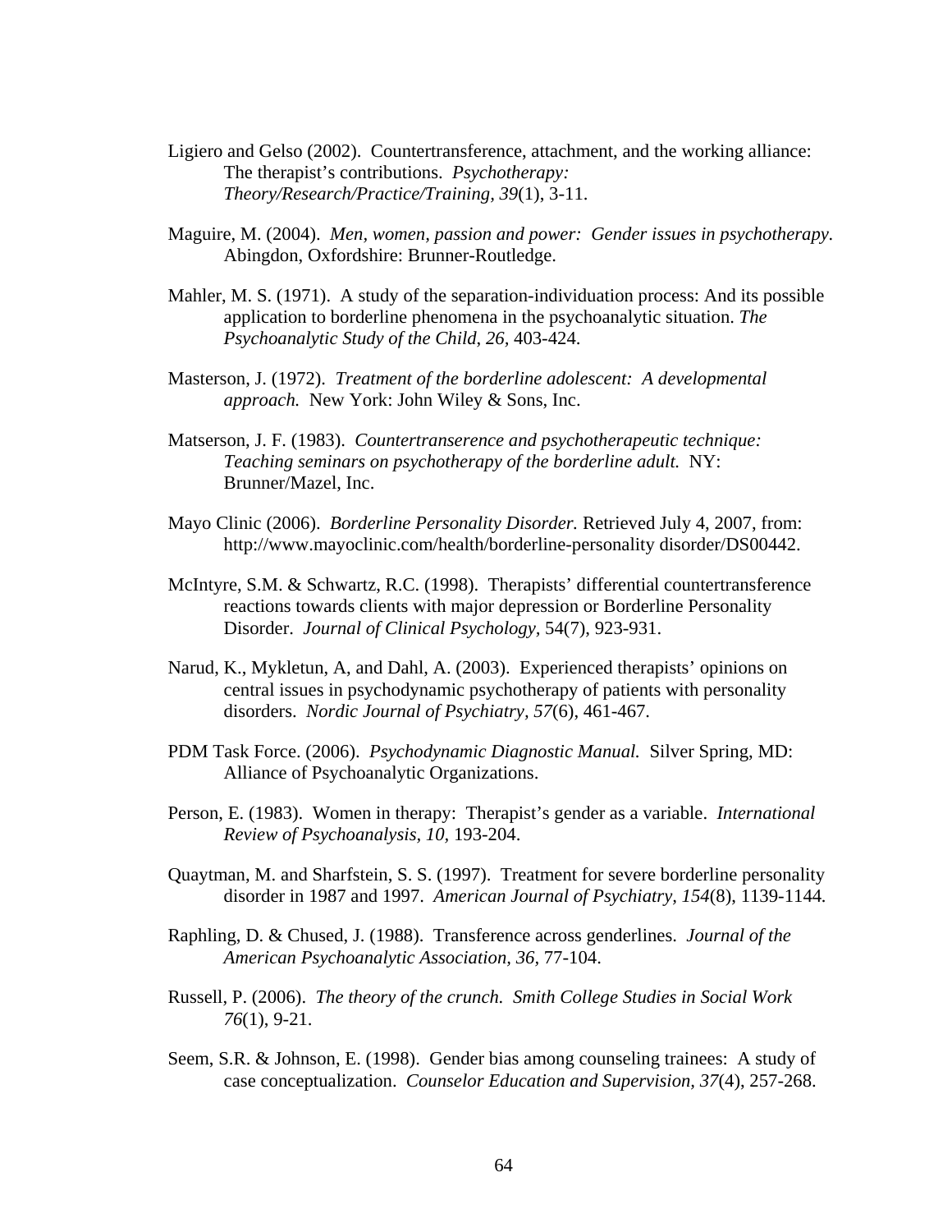Ligiero and Gelso (2002). Countertransference, attachment, and the working alliance: The therapist's contributions. *Psychotherapy: Theory/Research/Practice/Training, 39*(1), 3-11.

Maguire, M. (2004). *Men, women, passion and power: Gender issues in psychotherapy.* Abingdon, Oxfordshire: Brunner-Routledge.

Mahler, M. S. (1971). A study of the separation-individuation process: And its possible application to borderline phenomena in the psychoanalytic situation. *The Psychoanalytic Study of the Child, 26*, 403-424.

Masterson, J. (1972). *Treatment of the borderline adolescent: A developmental approach.* New York: John Wiley & Sons, Inc.

Matserson, J. F. (1983). *Countertranserence and psychotherapeutic technique: Teaching seminars on psychotherapy of the borderline adult.* NY: Brunner/Mazel, Inc.

Mayo Clinic (2006). *Borderline Personality Disorder.* Retrieved July 4, 2007, from: http://www.mayoclinic.com/health/borderline-personality disorder/DS00442.

McIntyre, S.M. & Schwartz, R.C. (1998). Therapists' differential countertransference reactions towards clients with major depression or Borderline Personality Disorder. *Journal of Clinical Psychology,* 54(7), 923-931.

Narud, K., Mykletun, A, and Dahl, A. (2003). Experienced therapists' opinions on central issues in psychodynamic psychotherapy of patients with personality disorders. *Nordic Journal of Psychiatry, 57*(6), 461-467.

PDM Task Force. (2006). *Psychodynamic Diagnostic Manual.* Silver Spring, MD: Alliance of Psychoanalytic Organizations.

Person, E. (1983). Women in therapy: Therapist's gender as a variable. *International Review of Psychoanalysis, 10,* 193-204.

Quaytman, M. and Sharfstein, S. S. (1997). Treatment for severe borderline personality disorder in 1987 and 1997. *American Journal of Psychiatry, 154*(8), 1139-1144.

Raphling, D. & Chused, J. (1988). Transference across genderlines. *Journal of the American Psychoanalytic Association, 36,* 77-104.

Russell, P. (2006). *The theory of the crunch. Smith College Studies in Social Work 76*(1), 9-21.

Seem, S.R. & Johnson, E. (1998). Gender bias among counseling trainees: A study of case conceptualization. *Counselor Education and Supervision, 37*(4), 257-268.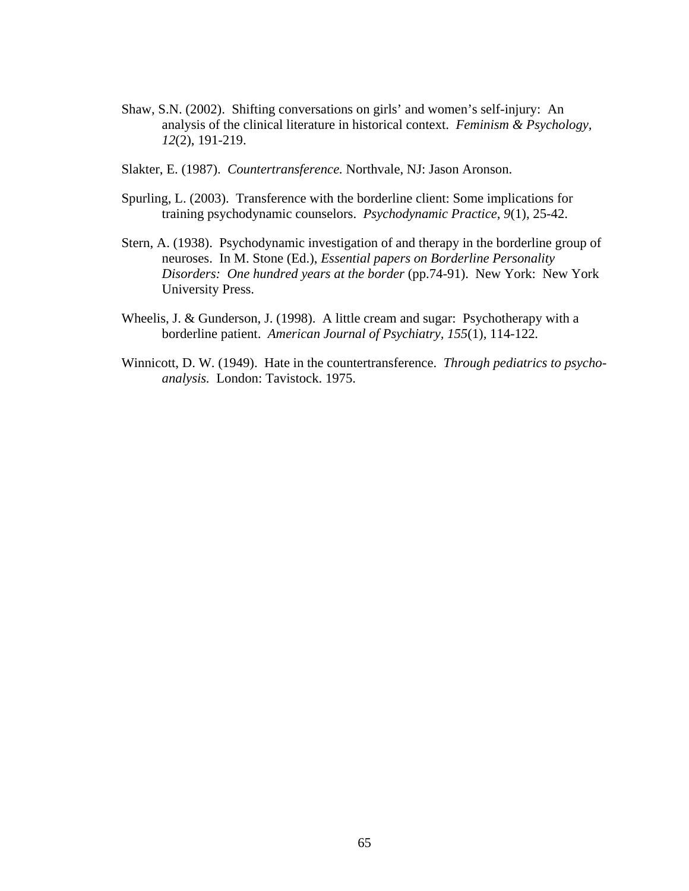Shaw, S.N. (2002). Shifting conversations on girls' and women's self-injury: An analysis of the clinical literature in historical context. *Feminism & Psychology, 12*(2), 191-219.

Slakter, E. (1987). *Countertransference.* Northvale, NJ: Jason Aronson.

Spurling, L. (2003). Transference with the borderline client: Some implications for training psychodynamic counselors. *Psychodynamic Practice, 9*(1), 25-42.

Stern, A. (1938). Psychodynamic investigation of and therapy in the borderline group of neuroses. In M. Stone (Ed.), *Essential papers on Borderline Personality Disorders: One hundred years at the border* (pp.74-91). New York: New York University Press.

Wheelis, J. & Gunderson, J. (1998). A little cream and sugar: Psychotherapy with a borderline patient. *American Journal of Psychiatry, 155*(1), 114-122.

Winnicott, D. W. (1949). Hate in the countertransference. *Through pediatrics to psycho-analysis.* London: Tavistock. 1975.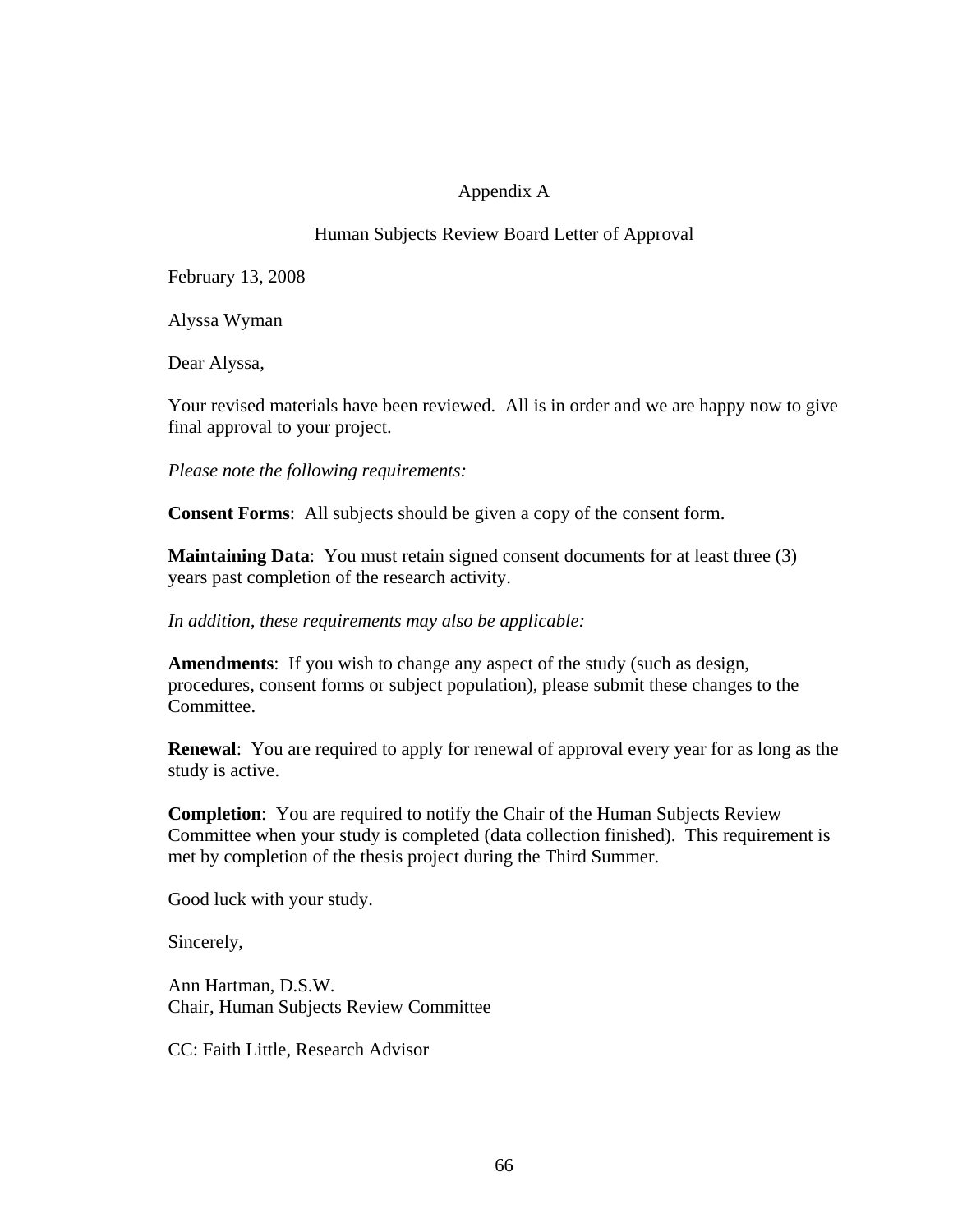# Appendix A

## Human Subjects Review Board Letter of Approval

February 13, 2008

Alyssa Wyman

Dear Alyssa,

Your revised materials have been reviewed. All is in order and we are happy now to give final approval to your project.

*Please note the following requirements:*

**Consent Forms**: All subjects should be given a copy of the consent form.

**Maintaining Data**: You must retain signed consent documents for at least three (3) years past completion of the research activity.

*In addition, these requirements may also be applicable:*

**Amendments**: If you wish to change any aspect of the study (such as design, procedures, consent forms or subject population), please submit these changes to the Committee.

**Renewal**: You are required to apply for renewal of approval every year for as long as the study is active.

**Completion**: You are required to notify the Chair of the Human Subjects Review Committee when your study is completed (data collection finished). This requirement is met by completion of the thesis project during the Third Summer.

Good luck with your study.

Sincerely,

Ann Hartman, D.S.W.
Chair, Human Subjects Review Committee

CC: Faith Little, Research Advisor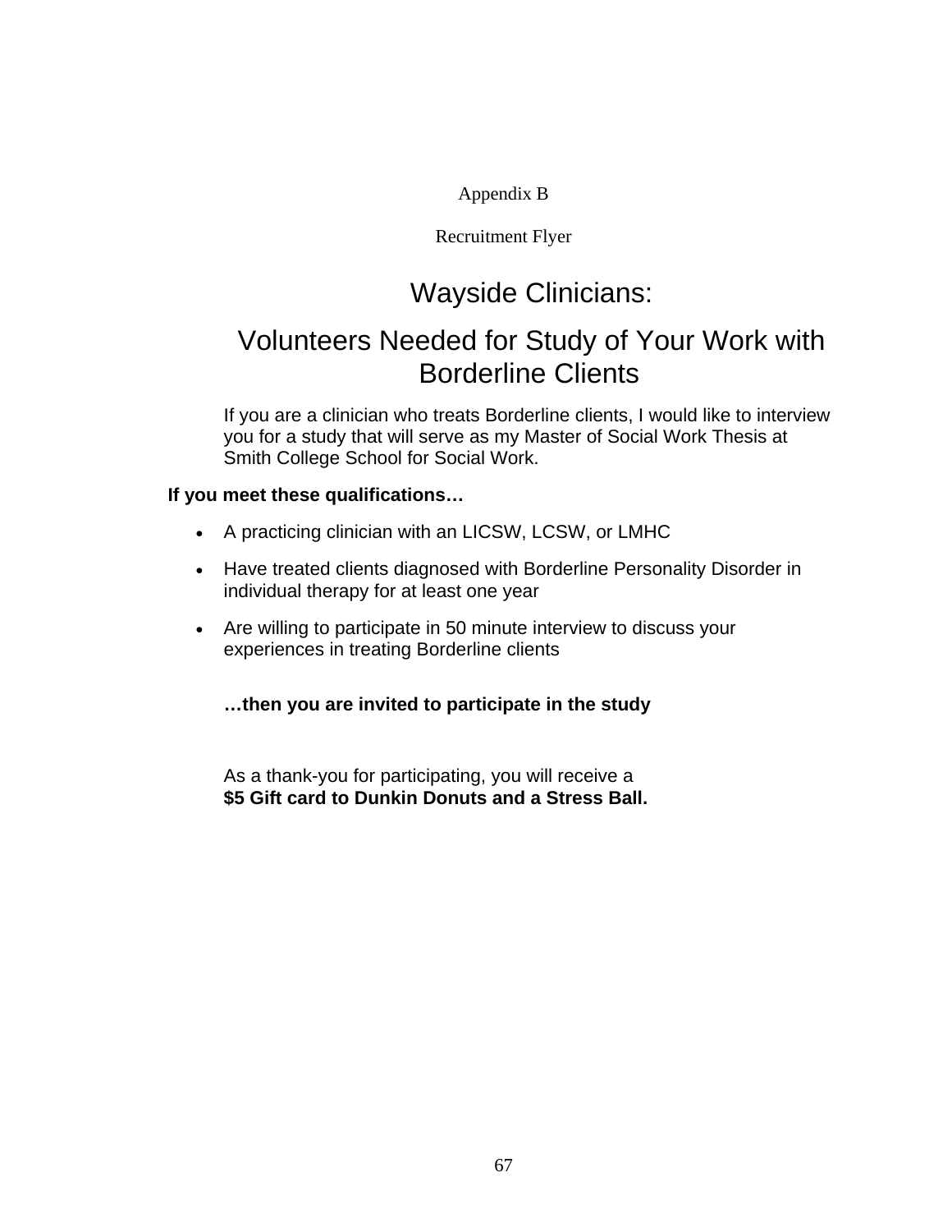Appendix B

Recruitment Flyer

# Wayside Clinicians:

## Volunteers Needed for Study of Your Work with Borderline Clients

If you are a clinician who treats Borderline clients, I would like to interview you for a study that will serve as my Master of Social Work Thesis at Smith College School for Social Work.

**If you meet these qualifications…**

- A practicing clinician with an LICSW, LCSW, or LMHC
- Have treated clients diagnosed with Borderline Personality Disorder in individual therapy for at least one year
- Are willing to participate in 50 minute interview to discuss your experiences in treating Borderline clients

**…then you are invited to participate in the study**

As a thank-you for participating, you will receive a
**$5 Gift card to Dunkin Donuts and a Stress Ball.**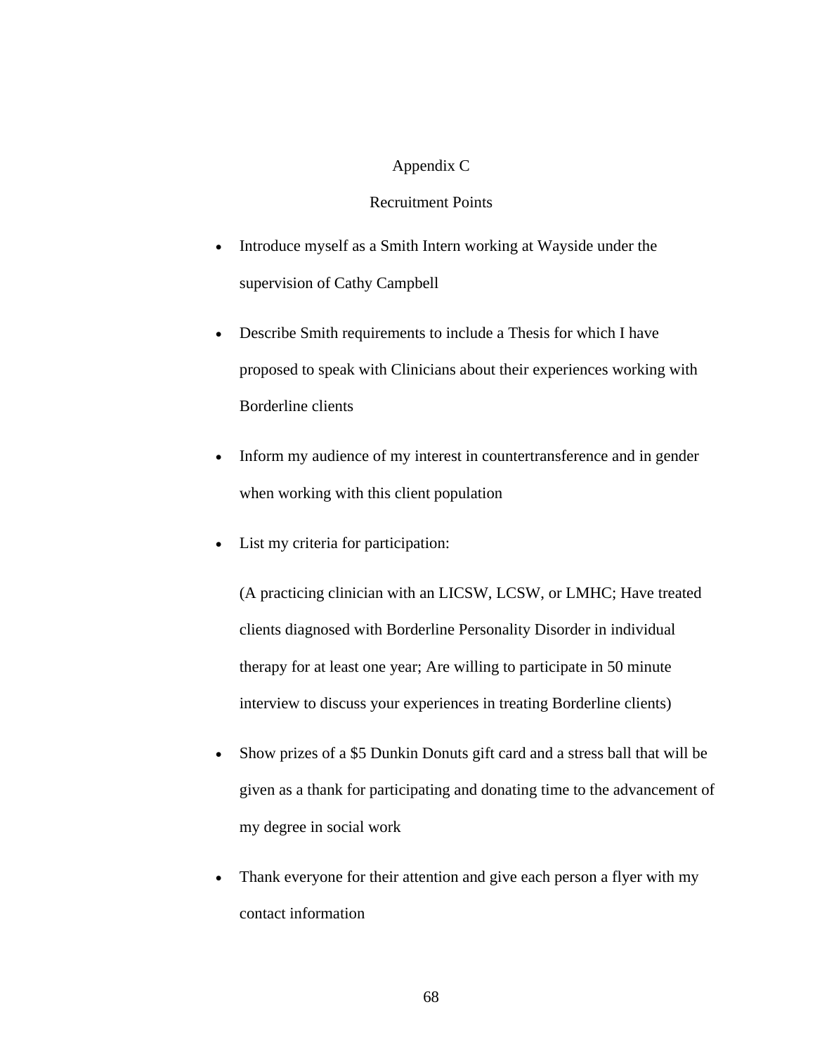# Appendix C

## Recruitment Points

- Introduce myself as a Smith Intern working at Wayside under the supervision of Cathy Campbell

- Describe Smith requirements to include a Thesis for which I have proposed to speak with Clinicians about their experiences working with Borderline clients

- Inform my audience of my interest in countertransference and in gender when working with this client population

- List my criteria for participation:

  (A practicing clinician with an LICSW, LCSW, or LMHC; Have treated clients diagnosed with Borderline Personality Disorder in individual therapy for at least one year; Are willing to participate in 50 minute interview to discuss your experiences in treating Borderline clients)

- Show prizes of a $5 Dunkin Donuts gift card and a stress ball that will be given as a thank for participating and donating time to the advancement of my degree in social work

- Thank everyone for their attention and give each person a flyer with my contact information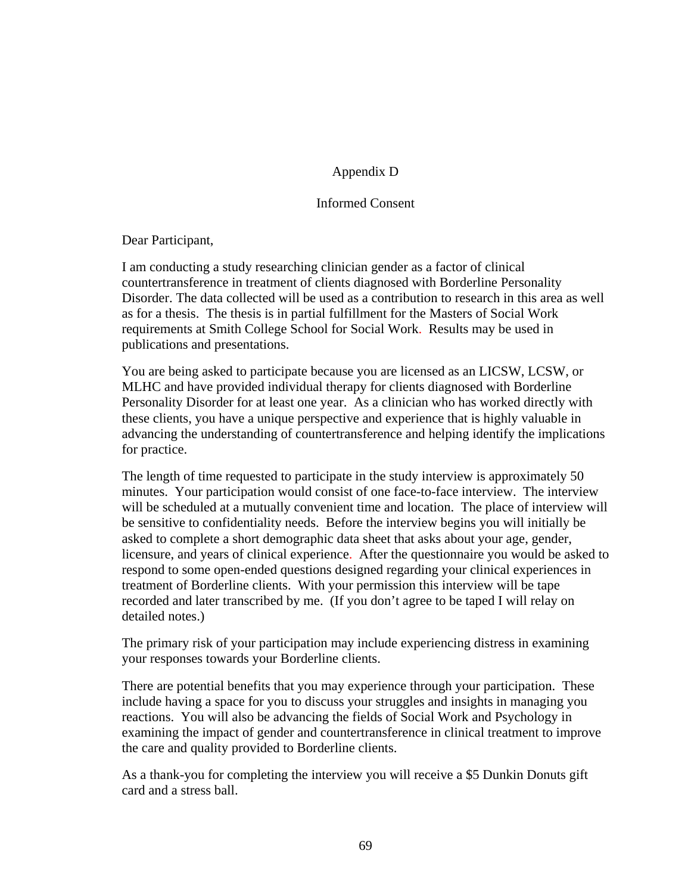# Appendix D

## Informed Consent

Dear Participant,

I am conducting a study researching clinician gender as a factor of clinical countertransference in treatment of clients diagnosed with Borderline Personality Disorder. The data collected will be used as a contribution to research in this area as well as for a thesis. The thesis is in partial fulfillment for the Masters of Social Work requirements at Smith College School for Social Work. Results may be used in publications and presentations.

You are being asked to participate because you are licensed as an LICSW, LCSW, or MLHC and have provided individual therapy for clients diagnosed with Borderline Personality Disorder for at least one year. As a clinician who has worked directly with these clients, you have a unique perspective and experience that is highly valuable in advancing the understanding of countertransference and helping identify the implications for practice.

The length of time requested to participate in the study interview is approximately 50 minutes. Your participation would consist of one face-to-face interview. The interview will be scheduled at a mutually convenient time and location. The place of interview will be sensitive to confidentiality needs. Before the interview begins you will initially be asked to complete a short demographic data sheet that asks about your age, gender, licensure, and years of clinical experience. After the questionnaire you would be asked to respond to some open-ended questions designed regarding your clinical experiences in treatment of Borderline clients. With your permission this interview will be tape recorded and later transcribed by me. (If you don't agree to be taped I will relay on detailed notes.)

The primary risk of your participation may include experiencing distress in examining your responses towards your Borderline clients.

There are potential benefits that you may experience through your participation. These include having a space for you to discuss your struggles and insights in managing you reactions. You will also be advancing the fields of Social Work and Psychology in examining the impact of gender and countertransference in clinical treatment to improve the care and quality provided to Borderline clients.

As a thank-you for completing the interview you will receive a $5 Dunkin Donuts gift card and a stress ball.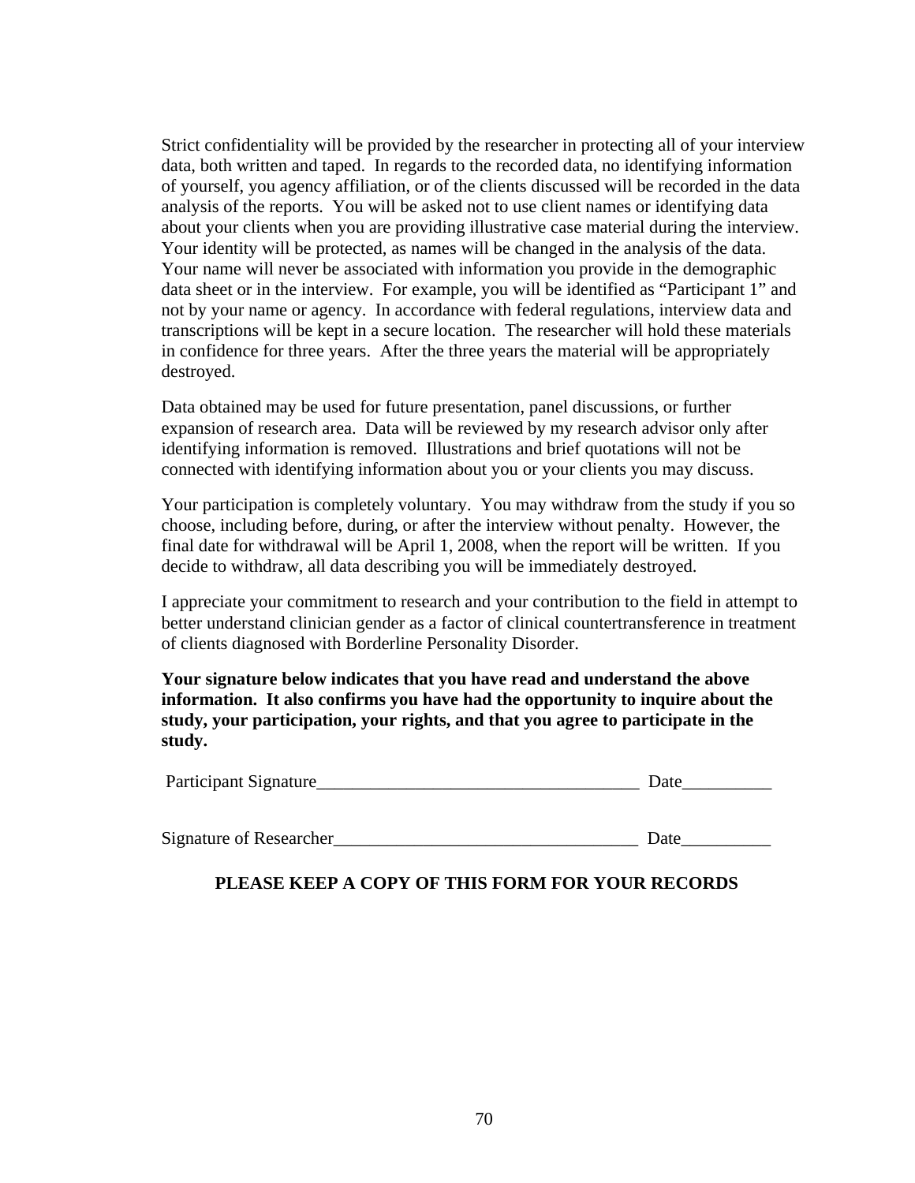Strict confidentiality will be provided by the researcher in protecting all of your interview data, both written and taped. In regards to the recorded data, no identifying information of yourself, you agency affiliation, or of the clients discussed will be recorded in the data analysis of the reports. You will be asked not to use client names or identifying data about your clients when you are providing illustrative case material during the interview. Your identity will be protected, as names will be changed in the analysis of the data. Your name will never be associated with information you provide in the demographic data sheet or in the interview. For example, you will be identified as "Participant 1" and not by your name or agency. In accordance with federal regulations, interview data and transcriptions will be kept in a secure location. The researcher will hold these materials in confidence for three years. After the three years the material will be appropriately destroyed.

Data obtained may be used for future presentation, panel discussions, or further expansion of research area. Data will be reviewed by my research advisor only after identifying information is removed. Illustrations and brief quotations will not be connected with identifying information about you or your clients you may discuss.

Your participation is completely voluntary. You may withdraw from the study if you so choose, including before, during, or after the interview without penalty. However, the final date for withdrawal will be April 1, 2008, when the report will be written. If you decide to withdraw, all data describing you will be immediately destroyed.

I appreciate your commitment to research and your contribution to the field in attempt to better understand clinician gender as a factor of clinical countertransference in treatment of clients diagnosed with Borderline Personality Disorder.

**Your signature below indicates that you have read and understand the above information. It also confirms you have had the opportunity to inquire about the study, your participation, your rights, and that you agree to participate in the study.**

Participant Signature_____________________________________ Date__________

Signature of Researcher__________________________________ Date__________

**PLEASE KEEP A COPY OF THIS FORM FOR YOUR RECORDS**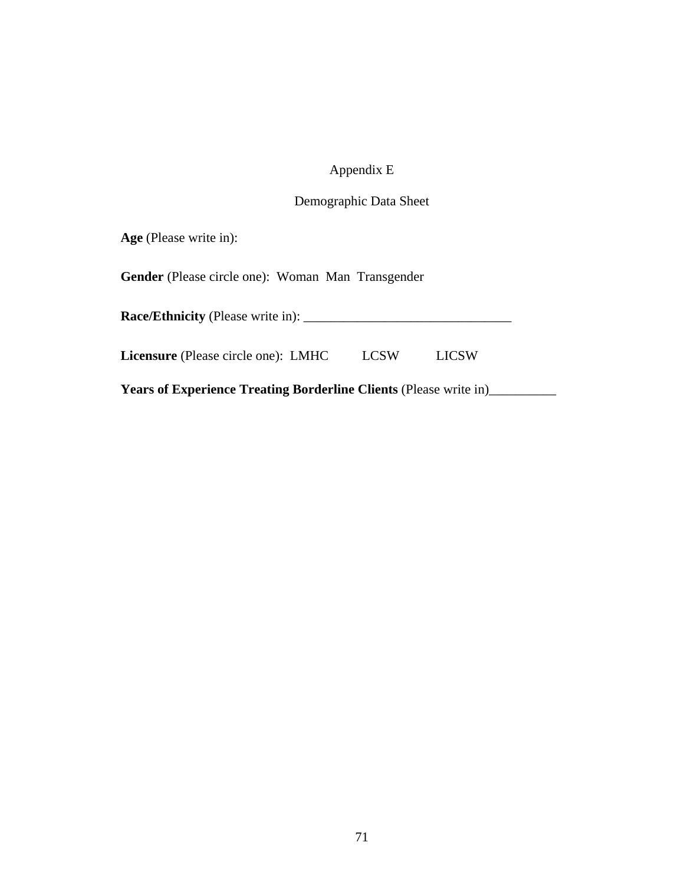# Appendix E

## Demographic Data Sheet

**Age** (Please write in):

**Gender** (Please circle one): Woman Man Transgender

**Race/Ethnicity** (Please write in): _______________________________

**Licensure** (Please circle one): LMHC LCSW LICSW

**Years of Experience Treating Borderline Clients** (Please write in)__________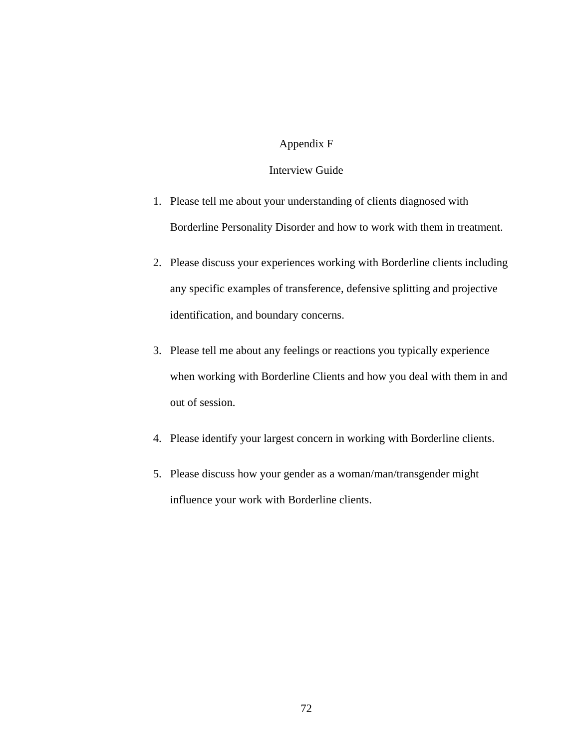# Appendix F

## Interview Guide

1. Please tell me about your understanding of clients diagnosed with Borderline Personality Disorder and how to work with them in treatment.

2. Please discuss your experiences working with Borderline clients including any specific examples of transference, defensive splitting and projective identification, and boundary concerns.

3. Please tell me about any feelings or reactions you typically experience when working with Borderline Clients and how you deal with them in and out of session.

4. Please identify your largest concern in working with Borderline clients.

5. Please discuss how your gender as a woman/man/transgender might influence your work with Borderline clients.